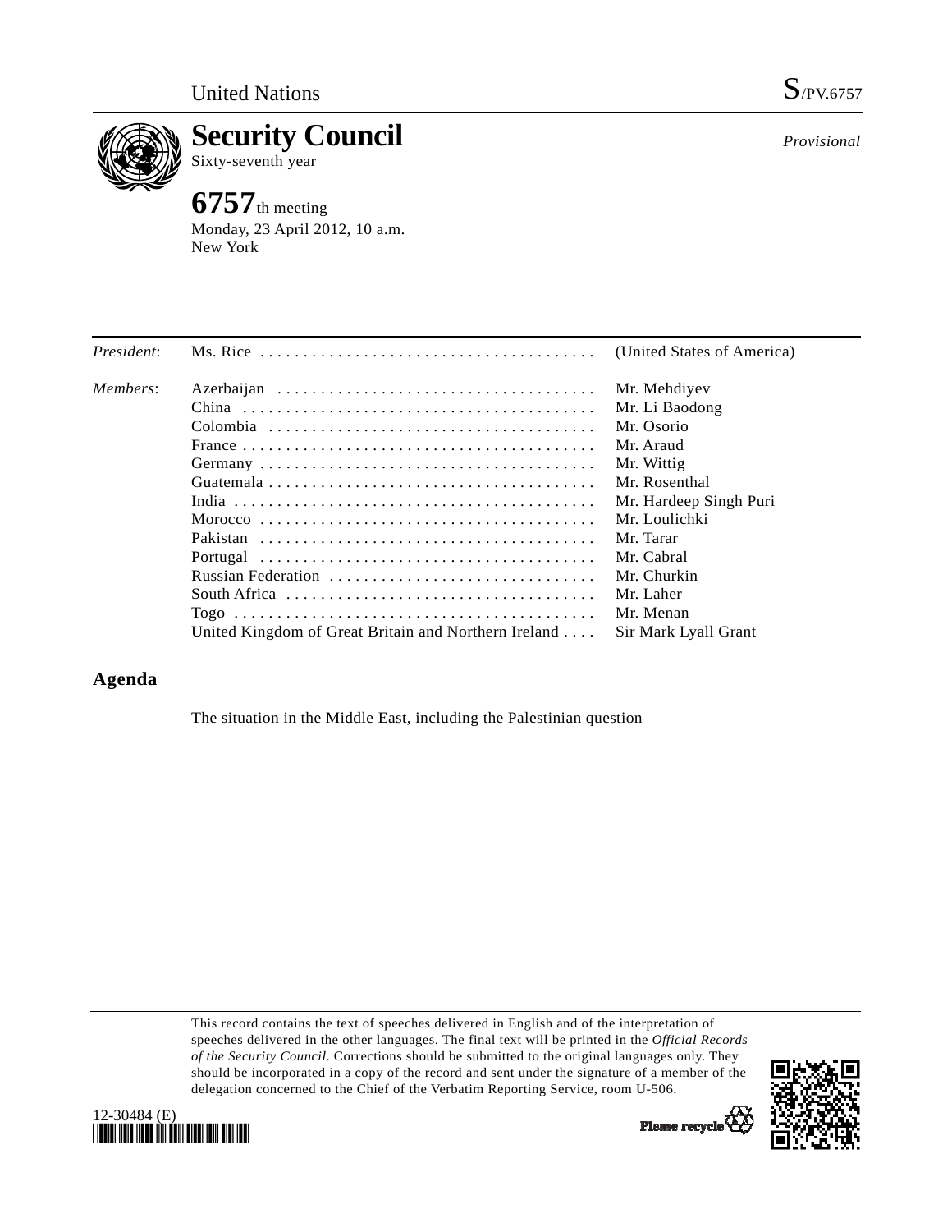United Nations S/PV.6757

# Security Council

Sixty-seventh year

*Provisional*

## 6757th meeting

Monday, 23 April 2012, 10 a.m.
New York

| | | |
|---|---|---|
| *President*: | Ms. Rice | (United States of America) |
| *Members*: | Azerbaijan | Mr. Mehdiyev |
| | China | Mr. Li Baodong |
| | Colombia | Mr. Osorio |
| | France | Mr. Araud |
| | Germany | Mr. Wittig |
| | Guatemala | Mr. Rosenthal |
| | India | Mr. Hardeep Singh Puri |
| | Morocco | Mr. Loulichki |
| | Pakistan | Mr. Tarar |
| | Portugal | Mr. Cabral |
| | Russian Federation | Mr. Churkin |
| | South Africa | Mr. Laher |
| | Togo | Mr. Menan |
| | United Kingdom of Great Britain and Northern Ireland | Sir Mark Lyall Grant |

## Agenda

The situation in the Middle East, including the Palestinian question

This record contains the text of speeches delivered in English and of the interpretation of speeches delivered in the other languages. The final text will be printed in the *Official Records of the Security Council*. Corrections should be submitted to the original languages only. They should be incorporated in a copy of the record and sent under the signature of a member of the delegation concerned to the Chief of the Verbatim Reporting Service, room U-506.

12-30484 (E)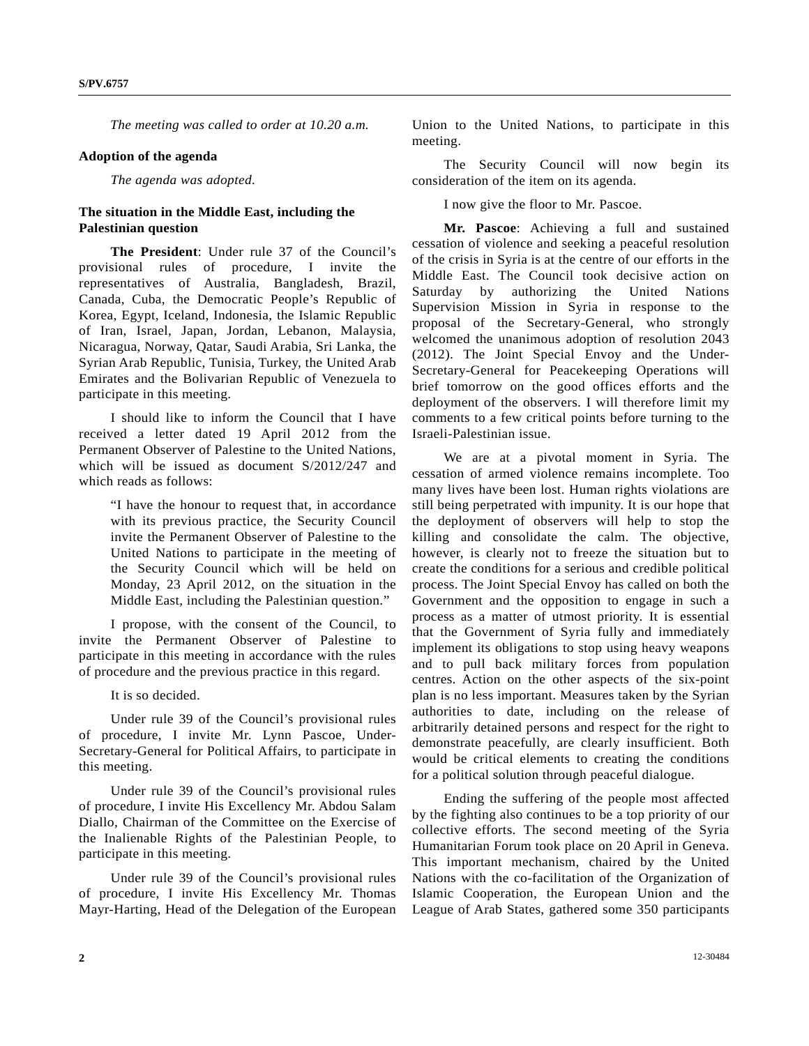*The meeting was called to order at 10.20 a.m.*

**Adoption of the agenda**

*The agenda was adopted.*

**The situation in the Middle East, including the Palestinian question**

**The President**: Under rule 37 of the Council's provisional rules of procedure, I invite the representatives of Australia, Bangladesh, Brazil, Canada, Cuba, the Democratic People's Republic of Korea, Egypt, Iceland, Indonesia, the Islamic Republic of Iran, Israel, Japan, Jordan, Lebanon, Malaysia, Nicaragua, Norway, Qatar, Saudi Arabia, Sri Lanka, the Syrian Arab Republic, Tunisia, Turkey, the United Arab Emirates and the Bolivarian Republic of Venezuela to participate in this meeting.

I should like to inform the Council that I have received a letter dated 19 April 2012 from the Permanent Observer of Palestine to the United Nations, which will be issued as document S/2012/247 and which reads as follows:

> "I have the honour to request that, in accordance with its previous practice, the Security Council invite the Permanent Observer of Palestine to the United Nations to participate in the meeting of the Security Council which will be held on Monday, 23 April 2012, on the situation in the Middle East, including the Palestinian question."

I propose, with the consent of the Council, to invite the Permanent Observer of Palestine to participate in this meeting in accordance with the rules of procedure and the previous practice in this regard.

It is so decided.

Under rule 39 of the Council's provisional rules of procedure, I invite Mr. Lynn Pascoe, Under-Secretary-General for Political Affairs, to participate in this meeting.

Under rule 39 of the Council's provisional rules of procedure, I invite His Excellency Mr. Abdou Salam Diallo, Chairman of the Committee on the Exercise of the Inalienable Rights of the Palestinian People, to participate in this meeting.

Under rule 39 of the Council's provisional rules of procedure, I invite His Excellency Mr. Thomas Mayr-Harting, Head of the Delegation of the European Union to the United Nations, to participate in this meeting.

The Security Council will now begin its consideration of the item on its agenda.

I now give the floor to Mr. Pascoe.

**Mr. Pascoe**: Achieving a full and sustained cessation of violence and seeking a peaceful resolution of the crisis in Syria is at the centre of our efforts in the Middle East. The Council took decisive action on Saturday by authorizing the United Nations Supervision Mission in Syria in response to the proposal of the Secretary-General, who strongly welcomed the unanimous adoption of resolution 2043 (2012). The Joint Special Envoy and the Under-Secretary-General for Peacekeeping Operations will brief tomorrow on the good offices efforts and the deployment of the observers. I will therefore limit my comments to a few critical points before turning to the Israeli-Palestinian issue.

We are at a pivotal moment in Syria. The cessation of armed violence remains incomplete. Too many lives have been lost. Human rights violations are still being perpetrated with impunity. It is our hope that the deployment of observers will help to stop the killing and consolidate the calm. The objective, however, is clearly not to freeze the situation but to create the conditions for a serious and credible political process. The Joint Special Envoy has called on both the Government and the opposition to engage in such a process as a matter of utmost priority. It is essential that the Government of Syria fully and immediately implement its obligations to stop using heavy weapons and to pull back military forces from population centres. Action on the other aspects of the six-point plan is no less important. Measures taken by the Syrian authorities to date, including on the release of arbitrarily detained persons and respect for the right to demonstrate peacefully, are clearly insufficient. Both would be critical elements to creating the conditions for a political solution through peaceful dialogue.

Ending the suffering of the people most affected by the fighting also continues to be a top priority of our collective efforts. The second meeting of the Syria Humanitarian Forum took place on 20 April in Geneva. This important mechanism, chaired by the United Nations with the co-facilitation of the Organization of Islamic Cooperation, the European Union and the League of Arab States, gathered some 350 participants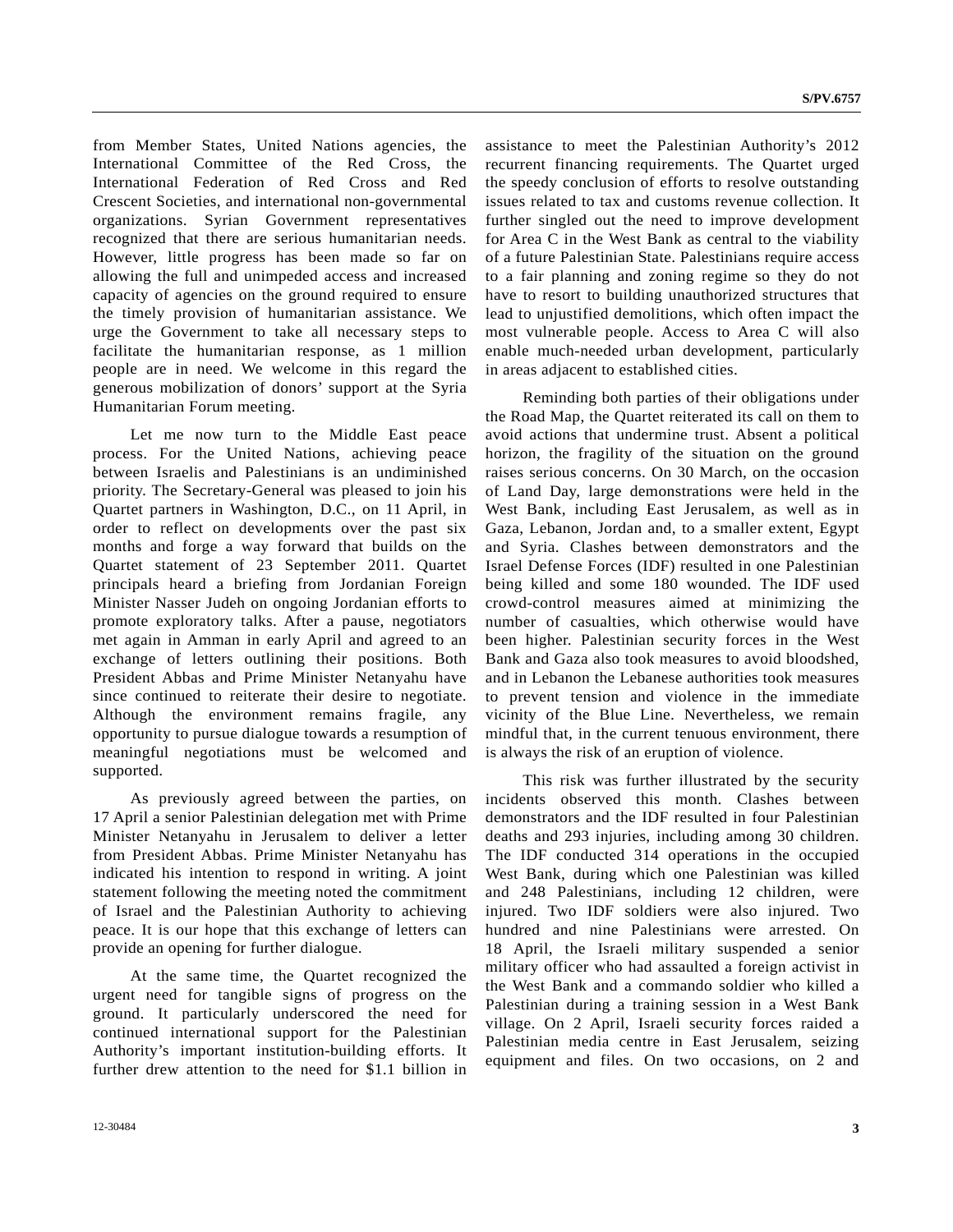from Member States, United Nations agencies, the International Committee of the Red Cross, the International Federation of Red Cross and Red Crescent Societies, and international non-governmental organizations. Syrian Government representatives recognized that there are serious humanitarian needs. However, little progress has been made so far on allowing the full and unimpeded access and increased capacity of agencies on the ground required to ensure the timely provision of humanitarian assistance. We urge the Government to take all necessary steps to facilitate the humanitarian response, as 1 million people are in need. We welcome in this regard the generous mobilization of donors' support at the Syria Humanitarian Forum meeting.

Let me now turn to the Middle East peace process. For the United Nations, achieving peace between Israelis and Palestinians is an undiminished priority. The Secretary-General was pleased to join his Quartet partners in Washington, D.C., on 11 April, in order to reflect on developments over the past six months and forge a way forward that builds on the Quartet statement of 23 September 2011. Quartet principals heard a briefing from Jordanian Foreign Minister Nasser Judeh on ongoing Jordanian efforts to promote exploratory talks. After a pause, negotiators met again in Amman in early April and agreed to an exchange of letters outlining their positions. Both President Abbas and Prime Minister Netanyahu have since continued to reiterate their desire to negotiate. Although the environment remains fragile, any opportunity to pursue dialogue towards a resumption of meaningful negotiations must be welcomed and supported.

As previously agreed between the parties, on 17 April a senior Palestinian delegation met with Prime Minister Netanyahu in Jerusalem to deliver a letter from President Abbas. Prime Minister Netanyahu has indicated his intention to respond in writing. A joint statement following the meeting noted the commitment of Israel and the Palestinian Authority to achieving peace. It is our hope that this exchange of letters can provide an opening for further dialogue.

At the same time, the Quartet recognized the urgent need for tangible signs of progress on the ground. It particularly underscored the need for continued international support for the Palestinian Authority's important institution-building efforts. It further drew attention to the need for $1.1 billion in assistance to meet the Palestinian Authority's 2012 recurrent financing requirements. The Quartet urged the speedy conclusion of efforts to resolve outstanding issues related to tax and customs revenue collection. It further singled out the need to improve development for Area C in the West Bank as central to the viability of a future Palestinian State. Palestinians require access to a fair planning and zoning regime so they do not have to resort to building unauthorized structures that lead to unjustified demolitions, which often impact the most vulnerable people. Access to Area C will also enable much-needed urban development, particularly in areas adjacent to established cities.

Reminding both parties of their obligations under the Road Map, the Quartet reiterated its call on them to avoid actions that undermine trust. Absent a political horizon, the fragility of the situation on the ground raises serious concerns. On 30 March, on the occasion of Land Day, large demonstrations were held in the West Bank, including East Jerusalem, as well as in Gaza, Lebanon, Jordan and, to a smaller extent, Egypt and Syria. Clashes between demonstrators and the Israel Defense Forces (IDF) resulted in one Palestinian being killed and some 180 wounded. The IDF used crowd-control measures aimed at minimizing the number of casualties, which otherwise would have been higher. Palestinian security forces in the West Bank and Gaza also took measures to avoid bloodshed, and in Lebanon the Lebanese authorities took measures to prevent tension and violence in the immediate vicinity of the Blue Line. Nevertheless, we remain mindful that, in the current tenuous environment, there is always the risk of an eruption of violence.

This risk was further illustrated by the security incidents observed this month. Clashes between demonstrators and the IDF resulted in four Palestinian deaths and 293 injuries, including among 30 children. The IDF conducted 314 operations in the occupied West Bank, during which one Palestinian was killed and 248 Palestinians, including 12 children, were injured. Two IDF soldiers were also injured. Two hundred and nine Palestinians were arrested. On 18 April, the Israeli military suspended a senior military officer who had assaulted a foreign activist in the West Bank and a commando soldier who killed a Palestinian during a training session in a West Bank village. On 2 April, Israeli security forces raided a Palestinian media centre in East Jerusalem, seizing equipment and files. On two occasions, on 2 and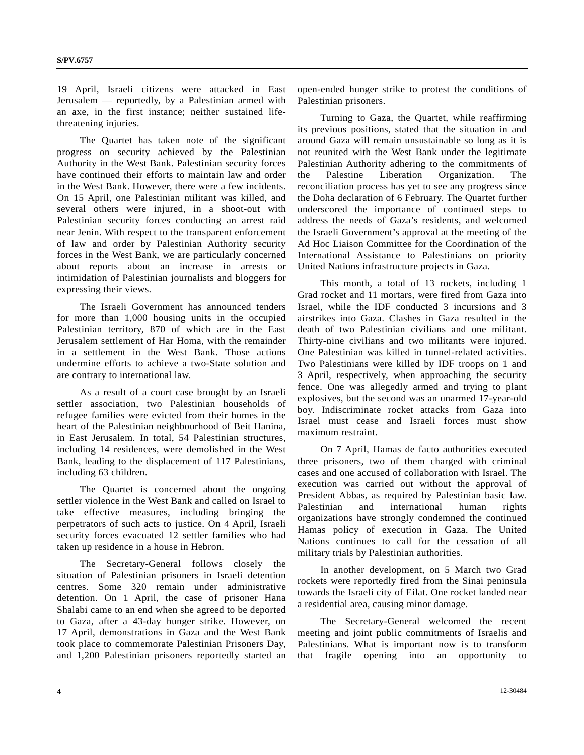19 April, Israeli citizens were attacked in East Jerusalem — reportedly, by a Palestinian armed with an axe, in the first instance; neither sustained life-threatening injuries.

The Quartet has taken note of the significant progress on security achieved by the Palestinian Authority in the West Bank. Palestinian security forces have continued their efforts to maintain law and order in the West Bank. However, there were a few incidents. On 15 April, one Palestinian militant was killed, and several others were injured, in a shoot-out with Palestinian security forces conducting an arrest raid near Jenin. With respect to the transparent enforcement of law and order by Palestinian Authority security forces in the West Bank, we are particularly concerned about reports about an increase in arrests or intimidation of Palestinian journalists and bloggers for expressing their views.

The Israeli Government has announced tenders for more than 1,000 housing units in the occupied Palestinian territory, 870 of which are in the East Jerusalem settlement of Har Homa, with the remainder in a settlement in the West Bank. Those actions undermine efforts to achieve a two-State solution and are contrary to international law.

As a result of a court case brought by an Israeli settler association, two Palestinian households of refugee families were evicted from their homes in the heart of the Palestinian neighbourhood of Beit Hanina, in East Jerusalem. In total, 54 Palestinian structures, including 14 residences, were demolished in the West Bank, leading to the displacement of 117 Palestinians, including 63 children.

The Quartet is concerned about the ongoing settler violence in the West Bank and called on Israel to take effective measures, including bringing the perpetrators of such acts to justice. On 4 April, Israeli security forces evacuated 12 settler families who had taken up residence in a house in Hebron.

The Secretary-General follows closely the situation of Palestinian prisoners in Israeli detention centres. Some 320 remain under administrative detention. On 1 April, the case of prisoner Hana Shalabi came to an end when she agreed to be deported to Gaza, after a 43-day hunger strike. However, on 17 April, demonstrations in Gaza and the West Bank took place to commemorate Palestinian Prisoners Day, and 1,200 Palestinian prisoners reportedly started an open-ended hunger strike to protest the conditions of Palestinian prisoners.

Turning to Gaza, the Quartet, while reaffirming its previous positions, stated that the situation in and around Gaza will remain unsustainable so long as it is not reunited with the West Bank under the legitimate Palestinian Authority adhering to the commitments of the Palestine Liberation Organization. The reconciliation process has yet to see any progress since the Doha declaration of 6 February. The Quartet further underscored the importance of continued steps to address the needs of Gaza's residents, and welcomed the Israeli Government's approval at the meeting of the Ad Hoc Liaison Committee for the Coordination of the International Assistance to Palestinians on priority United Nations infrastructure projects in Gaza.

This month, a total of 13 rockets, including 1 Grad rocket and 11 mortars, were fired from Gaza into Israel, while the IDF conducted 3 incursions and 3 airstrikes into Gaza. Clashes in Gaza resulted in the death of two Palestinian civilians and one militant. Thirty-nine civilians and two militants were injured. One Palestinian was killed in tunnel-related activities. Two Palestinians were killed by IDF troops on 1 and 3 April, respectively, when approaching the security fence. One was allegedly armed and trying to plant explosives, but the second was an unarmed 17-year-old boy. Indiscriminate rocket attacks from Gaza into Israel must cease and Israeli forces must show maximum restraint.

On 7 April, Hamas de facto authorities executed three prisoners, two of them charged with criminal cases and one accused of collaboration with Israel. The execution was carried out without the approval of President Abbas, as required by Palestinian basic law. Palestinian and international human rights organizations have strongly condemned the continued Hamas policy of execution in Gaza. The United Nations continues to call for the cessation of all military trials by Palestinian authorities.

In another development, on 5 March two Grad rockets were reportedly fired from the Sinai peninsula towards the Israeli city of Eilat. One rocket landed near a residential area, causing minor damage.

The Secretary-General welcomed the recent meeting and joint public commitments of Israelis and Palestinians. What is important now is to transform that fragile opening into an opportunity to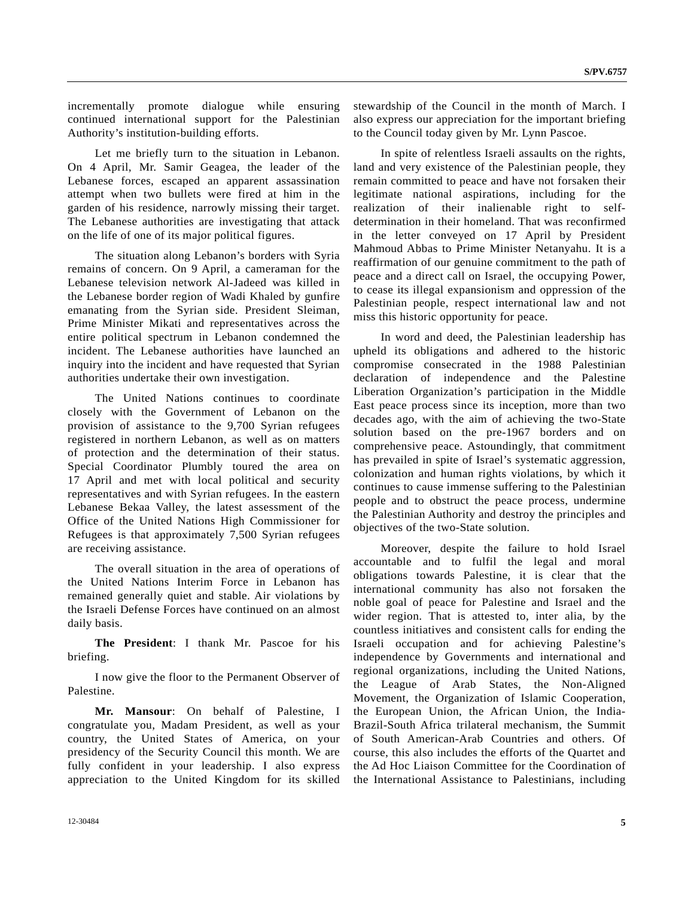incrementally promote dialogue while ensuring continued international support for the Palestinian Authority's institution-building efforts.

Let me briefly turn to the situation in Lebanon. On 4 April, Mr. Samir Geagea, the leader of the Lebanese forces, escaped an apparent assassination attempt when two bullets were fired at him in the garden of his residence, narrowly missing their target. The Lebanese authorities are investigating that attack on the life of one of its major political figures.

The situation along Lebanon's borders with Syria remains of concern. On 9 April, a cameraman for the Lebanese television network Al-Jadeed was killed in the Lebanese border region of Wadi Khaled by gunfire emanating from the Syrian side. President Sleiman, Prime Minister Mikati and representatives across the entire political spectrum in Lebanon condemned the incident. The Lebanese authorities have launched an inquiry into the incident and have requested that Syrian authorities undertake their own investigation.

The United Nations continues to coordinate closely with the Government of Lebanon on the provision of assistance to the 9,700 Syrian refugees registered in northern Lebanon, as well as on matters of protection and the determination of their status. Special Coordinator Plumbly toured the area on 17 April and met with local political and security representatives and with Syrian refugees. In the eastern Lebanese Bekaa Valley, the latest assessment of the Office of the United Nations High Commissioner for Refugees is that approximately 7,500 Syrian refugees are receiving assistance.

The overall situation in the area of operations of the United Nations Interim Force in Lebanon has remained generally quiet and stable. Air violations by the Israeli Defense Forces have continued on an almost daily basis.

**The President**: I thank Mr. Pascoe for his briefing.

I now give the floor to the Permanent Observer of Palestine.

**Mr. Mansour**: On behalf of Palestine, I congratulate you, Madam President, as well as your country, the United States of America, on your presidency of the Security Council this month. We are fully confident in your leadership. I also express appreciation to the United Kingdom for its skilled stewardship of the Council in the month of March. I also express our appreciation for the important briefing to the Council today given by Mr. Lynn Pascoe.

In spite of relentless Israeli assaults on the rights, land and very existence of the Palestinian people, they remain committed to peace and have not forsaken their legitimate national aspirations, including for the realization of their inalienable right to self-determination in their homeland. That was reconfirmed in the letter conveyed on 17 April by President Mahmoud Abbas to Prime Minister Netanyahu. It is a reaffirmation of our genuine commitment to the path of peace and a direct call on Israel, the occupying Power, to cease its illegal expansionism and oppression of the Palestinian people, respect international law and not miss this historic opportunity for peace.

In word and deed, the Palestinian leadership has upheld its obligations and adhered to the historic compromise consecrated in the 1988 Palestinian declaration of independence and the Palestine Liberation Organization's participation in the Middle East peace process since its inception, more than two decades ago, with the aim of achieving the two-State solution based on the pre-1967 borders and on comprehensive peace. Astoundingly, that commitment has prevailed in spite of Israel's systematic aggression, colonization and human rights violations, by which it continues to cause immense suffering to the Palestinian people and to obstruct the peace process, undermine the Palestinian Authority and destroy the principles and objectives of the two-State solution.

Moreover, despite the failure to hold Israel accountable and to fulfil the legal and moral obligations towards Palestine, it is clear that the international community has also not forsaken the noble goal of peace for Palestine and Israel and the wider region. That is attested to, inter alia, by the countless initiatives and consistent calls for ending the Israeli occupation and for achieving Palestine's independence by Governments and international and regional organizations, including the United Nations, the League of Arab States, the Non-Aligned Movement, the Organization of Islamic Cooperation, the European Union, the African Union, the India-Brazil-South Africa trilateral mechanism, the Summit of South American-Arab Countries and others. Of course, this also includes the efforts of the Quartet and the Ad Hoc Liaison Committee for the Coordination of the International Assistance to Palestinians, including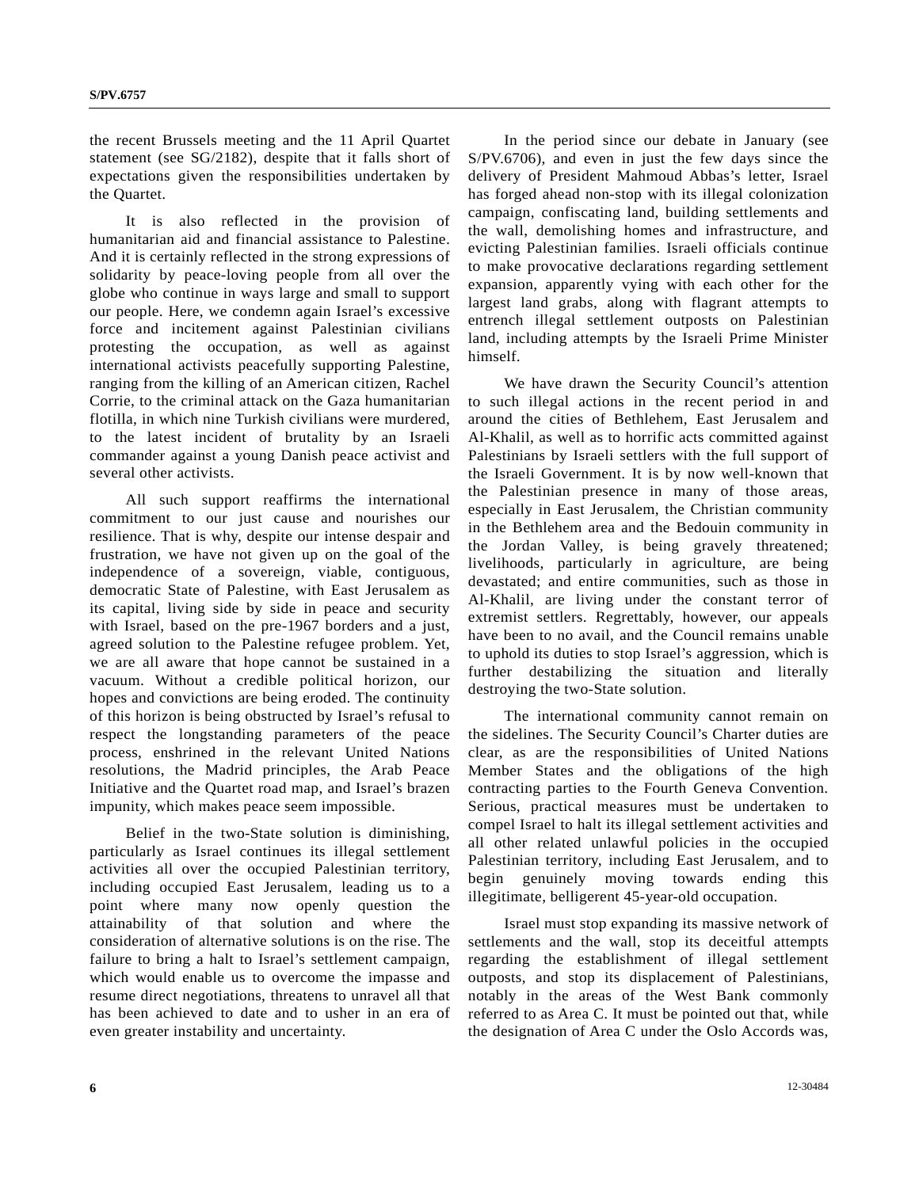the recent Brussels meeting and the 11 April Quartet statement (see SG/2182), despite that it falls short of expectations given the responsibilities undertaken by the Quartet.

It is also reflected in the provision of humanitarian aid and financial assistance to Palestine. And it is certainly reflected in the strong expressions of solidarity by peace-loving people from all over the globe who continue in ways large and small to support our people. Here, we condemn again Israel's excessive force and incitement against Palestinian civilians protesting the occupation, as well as against international activists peacefully supporting Palestine, ranging from the killing of an American citizen, Rachel Corrie, to the criminal attack on the Gaza humanitarian flotilla, in which nine Turkish civilians were murdered, to the latest incident of brutality by an Israeli commander against a young Danish peace activist and several other activists.

All such support reaffirms the international commitment to our just cause and nourishes our resilience. That is why, despite our intense despair and frustration, we have not given up on the goal of the independence of a sovereign, viable, contiguous, democratic State of Palestine, with East Jerusalem as its capital, living side by side in peace and security with Israel, based on the pre-1967 borders and a just, agreed solution to the Palestine refugee problem. Yet, we are all aware that hope cannot be sustained in a vacuum. Without a credible political horizon, our hopes and convictions are being eroded. The continuity of this horizon is being obstructed by Israel's refusal to respect the longstanding parameters of the peace process, enshrined in the relevant United Nations resolutions, the Madrid principles, the Arab Peace Initiative and the Quartet road map, and Israel's brazen impunity, which makes peace seem impossible.

Belief in the two-State solution is diminishing, particularly as Israel continues its illegal settlement activities all over the occupied Palestinian territory, including occupied East Jerusalem, leading us to a point where many now openly question the attainability of that solution and where the consideration of alternative solutions is on the rise. The failure to bring a halt to Israel's settlement campaign, which would enable us to overcome the impasse and resume direct negotiations, threatens to unravel all that has been achieved to date and to usher in an era of even greater instability and uncertainty.

In the period since our debate in January (see S/PV.6706), and even in just the few days since the delivery of President Mahmoud Abbas's letter, Israel has forged ahead non-stop with its illegal colonization campaign, confiscating land, building settlements and the wall, demolishing homes and infrastructure, and evicting Palestinian families. Israeli officials continue to make provocative declarations regarding settlement expansion, apparently vying with each other for the largest land grabs, along with flagrant attempts to entrench illegal settlement outposts on Palestinian land, including attempts by the Israeli Prime Minister himself.

We have drawn the Security Council's attention to such illegal actions in the recent period in and around the cities of Bethlehem, East Jerusalem and Al-Khalil, as well as to horrific acts committed against Palestinians by Israeli settlers with the full support of the Israeli Government. It is by now well-known that the Palestinian presence in many of those areas, especially in East Jerusalem, the Christian community in the Bethlehem area and the Bedouin community in the Jordan Valley, is being gravely threatened; livelihoods, particularly in agriculture, are being devastated; and entire communities, such as those in Al-Khalil, are living under the constant terror of extremist settlers. Regrettably, however, our appeals have been to no avail, and the Council remains unable to uphold its duties to stop Israel's aggression, which is further destabilizing the situation and literally destroying the two-State solution.

The international community cannot remain on the sidelines. The Security Council's Charter duties are clear, as are the responsibilities of United Nations Member States and the obligations of the high contracting parties to the Fourth Geneva Convention. Serious, practical measures must be undertaken to compel Israel to halt its illegal settlement activities and all other related unlawful policies in the occupied Palestinian territory, including East Jerusalem, and to begin genuinely moving towards ending this illegitimate, belligerent 45-year-old occupation.

Israel must stop expanding its massive network of settlements and the wall, stop its deceitful attempts regarding the establishment of illegal settlement outposts, and stop its displacement of Palestinians, notably in the areas of the West Bank commonly referred to as Area C. It must be pointed out that, while the designation of Area C under the Oslo Accords was,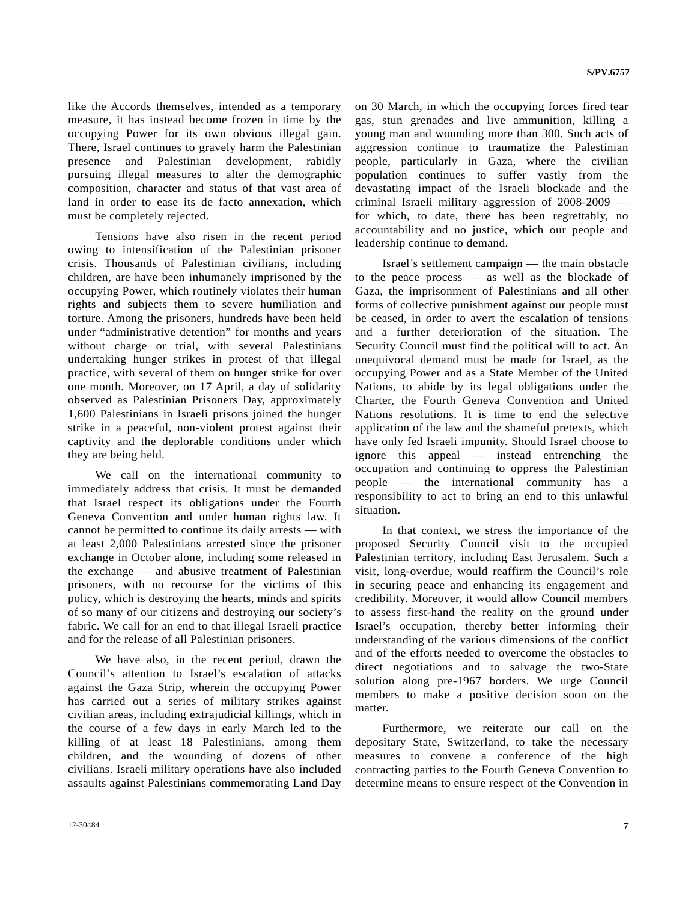like the Accords themselves, intended as a temporary measure, it has instead become frozen in time by the occupying Power for its own obvious illegal gain. There, Israel continues to gravely harm the Palestinian presence and Palestinian development, rabidly pursuing illegal measures to alter the demographic composition, character and status of that vast area of land in order to ease its de facto annexation, which must be completely rejected.

Tensions have also risen in the recent period owing to intensification of the Palestinian prisoner crisis. Thousands of Palestinian civilians, including children, are have been inhumanely imprisoned by the occupying Power, which routinely violates their human rights and subjects them to severe humiliation and torture. Among the prisoners, hundreds have been held under "administrative detention" for months and years without charge or trial, with several Palestinians undertaking hunger strikes in protest of that illegal practice, with several of them on hunger strike for over one month. Moreover, on 17 April, a day of solidarity observed as Palestinian Prisoners Day, approximately 1,600 Palestinians in Israeli prisons joined the hunger strike in a peaceful, non-violent protest against their captivity and the deplorable conditions under which they are being held.

We call on the international community to immediately address that crisis. It must be demanded that Israel respect its obligations under the Fourth Geneva Convention and under human rights law. It cannot be permitted to continue its daily arrests — with at least 2,000 Palestinians arrested since the prisoner exchange in October alone, including some released in the exchange — and abusive treatment of Palestinian prisoners, with no recourse for the victims of this policy, which is destroying the hearts, minds and spirits of so many of our citizens and destroying our society's fabric. We call for an end to that illegal Israeli practice and for the release of all Palestinian prisoners.

We have also, in the recent period, drawn the Council's attention to Israel's escalation of attacks against the Gaza Strip, wherein the occupying Power has carried out a series of military strikes against civilian areas, including extrajudicial killings, which in the course of a few days in early March led to the killing of at least 18 Palestinians, among them children, and the wounding of dozens of other civilians. Israeli military operations have also included assaults against Palestinians commemorating Land Day on 30 March, in which the occupying forces fired tear gas, stun grenades and live ammunition, killing a young man and wounding more than 300. Such acts of aggression continue to traumatize the Palestinian people, particularly in Gaza, where the civilian population continues to suffer vastly from the devastating impact of the Israeli blockade and the criminal Israeli military aggression of 2008-2009 — for which, to date, there has been regrettably, no accountability and no justice, which our people and leadership continue to demand.

Israel's settlement campaign — the main obstacle to the peace process — as well as the blockade of Gaza, the imprisonment of Palestinians and all other forms of collective punishment against our people must be ceased, in order to avert the escalation of tensions and a further deterioration of the situation. The Security Council must find the political will to act. An unequivocal demand must be made for Israel, as the occupying Power and as a State Member of the United Nations, to abide by its legal obligations under the Charter, the Fourth Geneva Convention and United Nations resolutions. It is time to end the selective application of the law and the shameful pretexts, which have only fed Israeli impunity. Should Israel choose to ignore this appeal — instead entrenching the occupation and continuing to oppress the Palestinian people — the international community has a responsibility to act to bring an end to this unlawful situation.

In that context, we stress the importance of the proposed Security Council visit to the occupied Palestinian territory, including East Jerusalem. Such a visit, long-overdue, would reaffirm the Council's role in securing peace and enhancing its engagement and credibility. Moreover, it would allow Council members to assess first-hand the reality on the ground under Israel's occupation, thereby better informing their understanding of the various dimensions of the conflict and of the efforts needed to overcome the obstacles to direct negotiations and to salvage the two-State solution along pre-1967 borders. We urge Council members to make a positive decision soon on the matter.

Furthermore, we reiterate our call on the depositary State, Switzerland, to take the necessary measures to convene a conference of the high contracting parties to the Fourth Geneva Convention to determine means to ensure respect of the Convention in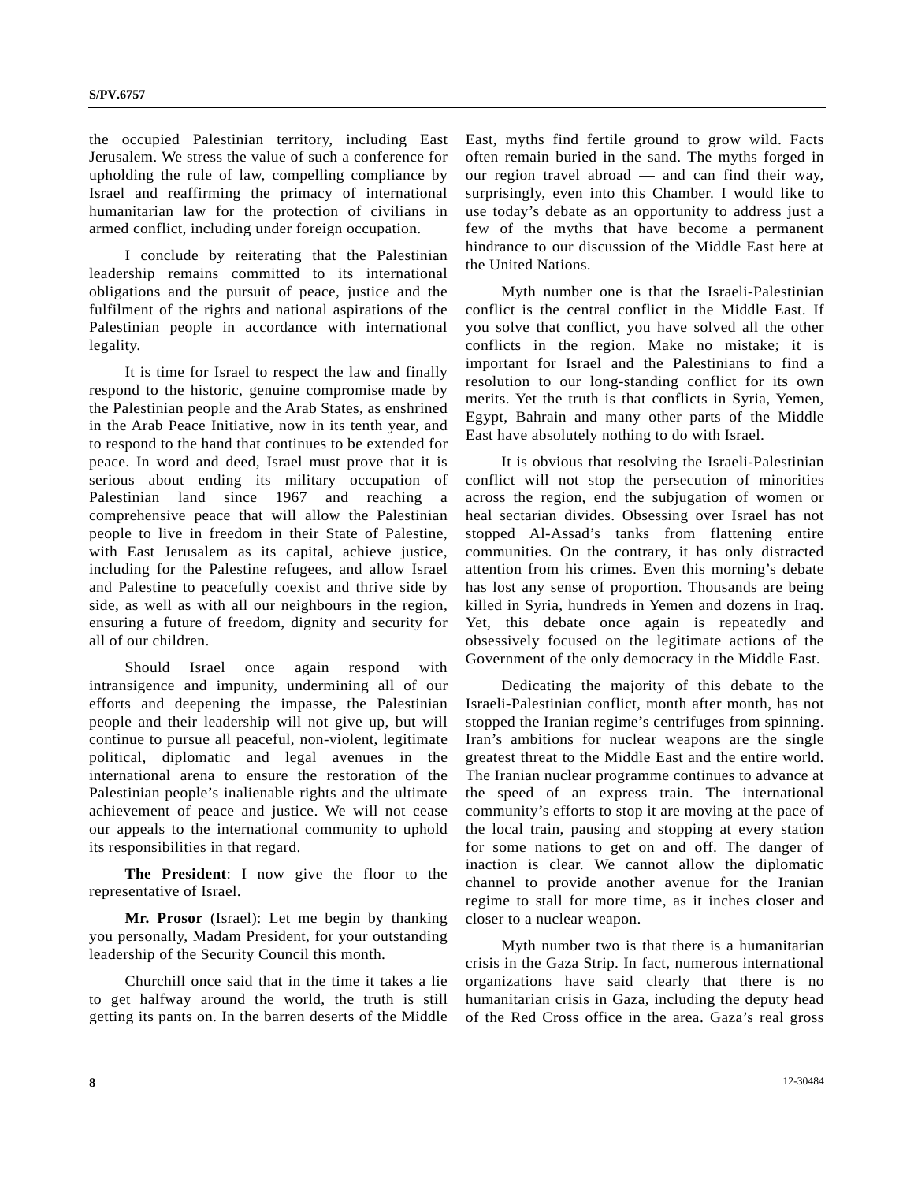the occupied Palestinian territory, including East Jerusalem. We stress the value of such a conference for upholding the rule of law, compelling compliance by Israel and reaffirming the primacy of international humanitarian law for the protection of civilians in armed conflict, including under foreign occupation.

I conclude by reiterating that the Palestinian leadership remains committed to its international obligations and the pursuit of peace, justice and the fulfilment of the rights and national aspirations of the Palestinian people in accordance with international legality.

It is time for Israel to respect the law and finally respond to the historic, genuine compromise made by the Palestinian people and the Arab States, as enshrined in the Arab Peace Initiative, now in its tenth year, and to respond to the hand that continues to be extended for peace. In word and deed, Israel must prove that it is serious about ending its military occupation of Palestinian land since 1967 and reaching a comprehensive peace that will allow the Palestinian people to live in freedom in their State of Palestine, with East Jerusalem as its capital, achieve justice, including for the Palestine refugees, and allow Israel and Palestine to peacefully coexist and thrive side by side, as well as with all our neighbours in the region, ensuring a future of freedom, dignity and security for all of our children.

Should Israel once again respond with intransigence and impunity, undermining all of our efforts and deepening the impasse, the Palestinian people and their leadership will not give up, but will continue to pursue all peaceful, non-violent, legitimate political, diplomatic and legal avenues in the international arena to ensure the restoration of the Palestinian people's inalienable rights and the ultimate achievement of peace and justice. We will not cease our appeals to the international community to uphold its responsibilities in that regard.

**The President**: I now give the floor to the representative of Israel.

**Mr. Prosor** (Israel): Let me begin by thanking you personally, Madam President, for your outstanding leadership of the Security Council this month.

Churchill once said that in the time it takes a lie to get halfway around the world, the truth is still getting its pants on. In the barren deserts of the Middle East, myths find fertile ground to grow wild. Facts often remain buried in the sand. The myths forged in our region travel abroad — and can find their way, surprisingly, even into this Chamber. I would like to use today's debate as an opportunity to address just a few of the myths that have become a permanent hindrance to our discussion of the Middle East here at the United Nations.

Myth number one is that the Israeli-Palestinian conflict is the central conflict in the Middle East. If you solve that conflict, you have solved all the other conflicts in the region. Make no mistake; it is important for Israel and the Palestinians to find a resolution to our long-standing conflict for its own merits. Yet the truth is that conflicts in Syria, Yemen, Egypt, Bahrain and many other parts of the Middle East have absolutely nothing to do with Israel.

It is obvious that resolving the Israeli-Palestinian conflict will not stop the persecution of minorities across the region, end the subjugation of women or heal sectarian divides. Obsessing over Israel has not stopped Al-Assad's tanks from flattening entire communities. On the contrary, it has only distracted attention from his crimes. Even this morning's debate has lost any sense of proportion. Thousands are being killed in Syria, hundreds in Yemen and dozens in Iraq. Yet, this debate once again is repeatedly and obsessively focused on the legitimate actions of the Government of the only democracy in the Middle East.

Dedicating the majority of this debate to the Israeli-Palestinian conflict, month after month, has not stopped the Iranian regime's centrifuges from spinning. Iran's ambitions for nuclear weapons are the single greatest threat to the Middle East and the entire world. The Iranian nuclear programme continues to advance at the speed of an express train. The international community's efforts to stop it are moving at the pace of the local train, pausing and stopping at every station for some nations to get on and off. The danger of inaction is clear. We cannot allow the diplomatic channel to provide another avenue for the Iranian regime to stall for more time, as it inches closer and closer to a nuclear weapon.

Myth number two is that there is a humanitarian crisis in the Gaza Strip. In fact, numerous international organizations have said clearly that there is no humanitarian crisis in Gaza, including the deputy head of the Red Cross office in the area. Gaza's real gross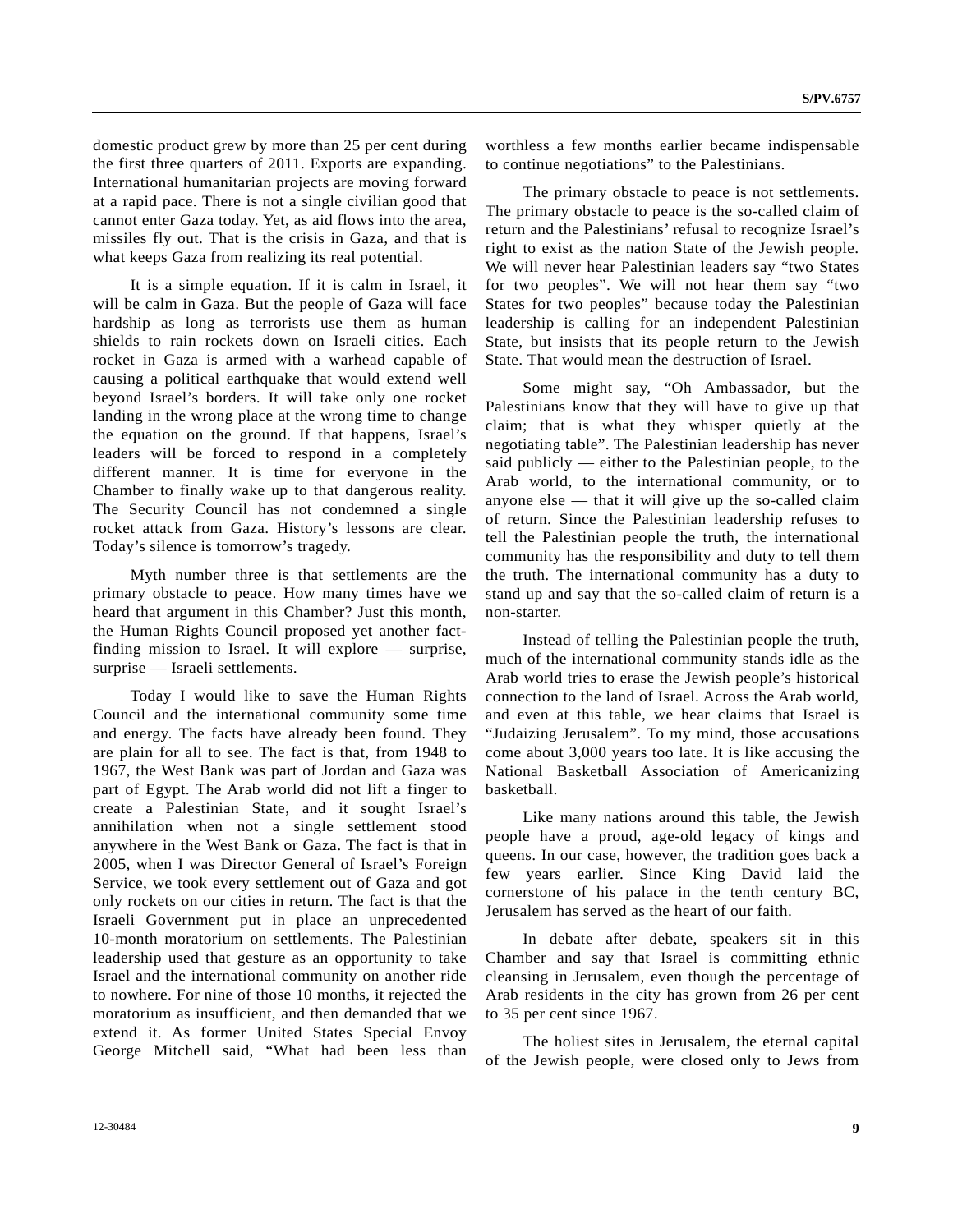domestic product grew by more than 25 per cent during the first three quarters of 2011. Exports are expanding. International humanitarian projects are moving forward at a rapid pace. There is not a single civilian good that cannot enter Gaza today. Yet, as aid flows into the area, missiles fly out. That is the crisis in Gaza, and that is what keeps Gaza from realizing its real potential.

It is a simple equation. If it is calm in Israel, it will be calm in Gaza. But the people of Gaza will face hardship as long as terrorists use them as human shields to rain rockets down on Israeli cities. Each rocket in Gaza is armed with a warhead capable of causing a political earthquake that would extend well beyond Israel's borders. It will take only one rocket landing in the wrong place at the wrong time to change the equation on the ground. If that happens, Israel's leaders will be forced to respond in a completely different manner. It is time for everyone in the Chamber to finally wake up to that dangerous reality. The Security Council has not condemned a single rocket attack from Gaza. History's lessons are clear. Today's silence is tomorrow's tragedy.

Myth number three is that settlements are the primary obstacle to peace. How many times have we heard that argument in this Chamber? Just this month, the Human Rights Council proposed yet another fact-finding mission to Israel. It will explore — surprise, surprise — Israeli settlements.

Today I would like to save the Human Rights Council and the international community some time and energy. The facts have already been found. They are plain for all to see. The fact is that, from 1948 to 1967, the West Bank was part of Jordan and Gaza was part of Egypt. The Arab world did not lift a finger to create a Palestinian State, and it sought Israel's annihilation when not a single settlement stood anywhere in the West Bank or Gaza. The fact is that in 2005, when I was Director General of Israel's Foreign Service, we took every settlement out of Gaza and got only rockets on our cities in return. The fact is that the Israeli Government put in place an unprecedented 10-month moratorium on settlements. The Palestinian leadership used that gesture as an opportunity to take Israel and the international community on another ride to nowhere. For nine of those 10 months, it rejected the moratorium as insufficient, and then demanded that we extend it. As former United States Special Envoy George Mitchell said, "What had been less than worthless a few months earlier became indispensable to continue negotiations" to the Palestinians.

The primary obstacle to peace is not settlements. The primary obstacle to peace is the so-called claim of return and the Palestinians' refusal to recognize Israel's right to exist as the nation State of the Jewish people. We will never hear Palestinian leaders say "two States for two peoples". We will not hear them say "two States for two peoples" because today the Palestinian leadership is calling for an independent Palestinian State, but insists that its people return to the Jewish State. That would mean the destruction of Israel.

Some might say, "Oh Ambassador, but the Palestinians know that they will have to give up that claim; that is what they whisper quietly at the negotiating table". The Palestinian leadership has never said publicly — either to the Palestinian people, to the Arab world, to the international community, or to anyone else — that it will give up the so-called claim of return. Since the Palestinian leadership refuses to tell the Palestinian people the truth, the international community has the responsibility and duty to tell them the truth. The international community has a duty to stand up and say that the so-called claim of return is a non-starter.

Instead of telling the Palestinian people the truth, much of the international community stands idle as the Arab world tries to erase the Jewish people's historical connection to the land of Israel. Across the Arab world, and even at this table, we hear claims that Israel is "Judaizing Jerusalem". To my mind, those accusations come about 3,000 years too late. It is like accusing the National Basketball Association of Americanizing basketball.

Like many nations around this table, the Jewish people have a proud, age-old legacy of kings and queens. In our case, however, the tradition goes back a few years earlier. Since King David laid the cornerstone of his palace in the tenth century BC, Jerusalem has served as the heart of our faith.

In debate after debate, speakers sit in this Chamber and say that Israel is committing ethnic cleansing in Jerusalem, even though the percentage of Arab residents in the city has grown from 26 per cent to 35 per cent since 1967.

The holiest sites in Jerusalem, the eternal capital of the Jewish people, were closed only to Jews from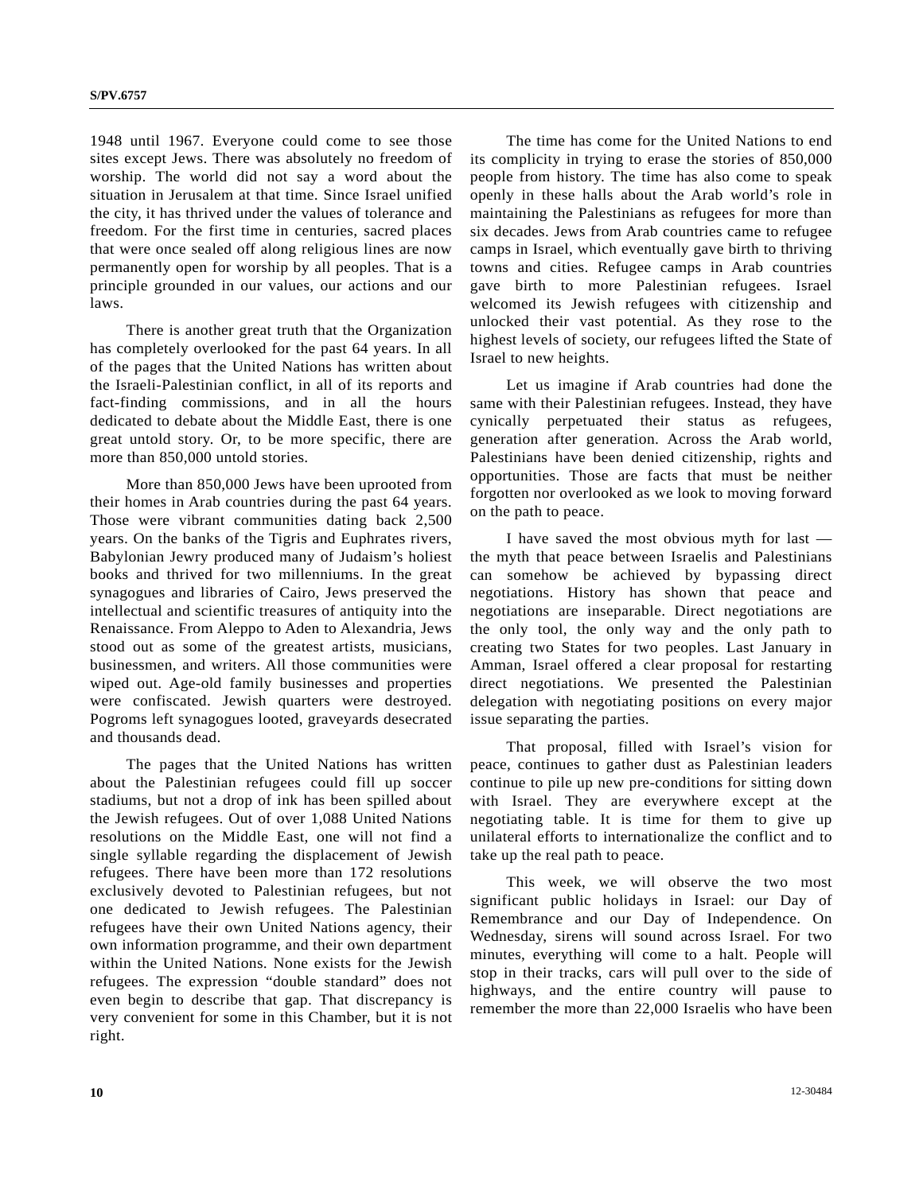1948 until 1967. Everyone could come to see those sites except Jews. There was absolutely no freedom of worship. The world did not say a word about the situation in Jerusalem at that time. Since Israel unified the city, it has thrived under the values of tolerance and freedom. For the first time in centuries, sacred places that were once sealed off along religious lines are now permanently open for worship by all peoples. That is a principle grounded in our values, our actions and our laws.

There is another great truth that the Organization has completely overlooked for the past 64 years. In all of the pages that the United Nations has written about the Israeli-Palestinian conflict, in all of its reports and fact-finding commissions, and in all the hours dedicated to debate about the Middle East, there is one great untold story. Or, to be more specific, there are more than 850,000 untold stories.

More than 850,000 Jews have been uprooted from their homes in Arab countries during the past 64 years. Those were vibrant communities dating back 2,500 years. On the banks of the Tigris and Euphrates rivers, Babylonian Jewry produced many of Judaism's holiest books and thrived for two millenniums. In the great synagogues and libraries of Cairo, Jews preserved the intellectual and scientific treasures of antiquity into the Renaissance. From Aleppo to Aden to Alexandria, Jews stood out as some of the greatest artists, musicians, businessmen, and writers. All those communities were wiped out. Age-old family businesses and properties were confiscated. Jewish quarters were destroyed. Pogroms left synagogues looted, graveyards desecrated and thousands dead.

The pages that the United Nations has written about the Palestinian refugees could fill up soccer stadiums, but not a drop of ink has been spilled about the Jewish refugees. Out of over 1,088 United Nations resolutions on the Middle East, one will not find a single syllable regarding the displacement of Jewish refugees. There have been more than 172 resolutions exclusively devoted to Palestinian refugees, but not one dedicated to Jewish refugees. The Palestinian refugees have their own United Nations agency, their own information programme, and their own department within the United Nations. None exists for the Jewish refugees. The expression "double standard" does not even begin to describe that gap. That discrepancy is very convenient for some in this Chamber, but it is not right.

The time has come for the United Nations to end its complicity in trying to erase the stories of 850,000 people from history. The time has also come to speak openly in these halls about the Arab world's role in maintaining the Palestinians as refugees for more than six decades. Jews from Arab countries came to refugee camps in Israel, which eventually gave birth to thriving towns and cities. Refugee camps in Arab countries gave birth to more Palestinian refugees. Israel welcomed its Jewish refugees with citizenship and unlocked their vast potential. As they rose to the highest levels of society, our refugees lifted the State of Israel to new heights.

Let us imagine if Arab countries had done the same with their Palestinian refugees. Instead, they have cynically perpetuated their status as refugees, generation after generation. Across the Arab world, Palestinians have been denied citizenship, rights and opportunities. Those are facts that must be neither forgotten nor overlooked as we look to moving forward on the path to peace.

I have saved the most obvious myth for last — the myth that peace between Israelis and Palestinians can somehow be achieved by bypassing direct negotiations. History has shown that peace and negotiations are inseparable. Direct negotiations are the only tool, the only way and the only path to creating two States for two peoples. Last January in Amman, Israel offered a clear proposal for restarting direct negotiations. We presented the Palestinian delegation with negotiating positions on every major issue separating the parties.

That proposal, filled with Israel's vision for peace, continues to gather dust as Palestinian leaders continue to pile up new pre-conditions for sitting down with Israel. They are everywhere except at the negotiating table. It is time for them to give up unilateral efforts to internationalize the conflict and to take up the real path to peace.

This week, we will observe the two most significant public holidays in Israel: our Day of Remembrance and our Day of Independence. On Wednesday, sirens will sound across Israel. For two minutes, everything will come to a halt. People will stop in their tracks, cars will pull over to the side of highways, and the entire country will pause to remember the more than 22,000 Israelis who have been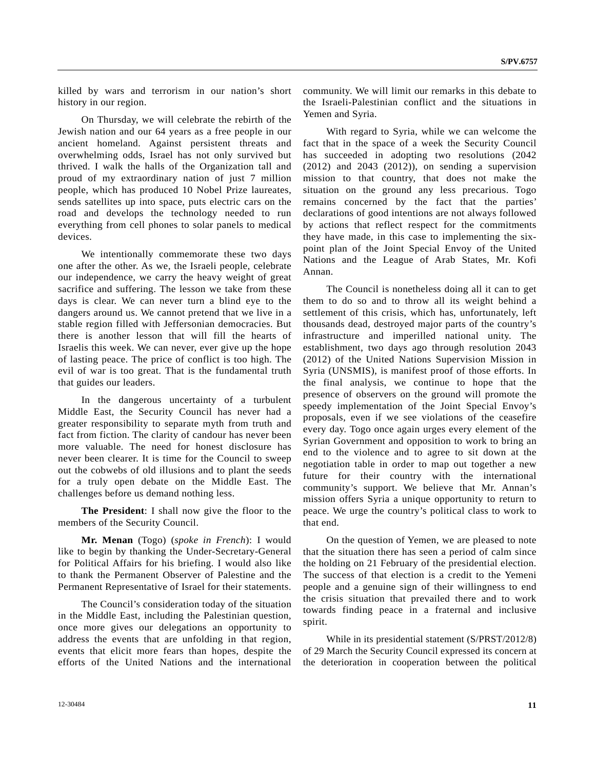killed by wars and terrorism in our nation's short history in our region.

On Thursday, we will celebrate the rebirth of the Jewish nation and our 64 years as a free people in our ancient homeland. Against persistent threats and overwhelming odds, Israel has not only survived but thrived. I walk the halls of the Organization tall and proud of my extraordinary nation of just 7 million people, which has produced 10 Nobel Prize laureates, sends satellites up into space, puts electric cars on the road and develops the technology needed to run everything from cell phones to solar panels to medical devices.

We intentionally commemorate these two days one after the other. As we, the Israeli people, celebrate our independence, we carry the heavy weight of great sacrifice and suffering. The lesson we take from these days is clear. We can never turn a blind eye to the dangers around us. We cannot pretend that we live in a stable region filled with Jeffersonian democracies. But there is another lesson that will fill the hearts of Israelis this week. We can never, ever give up the hope of lasting peace. The price of conflict is too high. The evil of war is too great. That is the fundamental truth that guides our leaders.

In the dangerous uncertainty of a turbulent Middle East, the Security Council has never had a greater responsibility to separate myth from truth and fact from fiction. The clarity of candour has never been more valuable. The need for honest disclosure has never been clearer. It is time for the Council to sweep out the cobwebs of old illusions and to plant the seeds for a truly open debate on the Middle East. The challenges before us demand nothing less.

**The President**: I shall now give the floor to the members of the Security Council.

**Mr. Menan** (Togo) (*spoke in French*): I would like to begin by thanking the Under-Secretary-General for Political Affairs for his briefing. I would also like to thank the Permanent Observer of Palestine and the Permanent Representative of Israel for their statements.

The Council's consideration today of the situation in the Middle East, including the Palestinian question, once more gives our delegations an opportunity to address the events that are unfolding in that region, events that elicit more fears than hopes, despite the efforts of the United Nations and the international community. We will limit our remarks in this debate to the Israeli-Palestinian conflict and the situations in Yemen and Syria.

With regard to Syria, while we can welcome the fact that in the space of a week the Security Council has succeeded in adopting two resolutions (2042 (2012) and 2043 (2012)), on sending a supervision mission to that country, that does not make the situation on the ground any less precarious. Togo remains concerned by the fact that the parties' declarations of good intentions are not always followed by actions that reflect respect for the commitments they have made, in this case to implementing the six-point plan of the Joint Special Envoy of the United Nations and the League of Arab States, Mr. Kofi Annan.

The Council is nonetheless doing all it can to get them to do so and to throw all its weight behind a settlement of this crisis, which has, unfortunately, left thousands dead, destroyed major parts of the country's infrastructure and imperilled national unity. The establishment, two days ago through resolution 2043 (2012) of the United Nations Supervision Mission in Syria (UNSMIS), is manifest proof of those efforts. In the final analysis, we continue to hope that the presence of observers on the ground will promote the speedy implementation of the Joint Special Envoy's proposals, even if we see violations of the ceasefire every day. Togo once again urges every element of the Syrian Government and opposition to work to bring an end to the violence and to agree to sit down at the negotiation table in order to map out together a new future for their country with the international community's support. We believe that Mr. Annan's mission offers Syria a unique opportunity to return to peace. We urge the country's political class to work to that end.

On the question of Yemen, we are pleased to note that the situation there has seen a period of calm since the holding on 21 February of the presidential election. The success of that election is a credit to the Yemeni people and a genuine sign of their willingness to end the crisis situation that prevailed there and to work towards finding peace in a fraternal and inclusive spirit.

While in its presidential statement (S/PRST/2012/8) of 29 March the Security Council expressed its concern at the deterioration in cooperation between the political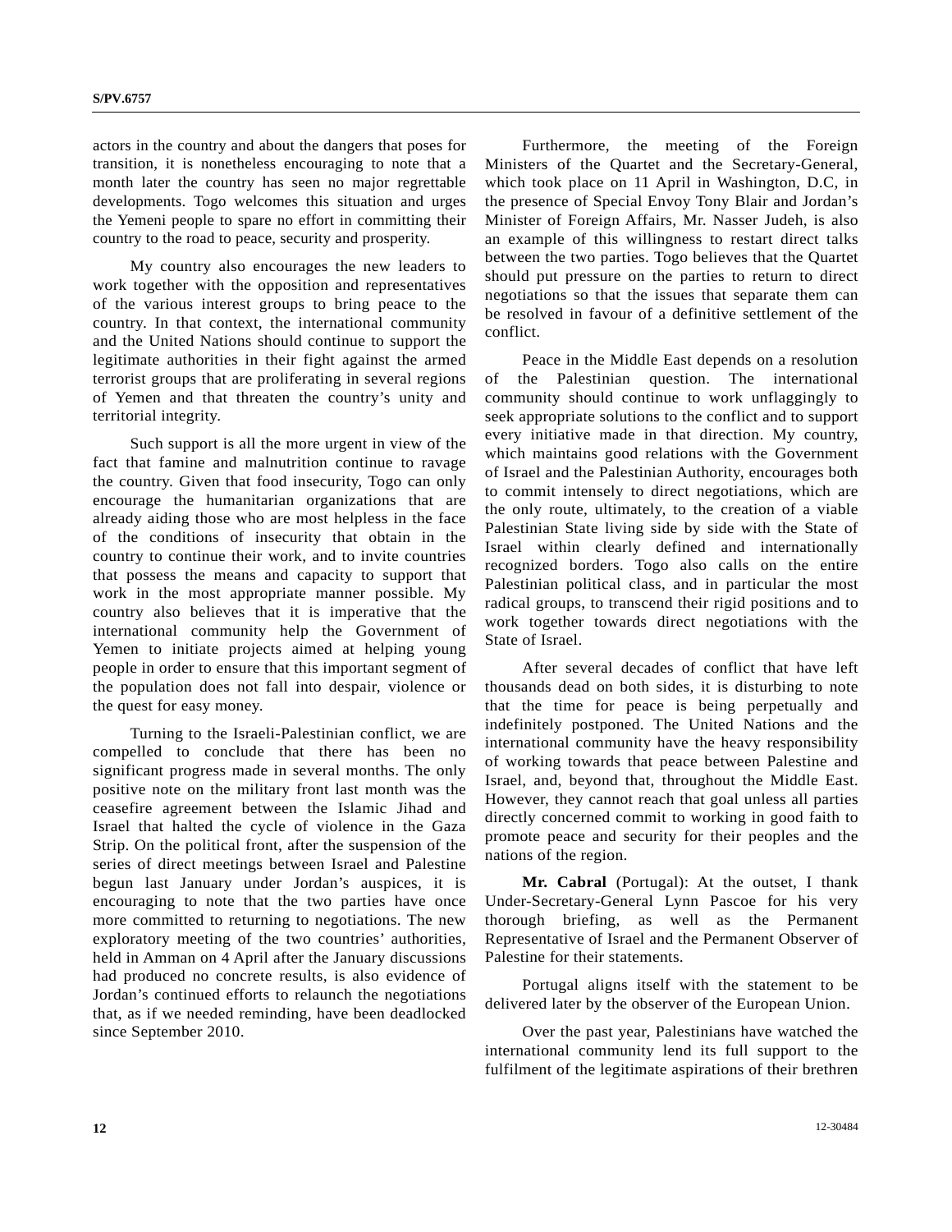actors in the country and about the dangers that poses for transition, it is nonetheless encouraging to note that a month later the country has seen no major regrettable developments. Togo welcomes this situation and urges the Yemeni people to spare no effort in committing their country to the road to peace, security and prosperity.

My country also encourages the new leaders to work together with the opposition and representatives of the various interest groups to bring peace to the country. In that context, the international community and the United Nations should continue to support the legitimate authorities in their fight against the armed terrorist groups that are proliferating in several regions of Yemen and that threaten the country's unity and territorial integrity.

Such support is all the more urgent in view of the fact that famine and malnutrition continue to ravage the country. Given that food insecurity, Togo can only encourage the humanitarian organizations that are already aiding those who are most helpless in the face of the conditions of insecurity that obtain in the country to continue their work, and to invite countries that possess the means and capacity to support that work in the most appropriate manner possible. My country also believes that it is imperative that the international community help the Government of Yemen to initiate projects aimed at helping young people in order to ensure that this important segment of the population does not fall into despair, violence or the quest for easy money.

Turning to the Israeli-Palestinian conflict, we are compelled to conclude that there has been no significant progress made in several months. The only positive note on the military front last month was the ceasefire agreement between the Islamic Jihad and Israel that halted the cycle of violence in the Gaza Strip. On the political front, after the suspension of the series of direct meetings between Israel and Palestine begun last January under Jordan's auspices, it is encouraging to note that the two parties have once more committed to returning to negotiations. The new exploratory meeting of the two countries' authorities, held in Amman on 4 April after the January discussions had produced no concrete results, is also evidence of Jordan's continued efforts to relaunch the negotiations that, as if we needed reminding, have been deadlocked since September 2010.

Furthermore, the meeting of the Foreign Ministers of the Quartet and the Secretary-General, which took place on 11 April in Washington, D.C, in the presence of Special Envoy Tony Blair and Jordan's Minister of Foreign Affairs, Mr. Nasser Judeh, is also an example of this willingness to restart direct talks between the two parties. Togo believes that the Quartet should put pressure on the parties to return to direct negotiations so that the issues that separate them can be resolved in favour of a definitive settlement of the conflict.

Peace in the Middle East depends on a resolution of the Palestinian question. The international community should continue to work unflaggingly to seek appropriate solutions to the conflict and to support every initiative made in that direction. My country, which maintains good relations with the Government of Israel and the Palestinian Authority, encourages both to commit intensely to direct negotiations, which are the only route, ultimately, to the creation of a viable Palestinian State living side by side with the State of Israel within clearly defined and internationally recognized borders. Togo also calls on the entire Palestinian political class, and in particular the most radical groups, to transcend their rigid positions and to work together towards direct negotiations with the State of Israel.

After several decades of conflict that have left thousands dead on both sides, it is disturbing to note that the time for peace is being perpetually and indefinitely postponed. The United Nations and the international community have the heavy responsibility of working towards that peace between Palestine and Israel, and, beyond that, throughout the Middle East. However, they cannot reach that goal unless all parties directly concerned commit to working in good faith to promote peace and security for their peoples and the nations of the region.

**Mr. Cabral** (Portugal): At the outset, I thank Under-Secretary-General Lynn Pascoe for his very thorough briefing, as well as the Permanent Representative of Israel and the Permanent Observer of Palestine for their statements.

Portugal aligns itself with the statement to be delivered later by the observer of the European Union.

Over the past year, Palestinians have watched the international community lend its full support to the fulfilment of the legitimate aspirations of their brethren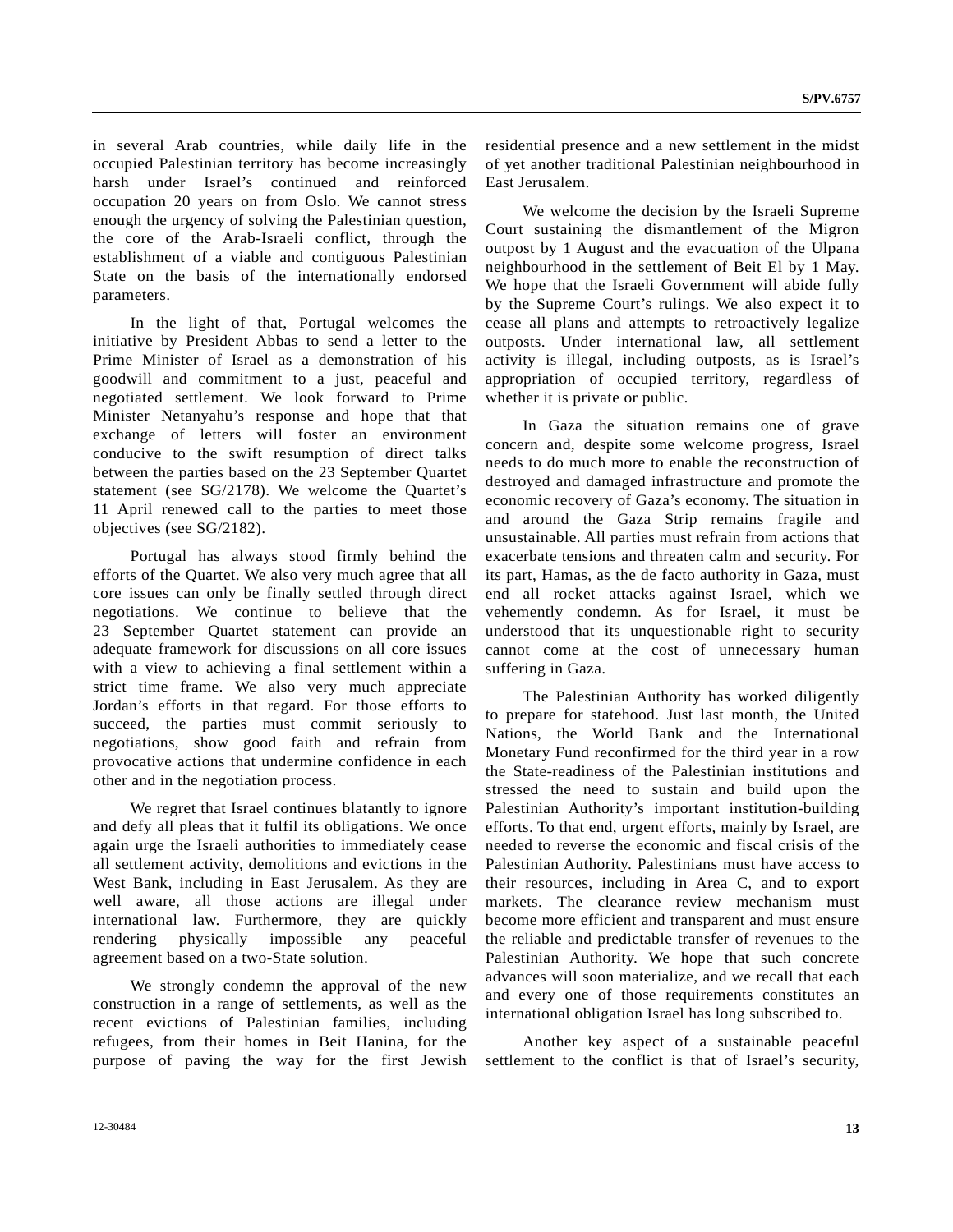in several Arab countries, while daily life in the occupied Palestinian territory has become increasingly harsh under Israel's continued and reinforced occupation 20 years on from Oslo. We cannot stress enough the urgency of solving the Palestinian question, the core of the Arab-Israeli conflict, through the establishment of a viable and contiguous Palestinian State on the basis of the internationally endorsed parameters.

In the light of that, Portugal welcomes the initiative by President Abbas to send a letter to the Prime Minister of Israel as a demonstration of his goodwill and commitment to a just, peaceful and negotiated settlement. We look forward to Prime Minister Netanyahu's response and hope that that exchange of letters will foster an environment conducive to the swift resumption of direct talks between the parties based on the 23 September Quartet statement (see SG/2178). We welcome the Quartet's 11 April renewed call to the parties to meet those objectives (see SG/2182).

Portugal has always stood firmly behind the efforts of the Quartet. We also very much agree that all core issues can only be finally settled through direct negotiations. We continue to believe that the 23 September Quartet statement can provide an adequate framework for discussions on all core issues with a view to achieving a final settlement within a strict time frame. We also very much appreciate Jordan's efforts in that regard. For those efforts to succeed, the parties must commit seriously to negotiations, show good faith and refrain from provocative actions that undermine confidence in each other and in the negotiation process.

We regret that Israel continues blatantly to ignore and defy all pleas that it fulfil its obligations. We once again urge the Israeli authorities to immediately cease all settlement activity, demolitions and evictions in the West Bank, including in East Jerusalem. As they are well aware, all those actions are illegal under international law. Furthermore, they are quickly rendering physically impossible any peaceful agreement based on a two-State solution.

We strongly condemn the approval of the new construction in a range of settlements, as well as the recent evictions of Palestinian families, including refugees, from their homes in Beit Hanina, for the purpose of paving the way for the first Jewish residential presence and a new settlement in the midst of yet another traditional Palestinian neighbourhood in East Jerusalem.

We welcome the decision by the Israeli Supreme Court sustaining the dismantlement of the Migron outpost by 1 August and the evacuation of the Ulpana neighbourhood in the settlement of Beit El by 1 May. We hope that the Israeli Government will abide fully by the Supreme Court's rulings. We also expect it to cease all plans and attempts to retroactively legalize outposts. Under international law, all settlement activity is illegal, including outposts, as is Israel's appropriation of occupied territory, regardless of whether it is private or public.

In Gaza the situation remains one of grave concern and, despite some welcome progress, Israel needs to do much more to enable the reconstruction of destroyed and damaged infrastructure and promote the economic recovery of Gaza's economy. The situation in and around the Gaza Strip remains fragile and unsustainable. All parties must refrain from actions that exacerbate tensions and threaten calm and security. For its part, Hamas, as the de facto authority in Gaza, must end all rocket attacks against Israel, which we vehemently condemn. As for Israel, it must be understood that its unquestionable right to security cannot come at the cost of unnecessary human suffering in Gaza.

The Palestinian Authority has worked diligently to prepare for statehood. Just last month, the United Nations, the World Bank and the International Monetary Fund reconfirmed for the third year in a row the State-readiness of the Palestinian institutions and stressed the need to sustain and build upon the Palestinian Authority's important institution-building efforts. To that end, urgent efforts, mainly by Israel, are needed to reverse the economic and fiscal crisis of the Palestinian Authority. Palestinians must have access to their resources, including in Area C, and to export markets. The clearance review mechanism must become more efficient and transparent and must ensure the reliable and predictable transfer of revenues to the Palestinian Authority. We hope that such concrete advances will soon materialize, and we recall that each and every one of those requirements constitutes an international obligation Israel has long subscribed to.

Another key aspect of a sustainable peaceful settlement to the conflict is that of Israel's security,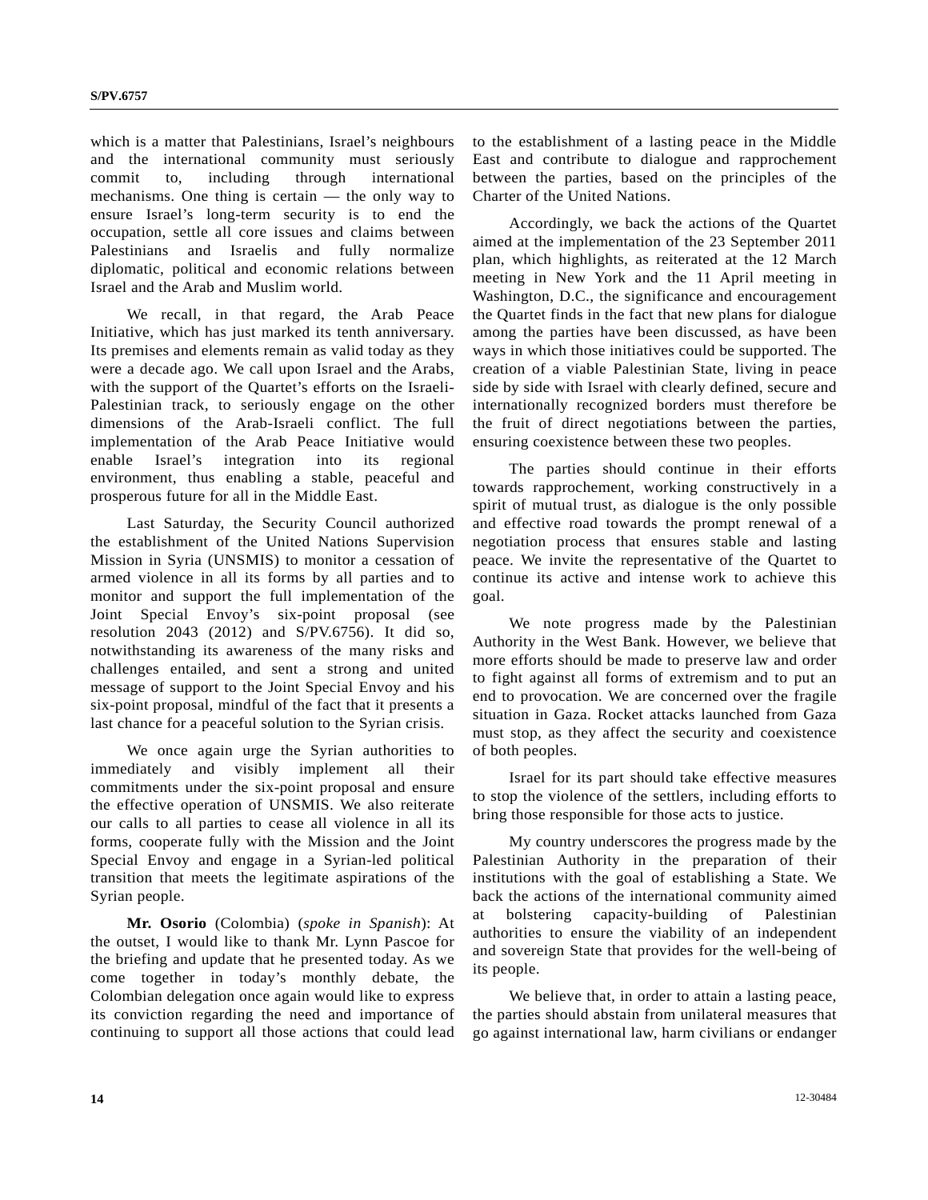which is a matter that Palestinians, Israel's neighbours and the international community must seriously commit to, including through international mechanisms. One thing is certain — the only way to ensure Israel's long-term security is to end the occupation, settle all core issues and claims between Palestinians and Israelis and fully normalize diplomatic, political and economic relations between Israel and the Arab and Muslim world.

We recall, in that regard, the Arab Peace Initiative, which has just marked its tenth anniversary. Its premises and elements remain as valid today as they were a decade ago. We call upon Israel and the Arabs, with the support of the Quartet's efforts on the Israeli-Palestinian track, to seriously engage on the other dimensions of the Arab-Israeli conflict. The full implementation of the Arab Peace Initiative would enable Israel's integration into its regional environment, thus enabling a stable, peaceful and prosperous future for all in the Middle East.

Last Saturday, the Security Council authorized the establishment of the United Nations Supervision Mission in Syria (UNSMIS) to monitor a cessation of armed violence in all its forms by all parties and to monitor and support the full implementation of the Joint Special Envoy's six-point proposal (see resolution 2043 (2012) and S/PV.6756). It did so, notwithstanding its awareness of the many risks and challenges entailed, and sent a strong and united message of support to the Joint Special Envoy and his six-point proposal, mindful of the fact that it presents a last chance for a peaceful solution to the Syrian crisis.

We once again urge the Syrian authorities to immediately and visibly implement all their commitments under the six-point proposal and ensure the effective operation of UNSMIS. We also reiterate our calls to all parties to cease all violence in all its forms, cooperate fully with the Mission and the Joint Special Envoy and engage in a Syrian-led political transition that meets the legitimate aspirations of the Syrian people.

**Mr. Osorio** (Colombia) (*spoke in Spanish*): At the outset, I would like to thank Mr. Lynn Pascoe for the briefing and update that he presented today. As we come together in today's monthly debate, the Colombian delegation once again would like to express its conviction regarding the need and importance of continuing to support all those actions that could lead to the establishment of a lasting peace in the Middle East and contribute to dialogue and rapprochement between the parties, based on the principles of the Charter of the United Nations.

Accordingly, we back the actions of the Quartet aimed at the implementation of the 23 September 2011 plan, which highlights, as reiterated at the 12 March meeting in New York and the 11 April meeting in Washington, D.C., the significance and encouragement the Quartet finds in the fact that new plans for dialogue among the parties have been discussed, as have been ways in which those initiatives could be supported. The creation of a viable Palestinian State, living in peace side by side with Israel with clearly defined, secure and internationally recognized borders must therefore be the fruit of direct negotiations between the parties, ensuring coexistence between these two peoples.

The parties should continue in their efforts towards rapprochement, working constructively in a spirit of mutual trust, as dialogue is the only possible and effective road towards the prompt renewal of a negotiation process that ensures stable and lasting peace. We invite the representative of the Quartet to continue its active and intense work to achieve this goal.

We note progress made by the Palestinian Authority in the West Bank. However, we believe that more efforts should be made to preserve law and order to fight against all forms of extremism and to put an end to provocation. We are concerned over the fragile situation in Gaza. Rocket attacks launched from Gaza must stop, as they affect the security and coexistence of both peoples.

Israel for its part should take effective measures to stop the violence of the settlers, including efforts to bring those responsible for those acts to justice.

My country underscores the progress made by the Palestinian Authority in the preparation of their institutions with the goal of establishing a State. We back the actions of the international community aimed at bolstering capacity-building of Palestinian authorities to ensure the viability of an independent and sovereign State that provides for the well-being of its people.

We believe that, in order to attain a lasting peace, the parties should abstain from unilateral measures that go against international law, harm civilians or endanger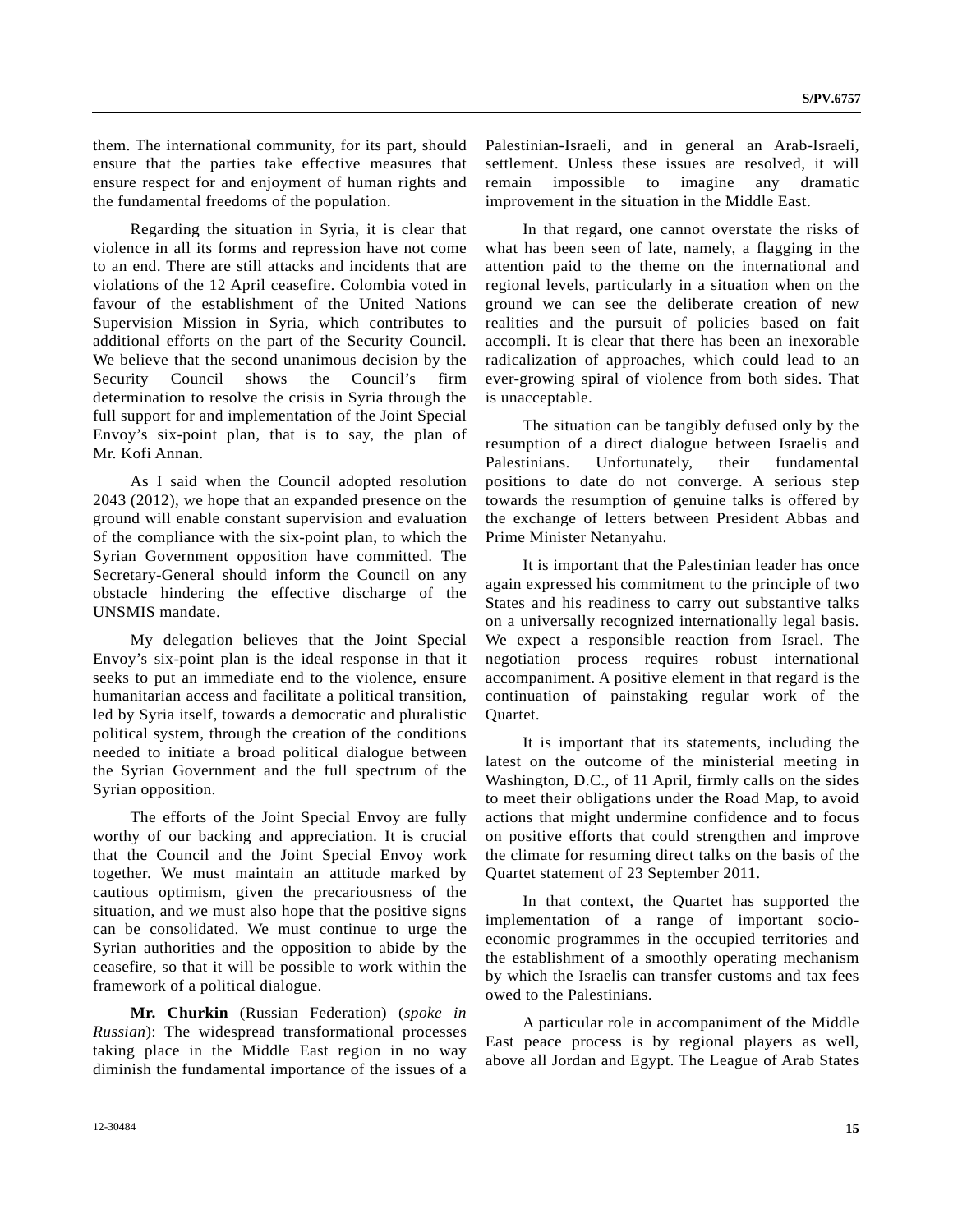them. The international community, for its part, should ensure that the parties take effective measures that ensure respect for and enjoyment of human rights and the fundamental freedoms of the population.

Regarding the situation in Syria, it is clear that violence in all its forms and repression have not come to an end. There are still attacks and incidents that are violations of the 12 April ceasefire. Colombia voted in favour of the establishment of the United Nations Supervision Mission in Syria, which contributes to additional efforts on the part of the Security Council. We believe that the second unanimous decision by the Security Council shows the Council's firm determination to resolve the crisis in Syria through the full support for and implementation of the Joint Special Envoy's six-point plan, that is to say, the plan of Mr. Kofi Annan.

As I said when the Council adopted resolution 2043 (2012), we hope that an expanded presence on the ground will enable constant supervision and evaluation of the compliance with the six-point plan, to which the Syrian Government opposition have committed. The Secretary-General should inform the Council on any obstacle hindering the effective discharge of the UNSMIS mandate.

My delegation believes that the Joint Special Envoy's six-point plan is the ideal response in that it seeks to put an immediate end to the violence, ensure humanitarian access and facilitate a political transition, led by Syria itself, towards a democratic and pluralistic political system, through the creation of the conditions needed to initiate a broad political dialogue between the Syrian Government and the full spectrum of the Syrian opposition.

The efforts of the Joint Special Envoy are fully worthy of our backing and appreciation. It is crucial that the Council and the Joint Special Envoy work together. We must maintain an attitude marked by cautious optimism, given the precariousness of the situation, and we must also hope that the positive signs can be consolidated. We must continue to urge the Syrian authorities and the opposition to abide by the ceasefire, so that it will be possible to work within the framework of a political dialogue.

**Mr. Churkin** (Russian Federation) (*spoke in Russian*): The widespread transformational processes taking place in the Middle East region in no way diminish the fundamental importance of the issues of a Palestinian-Israeli, and in general an Arab-Israeli, settlement. Unless these issues are resolved, it will remain impossible to imagine any dramatic improvement in the situation in the Middle East.

In that regard, one cannot overstate the risks of what has been seen of late, namely, a flagging in the attention paid to the theme on the international and regional levels, particularly in a situation when on the ground we can see the deliberate creation of new realities and the pursuit of policies based on fait accompli. It is clear that there has been an inexorable radicalization of approaches, which could lead to an ever-growing spiral of violence from both sides. That is unacceptable.

The situation can be tangibly defused only by the resumption of a direct dialogue between Israelis and Palestinians. Unfortunately, their fundamental positions to date do not converge. A serious step towards the resumption of genuine talks is offered by the exchange of letters between President Abbas and Prime Minister Netanyahu.

It is important that the Palestinian leader has once again expressed his commitment to the principle of two States and his readiness to carry out substantive talks on a universally recognized internationally legal basis. We expect a responsible reaction from Israel. The negotiation process requires robust international accompaniment. A positive element in that regard is the continuation of painstaking regular work of the Quartet.

It is important that its statements, including the latest on the outcome of the ministerial meeting in Washington, D.C., of 11 April, firmly calls on the sides to meet their obligations under the Road Map, to avoid actions that might undermine confidence and to focus on positive efforts that could strengthen and improve the climate for resuming direct talks on the basis of the Quartet statement of 23 September 2011.

In that context, the Quartet has supported the implementation of a range of important socio-economic programmes in the occupied territories and the establishment of a smoothly operating mechanism by which the Israelis can transfer customs and tax fees owed to the Palestinians.

A particular role in accompaniment of the Middle East peace process is by regional players as well, above all Jordan and Egypt. The League of Arab States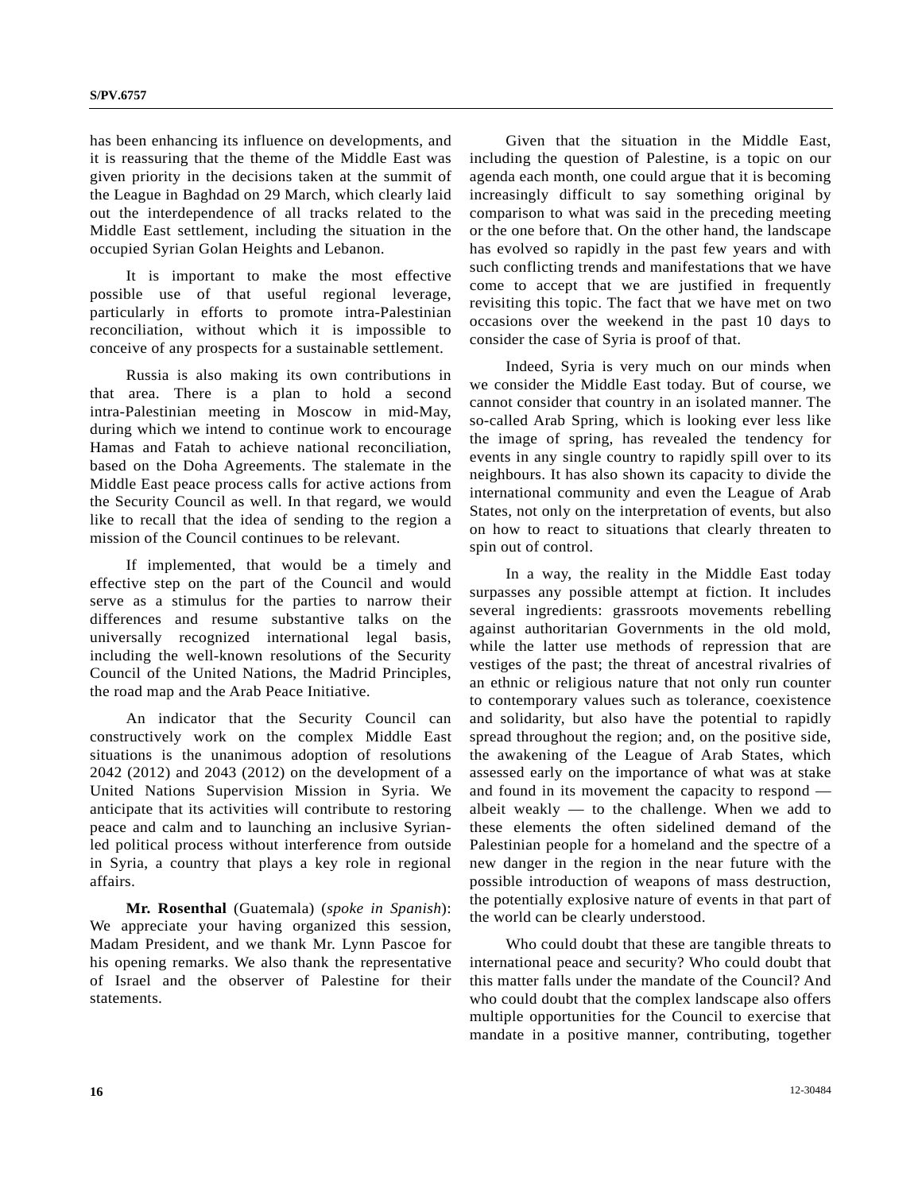has been enhancing its influence on developments, and it is reassuring that the theme of the Middle East was given priority in the decisions taken at the summit of the League in Baghdad on 29 March, which clearly laid out the interdependence of all tracks related to the Middle East settlement, including the situation in the occupied Syrian Golan Heights and Lebanon.

It is important to make the most effective possible use of that useful regional leverage, particularly in efforts to promote intra-Palestinian reconciliation, without which it is impossible to conceive of any prospects for a sustainable settlement.

Russia is also making its own contributions in that area. There is a plan to hold a second intra-Palestinian meeting in Moscow in mid-May, during which we intend to continue work to encourage Hamas and Fatah to achieve national reconciliation, based on the Doha Agreements. The stalemate in the Middle East peace process calls for active actions from the Security Council as well. In that regard, we would like to recall that the idea of sending to the region a mission of the Council continues to be relevant.

If implemented, that would be a timely and effective step on the part of the Council and would serve as a stimulus for the parties to narrow their differences and resume substantive talks on the universally recognized international legal basis, including the well-known resolutions of the Security Council of the United Nations, the Madrid Principles, the road map and the Arab Peace Initiative.

An indicator that the Security Council can constructively work on the complex Middle East situations is the unanimous adoption of resolutions 2042 (2012) and 2043 (2012) on the development of a United Nations Supervision Mission in Syria. We anticipate that its activities will contribute to restoring peace and calm and to launching an inclusive Syrian-led political process without interference from outside in Syria, a country that plays a key role in regional affairs.

**Mr. Rosenthal** (Guatemala) (*spoke in Spanish*): We appreciate your having organized this session, Madam President, and we thank Mr. Lynn Pascoe for his opening remarks. We also thank the representative of Israel and the observer of Palestine for their statements.

Given that the situation in the Middle East, including the question of Palestine, is a topic on our agenda each month, one could argue that it is becoming increasingly difficult to say something original by comparison to what was said in the preceding meeting or the one before that. On the other hand, the landscape has evolved so rapidly in the past few years and with such conflicting trends and manifestations that we have come to accept that we are justified in frequently revisiting this topic. The fact that we have met on two occasions over the weekend in the past 10 days to consider the case of Syria is proof of that.

Indeed, Syria is very much on our minds when we consider the Middle East today. But of course, we cannot consider that country in an isolated manner. The so-called Arab Spring, which is looking ever less like the image of spring, has revealed the tendency for events in any single country to rapidly spill over to its neighbours. It has also shown its capacity to divide the international community and even the League of Arab States, not only on the interpretation of events, but also on how to react to situations that clearly threaten to spin out of control.

In a way, the reality in the Middle East today surpasses any possible attempt at fiction. It includes several ingredients: grassroots movements rebelling against authoritarian Governments in the old mold, while the latter use methods of repression that are vestiges of the past; the threat of ancestral rivalries of an ethnic or religious nature that not only run counter to contemporary values such as tolerance, coexistence and solidarity, but also have the potential to rapidly spread throughout the region; and, on the positive side, the awakening of the League of Arab States, which assessed early on the importance of what was at stake and found in its movement the capacity to respond — albeit weakly — to the challenge. When we add to these elements the often sidelined demand of the Palestinian people for a homeland and the spectre of a new danger in the region in the near future with the possible introduction of weapons of mass destruction, the potentially explosive nature of events in that part of the world can be clearly understood.

Who could doubt that these are tangible threats to international peace and security? Who could doubt that this matter falls under the mandate of the Council? And who could doubt that the complex landscape also offers multiple opportunities for the Council to exercise that mandate in a positive manner, contributing, together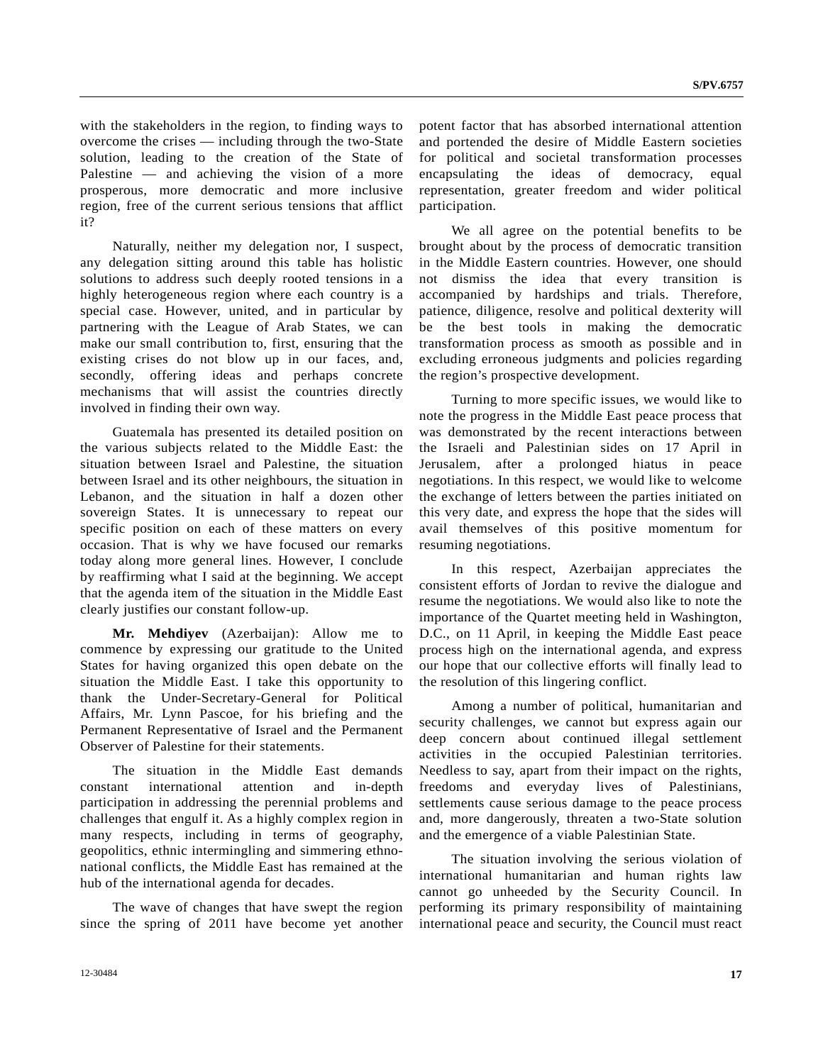with the stakeholders in the region, to finding ways to overcome the crises — including through the two-State solution, leading to the creation of the State of Palestine — and achieving the vision of a more prosperous, more democratic and more inclusive region, free of the current serious tensions that afflict it?

Naturally, neither my delegation nor, I suspect, any delegation sitting around this table has holistic solutions to address such deeply rooted tensions in a highly heterogeneous region where each country is a special case. However, united, and in particular by partnering with the League of Arab States, we can make our small contribution to, first, ensuring that the existing crises do not blow up in our faces, and, secondly, offering ideas and perhaps concrete mechanisms that will assist the countries directly involved in finding their own way.

Guatemala has presented its detailed position on the various subjects related to the Middle East: the situation between Israel and Palestine, the situation between Israel and its other neighbours, the situation in Lebanon, and the situation in half a dozen other sovereign States. It is unnecessary to repeat our specific position on each of these matters on every occasion. That is why we have focused our remarks today along more general lines. However, I conclude by reaffirming what I said at the beginning. We accept that the agenda item of the situation in the Middle East clearly justifies our constant follow-up.

**Mr. Mehdiyev** (Azerbaijan): Allow me to commence by expressing our gratitude to the United States for having organized this open debate on the situation the Middle East. I take this opportunity to thank the Under-Secretary-General for Political Affairs, Mr. Lynn Pascoe, for his briefing and the Permanent Representative of Israel and the Permanent Observer of Palestine for their statements.

The situation in the Middle East demands constant international attention and in-depth participation in addressing the perennial problems and challenges that engulf it. As a highly complex region in many respects, including in terms of geography, geopolitics, ethnic intermingling and simmering ethno-national conflicts, the Middle East has remained at the hub of the international agenda for decades.

The wave of changes that have swept the region since the spring of 2011 have become yet another potent factor that has absorbed international attention and portended the desire of Middle Eastern societies for political and societal transformation processes encapsulating the ideas of democracy, equal representation, greater freedom and wider political participation.

We all agree on the potential benefits to be brought about by the process of democratic transition in the Middle Eastern countries. However, one should not dismiss the idea that every transition is accompanied by hardships and trials. Therefore, patience, diligence, resolve and political dexterity will be the best tools in making the democratic transformation process as smooth as possible and in excluding erroneous judgments and policies regarding the region's prospective development.

Turning to more specific issues, we would like to note the progress in the Middle East peace process that was demonstrated by the recent interactions between the Israeli and Palestinian sides on 17 April in Jerusalem, after a prolonged hiatus in peace negotiations. In this respect, we would like to welcome the exchange of letters between the parties initiated on this very date, and express the hope that the sides will avail themselves of this positive momentum for resuming negotiations.

In this respect, Azerbaijan appreciates the consistent efforts of Jordan to revive the dialogue and resume the negotiations. We would also like to note the importance of the Quartet meeting held in Washington, D.C., on 11 April, in keeping the Middle East peace process high on the international agenda, and express our hope that our collective efforts will finally lead to the resolution of this lingering conflict.

Among a number of political, humanitarian and security challenges, we cannot but express again our deep concern about continued illegal settlement activities in the occupied Palestinian territories. Needless to say, apart from their impact on the rights, freedoms and everyday lives of Palestinians, settlements cause serious damage to the peace process and, more dangerously, threaten a two-State solution and the emergence of a viable Palestinian State.

The situation involving the serious violation of international humanitarian and human rights law cannot go unheeded by the Security Council. In performing its primary responsibility of maintaining international peace and security, the Council must react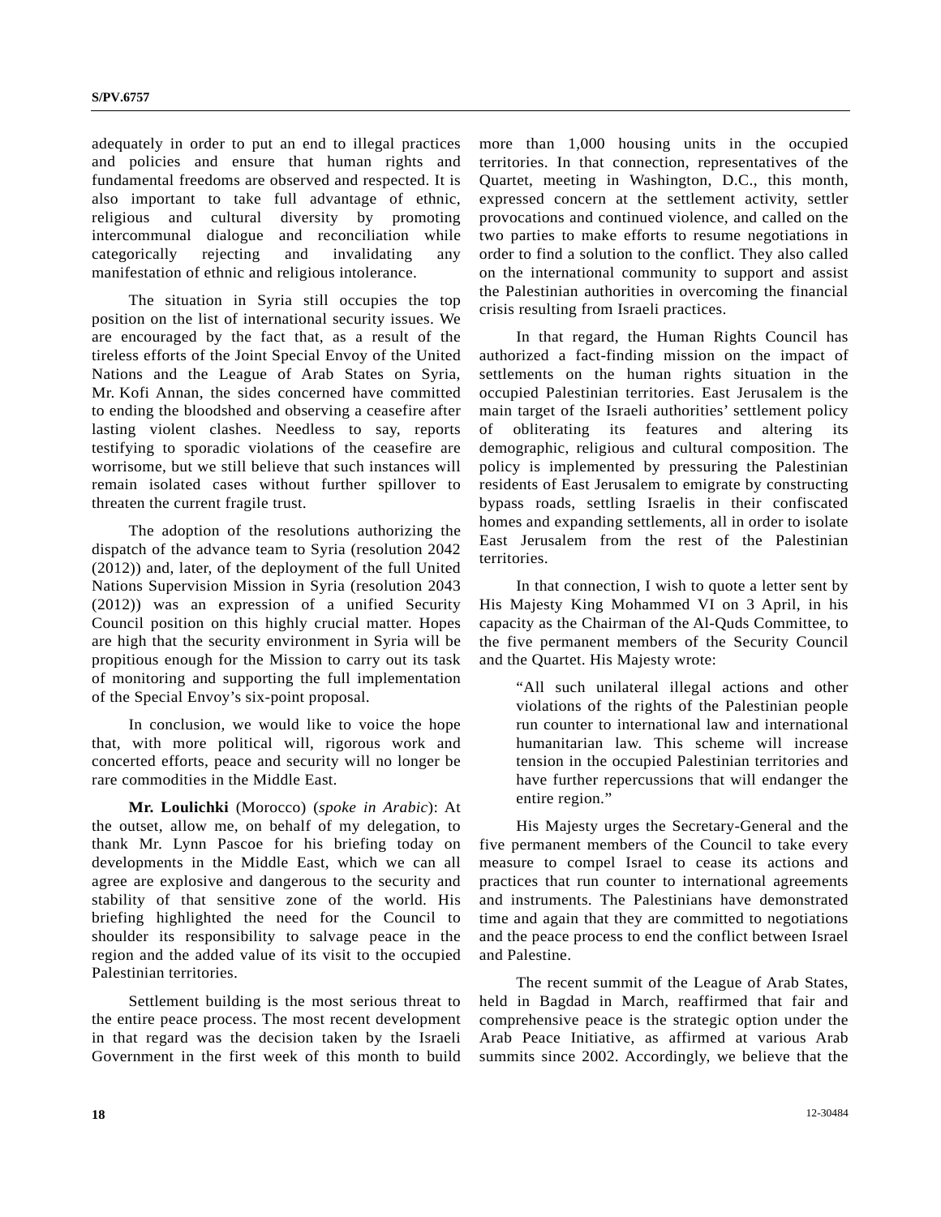adequately in order to put an end to illegal practices and policies and ensure that human rights and fundamental freedoms are observed and respected. It is also important to take full advantage of ethnic, religious and cultural diversity by promoting intercommunal dialogue and reconciliation while categorically rejecting and invalidating any manifestation of ethnic and religious intolerance.

The situation in Syria still occupies the top position on the list of international security issues. We are encouraged by the fact that, as a result of the tireless efforts of the Joint Special Envoy of the United Nations and the League of Arab States on Syria, Mr. Kofi Annan, the sides concerned have committed to ending the bloodshed and observing a ceasefire after lasting violent clashes. Needless to say, reports testifying to sporadic violations of the ceasefire are worrisome, but we still believe that such instances will remain isolated cases without further spillover to threaten the current fragile trust.

The adoption of the resolutions authorizing the dispatch of the advance team to Syria (resolution 2042 (2012)) and, later, of the deployment of the full United Nations Supervision Mission in Syria (resolution 2043 (2012)) was an expression of a unified Security Council position on this highly crucial matter. Hopes are high that the security environment in Syria will be propitious enough for the Mission to carry out its task of monitoring and supporting the full implementation of the Special Envoy's six-point proposal.

In conclusion, we would like to voice the hope that, with more political will, rigorous work and concerted efforts, peace and security will no longer be rare commodities in the Middle East.

**Mr. Loulichki** (Morocco) (*spoke in Arabic*): At the outset, allow me, on behalf of my delegation, to thank Mr. Lynn Pascoe for his briefing today on developments in the Middle East, which we can all agree are explosive and dangerous to the security and stability of that sensitive zone of the world. His briefing highlighted the need for the Council to shoulder its responsibility to salvage peace in the region and the added value of its visit to the occupied Palestinian territories.

Settlement building is the most serious threat to the entire peace process. The most recent development in that regard was the decision taken by the Israeli Government in the first week of this month to build more than 1,000 housing units in the occupied territories. In that connection, representatives of the Quartet, meeting in Washington, D.C., this month, expressed concern at the settlement activity, settler provocations and continued violence, and called on the two parties to make efforts to resume negotiations in order to find a solution to the conflict. They also called on the international community to support and assist the Palestinian authorities in overcoming the financial crisis resulting from Israeli practices.

In that regard, the Human Rights Council has authorized a fact-finding mission on the impact of settlements on the human rights situation in the occupied Palestinian territories. East Jerusalem is the main target of the Israeli authorities' settlement policy of obliterating its features and altering its demographic, religious and cultural composition. The policy is implemented by pressuring the Palestinian residents of East Jerusalem to emigrate by constructing bypass roads, settling Israelis in their confiscated homes and expanding settlements, all in order to isolate East Jerusalem from the rest of the Palestinian territories.

In that connection, I wish to quote a letter sent by His Majesty King Mohammed VI on 3 April, in his capacity as the Chairman of the Al-Quds Committee, to the five permanent members of the Security Council and the Quartet. His Majesty wrote:

> "All such unilateral illegal actions and other violations of the rights of the Palestinian people run counter to international law and international humanitarian law. This scheme will increase tension in the occupied Palestinian territories and have further repercussions that will endanger the entire region."

His Majesty urges the Secretary-General and the five permanent members of the Council to take every measure to compel Israel to cease its actions and practices that run counter to international agreements and instruments. The Palestinians have demonstrated time and again that they are committed to negotiations and the peace process to end the conflict between Israel and Palestine.

The recent summit of the League of Arab States, held in Bagdad in March, reaffirmed that fair and comprehensive peace is the strategic option under the Arab Peace Initiative, as affirmed at various Arab summits since 2002. Accordingly, we believe that the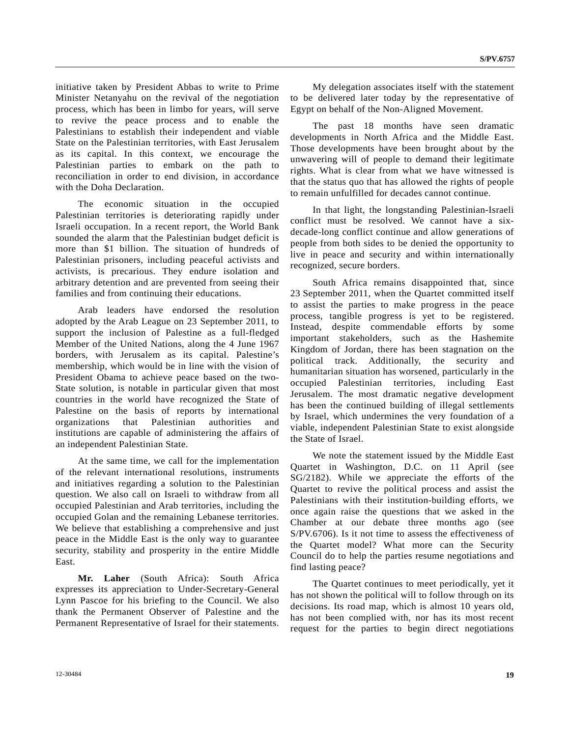initiative taken by President Abbas to write to Prime Minister Netanyahu on the revival of the negotiation process, which has been in limbo for years, will serve to revive the peace process and to enable the Palestinians to establish their independent and viable State on the Palestinian territories, with East Jerusalem as its capital. In this context, we encourage the Palestinian parties to embark on the path to reconciliation in order to end division, in accordance with the Doha Declaration.

The economic situation in the occupied Palestinian territories is deteriorating rapidly under Israeli occupation. In a recent report, the World Bank sounded the alarm that the Palestinian budget deficit is more than $1 billion. The situation of hundreds of Palestinian prisoners, including peaceful activists and activists, is precarious. They endure isolation and arbitrary detention and are prevented from seeing their families and from continuing their educations.

Arab leaders have endorsed the resolution adopted by the Arab League on 23 September 2011, to support the inclusion of Palestine as a full-fledged Member of the United Nations, along the 4 June 1967 borders, with Jerusalem as its capital. Palestine's membership, which would be in line with the vision of President Obama to achieve peace based on the two-State solution, is notable in particular given that most countries in the world have recognized the State of Palestine on the basis of reports by international organizations that Palestinian authorities and institutions are capable of administering the affairs of an independent Palestinian State.

At the same time, we call for the implementation of the relevant international resolutions, instruments and initiatives regarding a solution to the Palestinian question. We also call on Israeli to withdraw from all occupied Palestinian and Arab territories, including the occupied Golan and the remaining Lebanese territories. We believe that establishing a comprehensive and just peace in the Middle East is the only way to guarantee security, stability and prosperity in the entire Middle East.

**Mr. Laher** (South Africa): South Africa expresses its appreciation to Under-Secretary-General Lynn Pascoe for his briefing to the Council. We also thank the Permanent Observer of Palestine and the Permanent Representative of Israel for their statements.

My delegation associates itself with the statement to be delivered later today by the representative of Egypt on behalf of the Non-Aligned Movement.

The past 18 months have seen dramatic developments in North Africa and the Middle East. Those developments have been brought about by the unwavering will of people to demand their legitimate rights. What is clear from what we have witnessed is that the status quo that has allowed the rights of people to remain unfulfilled for decades cannot continue.

In that light, the longstanding Palestinian-Israeli conflict must be resolved. We cannot have a six-decade-long conflict continue and allow generations of people from both sides to be denied the opportunity to live in peace and security and within internationally recognized, secure borders.

South Africa remains disappointed that, since 23 September 2011, when the Quartet committed itself to assist the parties to make progress in the peace process, tangible progress is yet to be registered. Instead, despite commendable efforts by some important stakeholders, such as the Hashemite Kingdom of Jordan, there has been stagnation on the political track. Additionally, the security and humanitarian situation has worsened, particularly in the occupied Palestinian territories, including East Jerusalem. The most dramatic negative development has been the continued building of illegal settlements by Israel, which undermines the very foundation of a viable, independent Palestinian State to exist alongside the State of Israel.

We note the statement issued by the Middle East Quartet in Washington, D.C. on 11 April (see SG/2182). While we appreciate the efforts of the Quartet to revive the political process and assist the Palestinians with their institution-building efforts, we once again raise the questions that we asked in the Chamber at our debate three months ago (see S/PV.6706). Is it not time to assess the effectiveness of the Quartet model? What more can the Security Council do to help the parties resume negotiations and find lasting peace?

The Quartet continues to meet periodically, yet it has not shown the political will to follow through on its decisions. Its road map, which is almost 10 years old, has not been complied with, nor has its most recent request for the parties to begin direct negotiations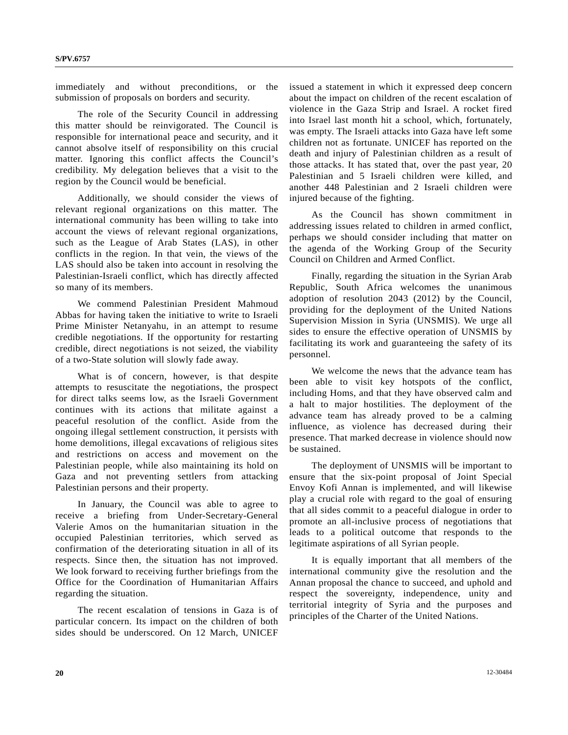immediately and without preconditions, or the submission of proposals on borders and security.

The role of the Security Council in addressing this matter should be reinvigorated. The Council is responsible for international peace and security, and it cannot absolve itself of responsibility on this crucial matter. Ignoring this conflict affects the Council's credibility. My delegation believes that a visit to the region by the Council would be beneficial.

Additionally, we should consider the views of relevant regional organizations on this matter. The international community has been willing to take into account the views of relevant regional organizations, such as the League of Arab States (LAS), in other conflicts in the region. In that vein, the views of the LAS should also be taken into account in resolving the Palestinian-Israeli conflict, which has directly affected so many of its members.

We commend Palestinian President Mahmoud Abbas for having taken the initiative to write to Israeli Prime Minister Netanyahu, in an attempt to resume credible negotiations. If the opportunity for restarting credible, direct negotiations is not seized, the viability of a two-State solution will slowly fade away.

What is of concern, however, is that despite attempts to resuscitate the negotiations, the prospect for direct talks seems low, as the Israeli Government continues with its actions that militate against a peaceful resolution of the conflict. Aside from the ongoing illegal settlement construction, it persists with home demolitions, illegal excavations of religious sites and restrictions on access and movement on the Palestinian people, while also maintaining its hold on Gaza and not preventing settlers from attacking Palestinian persons and their property.

In January, the Council was able to agree to receive a briefing from Under-Secretary-General Valerie Amos on the humanitarian situation in the occupied Palestinian territories, which served as confirmation of the deteriorating situation in all of its respects. Since then, the situation has not improved. We look forward to receiving further briefings from the Office for the Coordination of Humanitarian Affairs regarding the situation.

The recent escalation of tensions in Gaza is of particular concern. Its impact on the children of both sides should be underscored. On 12 March, UNICEF issued a statement in which it expressed deep concern about the impact on children of the recent escalation of violence in the Gaza Strip and Israel. A rocket fired into Israel last month hit a school, which, fortunately, was empty. The Israeli attacks into Gaza have left some children not as fortunate. UNICEF has reported on the death and injury of Palestinian children as a result of those attacks. It has stated that, over the past year, 20 Palestinian and 5 Israeli children were killed, and another 448 Palestinian and 2 Israeli children were injured because of the fighting.

As the Council has shown commitment in addressing issues related to children in armed conflict, perhaps we should consider including that matter on the agenda of the Working Group of the Security Council on Children and Armed Conflict.

Finally, regarding the situation in the Syrian Arab Republic, South Africa welcomes the unanimous adoption of resolution 2043 (2012) by the Council, providing for the deployment of the United Nations Supervision Mission in Syria (UNSMIS). We urge all sides to ensure the effective operation of UNSMIS by facilitating its work and guaranteeing the safety of its personnel.

We welcome the news that the advance team has been able to visit key hotspots of the conflict, including Homs, and that they have observed calm and a halt to major hostilities. The deployment of the advance team has already proved to be a calming influence, as violence has decreased during their presence. That marked decrease in violence should now be sustained.

The deployment of UNSMIS will be important to ensure that the six-point proposal of Joint Special Envoy Kofi Annan is implemented, and will likewise play a crucial role with regard to the goal of ensuring that all sides commit to a peaceful dialogue in order to promote an all-inclusive process of negotiations that leads to a political outcome that responds to the legitimate aspirations of all Syrian people.

It is equally important that all members of the international community give the resolution and the Annan proposal the chance to succeed, and uphold and respect the sovereignty, independence, unity and territorial integrity of Syria and the purposes and principles of the Charter of the United Nations.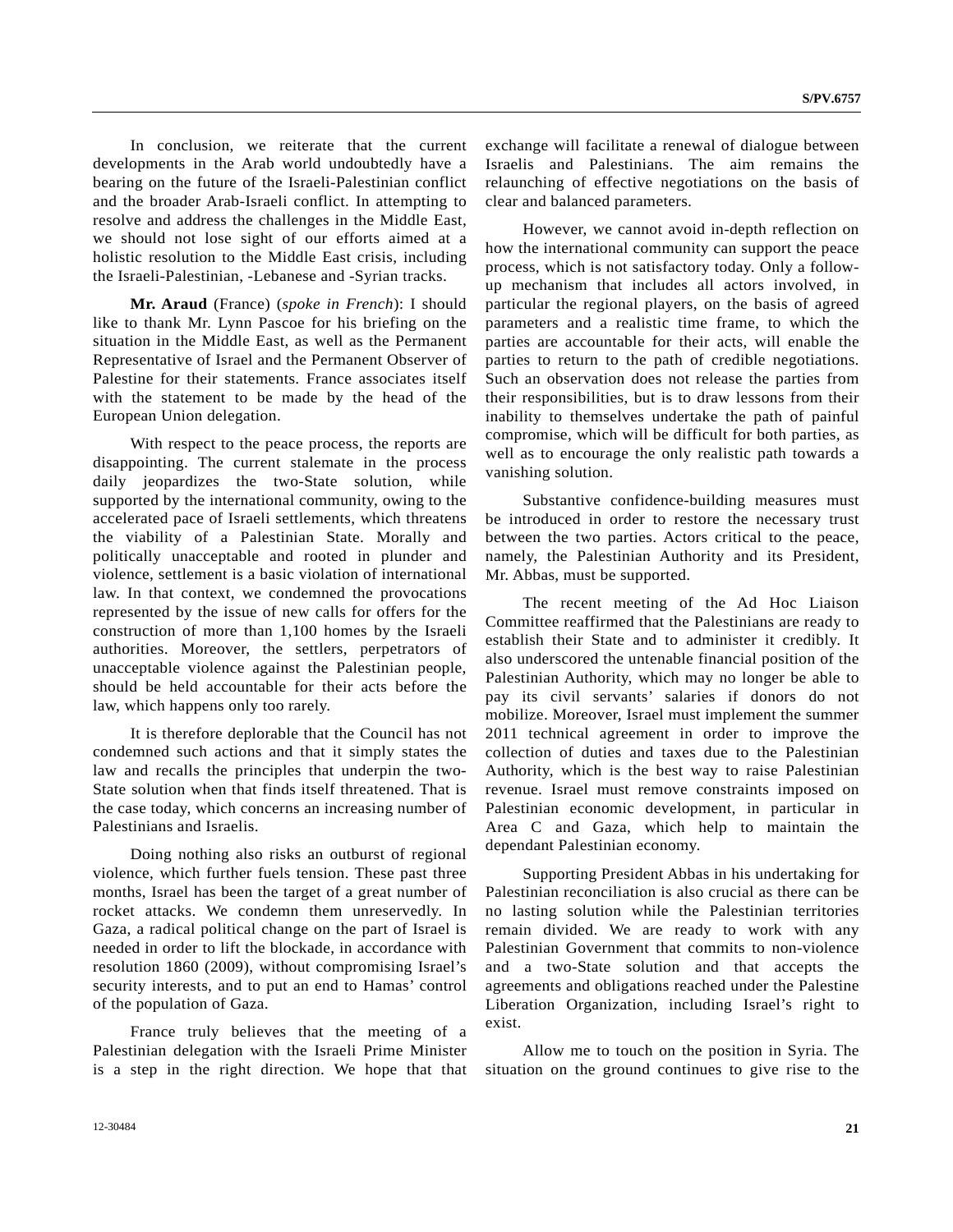In conclusion, we reiterate that the current developments in the Arab world undoubtedly have a bearing on the future of the Israeli-Palestinian conflict and the broader Arab-Israeli conflict. In attempting to resolve and address the challenges in the Middle East, we should not lose sight of our efforts aimed at a holistic resolution to the Middle East crisis, including the Israeli-Palestinian, -Lebanese and -Syrian tracks.

**Mr. Araud** (France) (*spoke in French*): I should like to thank Mr. Lynn Pascoe for his briefing on the situation in the Middle East, as well as the Permanent Representative of Israel and the Permanent Observer of Palestine for their statements. France associates itself with the statement to be made by the head of the European Union delegation.

With respect to the peace process, the reports are disappointing. The current stalemate in the process daily jeopardizes the two-State solution, while supported by the international community, owing to the accelerated pace of Israeli settlements, which threatens the viability of a Palestinian State. Morally and politically unacceptable and rooted in plunder and violence, settlement is a basic violation of international law. In that context, we condemned the provocations represented by the issue of new calls for offers for the construction of more than 1,100 homes by the Israeli authorities. Moreover, the settlers, perpetrators of unacceptable violence against the Palestinian people, should be held accountable for their acts before the law, which happens only too rarely.

It is therefore deplorable that the Council has not condemned such actions and that it simply states the law and recalls the principles that underpin the two-State solution when that finds itself threatened. That is the case today, which concerns an increasing number of Palestinians and Israelis.

Doing nothing also risks an outburst of regional violence, which further fuels tension. These past three months, Israel has been the target of a great number of rocket attacks. We condemn them unreservedly. In Gaza, a radical political change on the part of Israel is needed in order to lift the blockade, in accordance with resolution 1860 (2009), without compromising Israel's security interests, and to put an end to Hamas' control of the population of Gaza.

France truly believes that the meeting of a Palestinian delegation with the Israeli Prime Minister is a step in the right direction. We hope that that exchange will facilitate a renewal of dialogue between Israelis and Palestinians. The aim remains the relaunching of effective negotiations on the basis of clear and balanced parameters.

However, we cannot avoid in-depth reflection on how the international community can support the peace process, which is not satisfactory today. Only a follow-up mechanism that includes all actors involved, in particular the regional players, on the basis of agreed parameters and a realistic time frame, to which the parties are accountable for their acts, will enable the parties to return to the path of credible negotiations. Such an observation does not release the parties from their responsibilities, but is to draw lessons from their inability to themselves undertake the path of painful compromise, which will be difficult for both parties, as well as to encourage the only realistic path towards a vanishing solution.

Substantive confidence-building measures must be introduced in order to restore the necessary trust between the two parties. Actors critical to the peace, namely, the Palestinian Authority and its President, Mr. Abbas, must be supported.

The recent meeting of the Ad Hoc Liaison Committee reaffirmed that the Palestinians are ready to establish their State and to administer it credibly. It also underscored the untenable financial position of the Palestinian Authority, which may no longer be able to pay its civil servants' salaries if donors do not mobilize. Moreover, Israel must implement the summer 2011 technical agreement in order to improve the collection of duties and taxes due to the Palestinian Authority, which is the best way to raise Palestinian revenue. Israel must remove constraints imposed on Palestinian economic development, in particular in Area C and Gaza, which help to maintain the dependant Palestinian economy.

Supporting President Abbas in his undertaking for Palestinian reconciliation is also crucial as there can be no lasting solution while the Palestinian territories remain divided. We are ready to work with any Palestinian Government that commits to non-violence and a two-State solution and that accepts the agreements and obligations reached under the Palestine Liberation Organization, including Israel's right to exist.

Allow me to touch on the position in Syria. The situation on the ground continues to give rise to the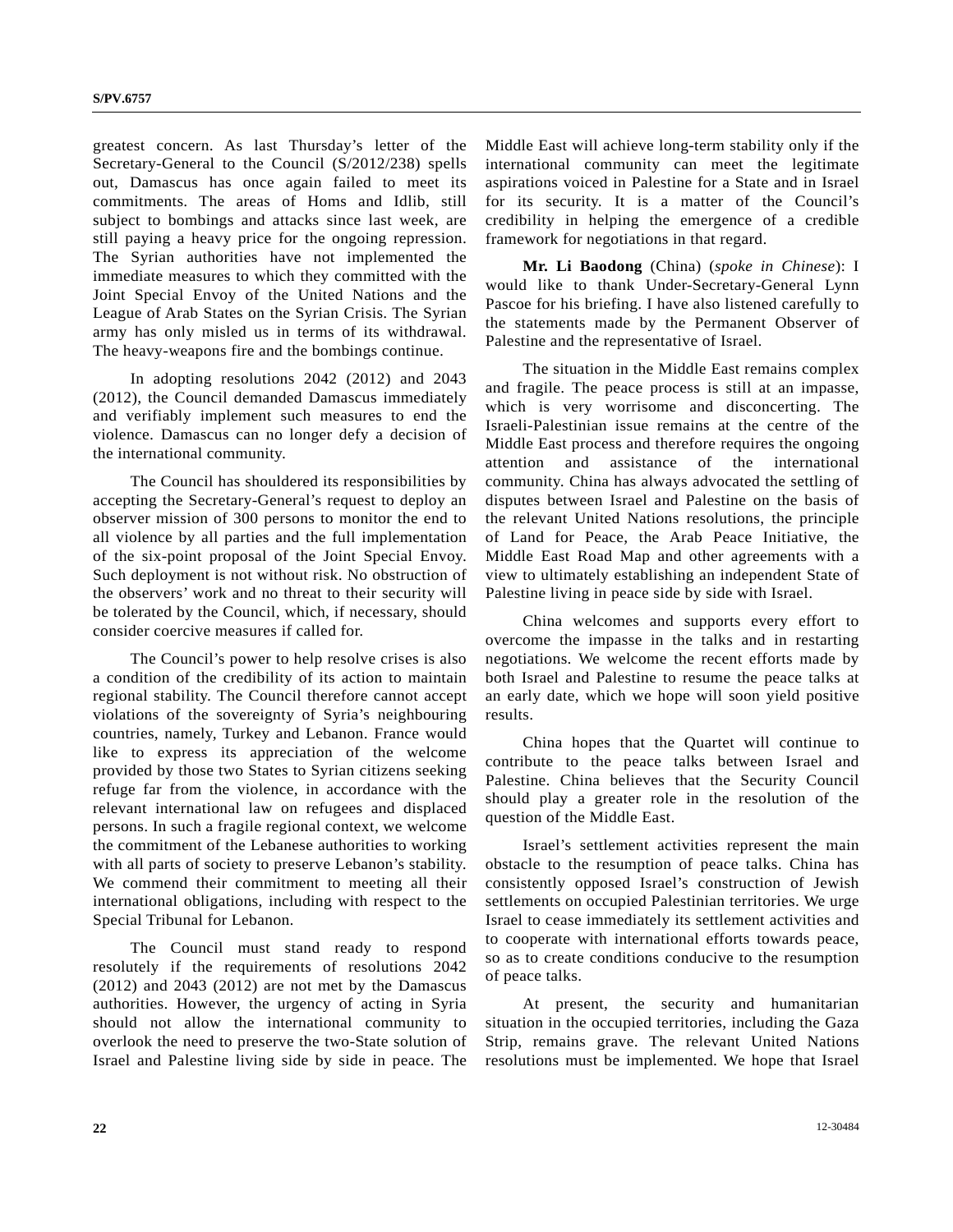greatest concern. As last Thursday's letter of the Secretary-General to the Council (S/2012/238) spells out, Damascus has once again failed to meet its commitments. The areas of Homs and Idlib, still subject to bombings and attacks since last week, are still paying a heavy price for the ongoing repression. The Syrian authorities have not implemented the immediate measures to which they committed with the Joint Special Envoy of the United Nations and the League of Arab States on the Syrian Crisis. The Syrian army has only misled us in terms of its withdrawal. The heavy-weapons fire and the bombings continue.

In adopting resolutions 2042 (2012) and 2043 (2012), the Council demanded Damascus immediately and verifiably implement such measures to end the violence. Damascus can no longer defy a decision of the international community.

The Council has shouldered its responsibilities by accepting the Secretary-General's request to deploy an observer mission of 300 persons to monitor the end to all violence by all parties and the full implementation of the six-point proposal of the Joint Special Envoy. Such deployment is not without risk. No obstruction of the observers' work and no threat to their security will be tolerated by the Council, which, if necessary, should consider coercive measures if called for.

The Council's power to help resolve crises is also a condition of the credibility of its action to maintain regional stability. The Council therefore cannot accept violations of the sovereignty of Syria's neighbouring countries, namely, Turkey and Lebanon. France would like to express its appreciation of the welcome provided by those two States to Syrian citizens seeking refuge far from the violence, in accordance with the relevant international law on refugees and displaced persons. In such a fragile regional context, we welcome the commitment of the Lebanese authorities to working with all parts of society to preserve Lebanon's stability. We commend their commitment to meeting all their international obligations, including with respect to the Special Tribunal for Lebanon.

The Council must stand ready to respond resolutely if the requirements of resolutions 2042 (2012) and 2043 (2012) are not met by the Damascus authorities. However, the urgency of acting in Syria should not allow the international community to overlook the need to preserve the two-State solution of Israel and Palestine living side by side in peace. The Middle East will achieve long-term stability only if the international community can meet the legitimate aspirations voiced in Palestine for a State and in Israel for its security. It is a matter of the Council's credibility in helping the emergence of a credible framework for negotiations in that regard.

**Mr. Li Baodong** (China) (*spoke in Chinese*): I would like to thank Under-Secretary-General Lynn Pascoe for his briefing. I have also listened carefully to the statements made by the Permanent Observer of Palestine and the representative of Israel.

The situation in the Middle East remains complex and fragile. The peace process is still at an impasse, which is very worrisome and disconcerting. The Israeli-Palestinian issue remains at the centre of the Middle East process and therefore requires the ongoing attention and assistance of the international community. China has always advocated the settling of disputes between Israel and Palestine on the basis of the relevant United Nations resolutions, the principle of Land for Peace, the Arab Peace Initiative, the Middle East Road Map and other agreements with a view to ultimately establishing an independent State of Palestine living in peace side by side with Israel.

China welcomes and supports every effort to overcome the impasse in the talks and in restarting negotiations. We welcome the recent efforts made by both Israel and Palestine to resume the peace talks at an early date, which we hope will soon yield positive results.

China hopes that the Quartet will continue to contribute to the peace talks between Israel and Palestine. China believes that the Security Council should play a greater role in the resolution of the question of the Middle East.

Israel's settlement activities represent the main obstacle to the resumption of peace talks. China has consistently opposed Israel's construction of Jewish settlements on occupied Palestinian territories. We urge Israel to cease immediately its settlement activities and to cooperate with international efforts towards peace, so as to create conditions conducive to the resumption of peace talks.

At present, the security and humanitarian situation in the occupied territories, including the Gaza Strip, remains grave. The relevant United Nations resolutions must be implemented. We hope that Israel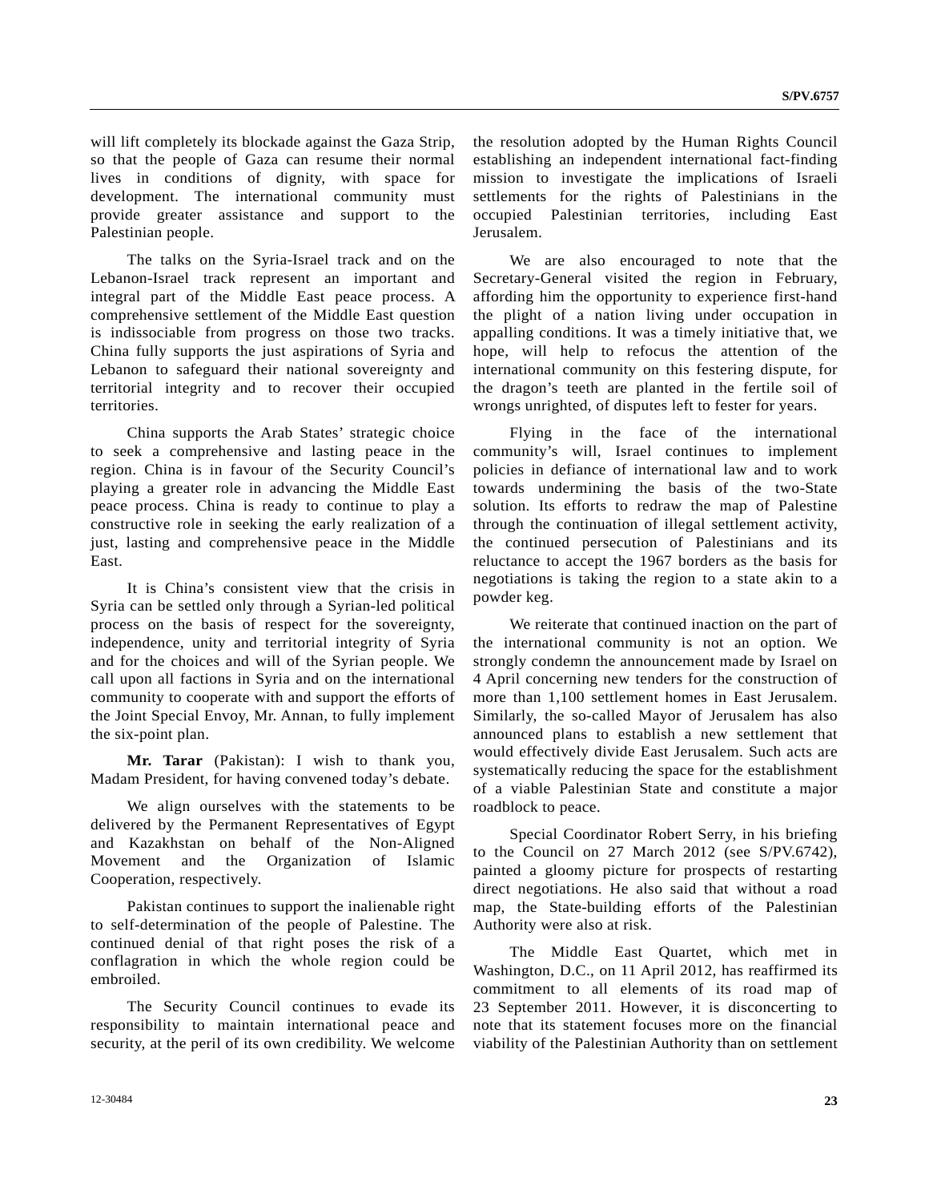will lift completely its blockade against the Gaza Strip, so that the people of Gaza can resume their normal lives in conditions of dignity, with space for development. The international community must provide greater assistance and support to the Palestinian people.

The talks on the Syria-Israel track and on the Lebanon-Israel track represent an important and integral part of the Middle East peace process. A comprehensive settlement of the Middle East question is indissociable from progress on those two tracks. China fully supports the just aspirations of Syria and Lebanon to safeguard their national sovereignty and territorial integrity and to recover their occupied territories.

China supports the Arab States' strategic choice to seek a comprehensive and lasting peace in the region. China is in favour of the Security Council's playing a greater role in advancing the Middle East peace process. China is ready to continue to play a constructive role in seeking the early realization of a just, lasting and comprehensive peace in the Middle East.

It is China's consistent view that the crisis in Syria can be settled only through a Syrian-led political process on the basis of respect for the sovereignty, independence, unity and territorial integrity of Syria and for the choices and will of the Syrian people. We call upon all factions in Syria and on the international community to cooperate with and support the efforts of the Joint Special Envoy, Mr. Annan, to fully implement the six-point plan.

**Mr. Tarar** (Pakistan): I wish to thank you, Madam President, for having convened today's debate.

We align ourselves with the statements to be delivered by the Permanent Representatives of Egypt and Kazakhstan on behalf of the Non-Aligned Movement and the Organization of Islamic Cooperation, respectively.

Pakistan continues to support the inalienable right to self-determination of the people of Palestine. The continued denial of that right poses the risk of a conflagration in which the whole region could be embroiled.

The Security Council continues to evade its responsibility to maintain international peace and security, at the peril of its own credibility. We welcome the resolution adopted by the Human Rights Council establishing an independent international fact-finding mission to investigate the implications of Israeli settlements for the rights of Palestinians in the occupied Palestinian territories, including East Jerusalem.

We are also encouraged to note that the Secretary-General visited the region in February, affording him the opportunity to experience first-hand the plight of a nation living under occupation in appalling conditions. It was a timely initiative that, we hope, will help to refocus the attention of the international community on this festering dispute, for the dragon's teeth are planted in the fertile soil of wrongs unrighted, of disputes left to fester for years.

Flying in the face of the international community's will, Israel continues to implement policies in defiance of international law and to work towards undermining the basis of the two-State solution. Its efforts to redraw the map of Palestine through the continuation of illegal settlement activity, the continued persecution of Palestinians and its reluctance to accept the 1967 borders as the basis for negotiations is taking the region to a state akin to a powder keg.

We reiterate that continued inaction on the part of the international community is not an option. We strongly condemn the announcement made by Israel on 4 April concerning new tenders for the construction of more than 1,100 settlement homes in East Jerusalem. Similarly, the so-called Mayor of Jerusalem has also announced plans to establish a new settlement that would effectively divide East Jerusalem. Such acts are systematically reducing the space for the establishment of a viable Palestinian State and constitute a major roadblock to peace.

Special Coordinator Robert Serry, in his briefing to the Council on 27 March 2012 (see S/PV.6742), painted a gloomy picture for prospects of restarting direct negotiations. He also said that without a road map, the State-building efforts of the Palestinian Authority were also at risk.

The Middle East Quartet, which met in Washington, D.C., on 11 April 2012, has reaffirmed its commitment to all elements of its road map of 23 September 2011. However, it is disconcerting to note that its statement focuses more on the financial viability of the Palestinian Authority than on settlement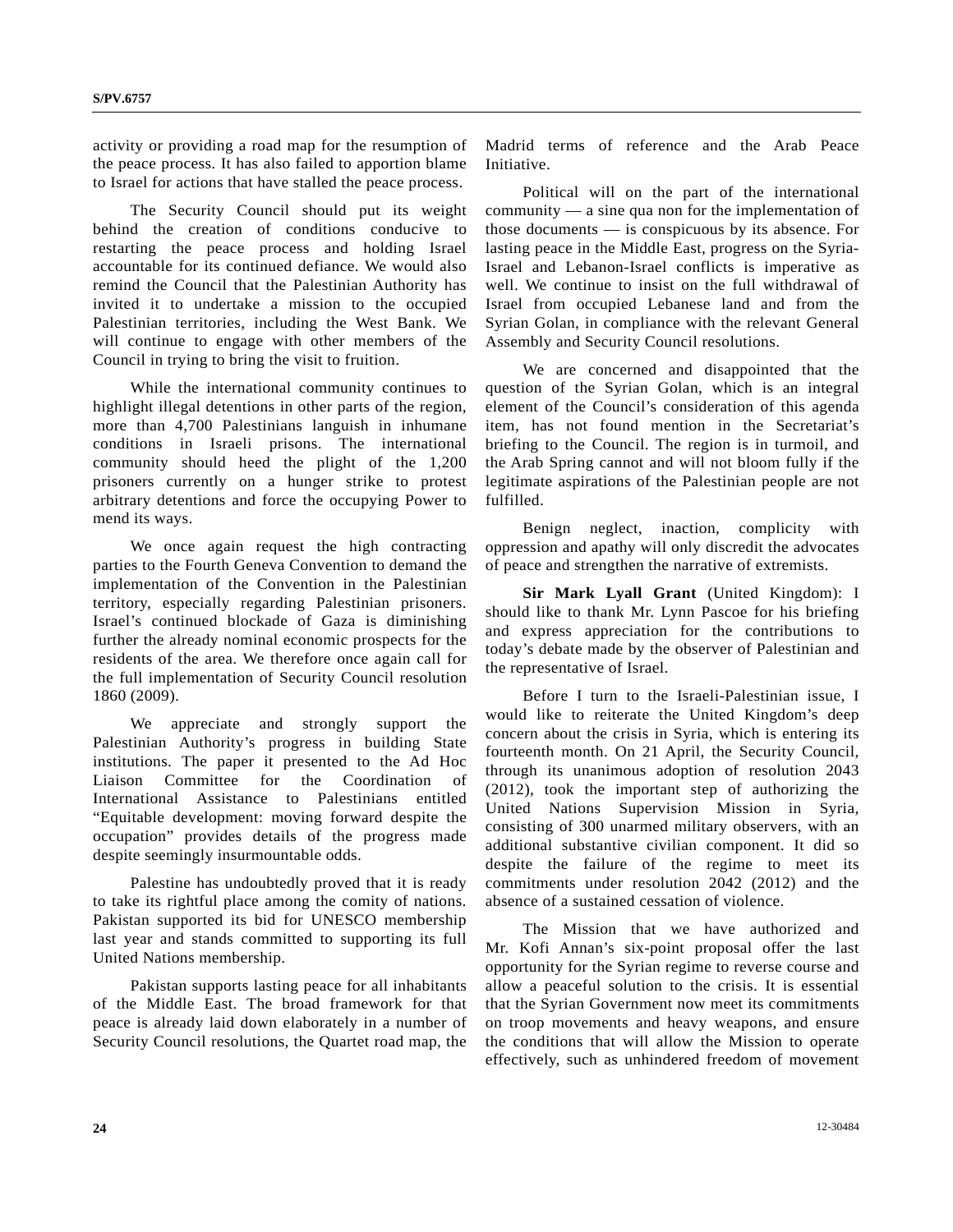activity or providing a road map for the resumption of the peace process. It has also failed to apportion blame to Israel for actions that have stalled the peace process.

The Security Council should put its weight behind the creation of conditions conducive to restarting the peace process and holding Israel accountable for its continued defiance. We would also remind the Council that the Palestinian Authority has invited it to undertake a mission to the occupied Palestinian territories, including the West Bank. We will continue to engage with other members of the Council in trying to bring the visit to fruition.

While the international community continues to highlight illegal detentions in other parts of the region, more than 4,700 Palestinians languish in inhumane conditions in Israeli prisons. The international community should heed the plight of the 1,200 prisoners currently on a hunger strike to protest arbitrary detentions and force the occupying Power to mend its ways.

We once again request the high contracting parties to the Fourth Geneva Convention to demand the implementation of the Convention in the Palestinian territory, especially regarding Palestinian prisoners. Israel's continued blockade of Gaza is diminishing further the already nominal economic prospects for the residents of the area. We therefore once again call for the full implementation of Security Council resolution 1860 (2009).

We appreciate and strongly support the Palestinian Authority's progress in building State institutions. The paper it presented to the Ad Hoc Liaison Committee for the Coordination of International Assistance to Palestinians entitled "Equitable development: moving forward despite the occupation" provides details of the progress made despite seemingly insurmountable odds.

Palestine has undoubtedly proved that it is ready to take its rightful place among the comity of nations. Pakistan supported its bid for UNESCO membership last year and stands committed to supporting its full United Nations membership.

Pakistan supports lasting peace for all inhabitants of the Middle East. The broad framework for that peace is already laid down elaborately in a number of Security Council resolutions, the Quartet road map, the Madrid terms of reference and the Arab Peace Initiative.

Political will on the part of the international community — a sine qua non for the implementation of those documents — is conspicuous by its absence. For lasting peace in the Middle East, progress on the Syria-Israel and Lebanon-Israel conflicts is imperative as well. We continue to insist on the full withdrawal of Israel from occupied Lebanese land and from the Syrian Golan, in compliance with the relevant General Assembly and Security Council resolutions.

We are concerned and disappointed that the question of the Syrian Golan, which is an integral element of the Council's consideration of this agenda item, has not found mention in the Secretariat's briefing to the Council. The region is in turmoil, and the Arab Spring cannot and will not bloom fully if the legitimate aspirations of the Palestinian people are not fulfilled.

Benign neglect, inaction, complicity with oppression and apathy will only discredit the advocates of peace and strengthen the narrative of extremists.

**Sir Mark Lyall Grant** (United Kingdom): I should like to thank Mr. Lynn Pascoe for his briefing and express appreciation for the contributions to today's debate made by the observer of Palestinian and the representative of Israel.

Before I turn to the Israeli-Palestinian issue, I would like to reiterate the United Kingdom's deep concern about the crisis in Syria, which is entering its fourteenth month. On 21 April, the Security Council, through its unanimous adoption of resolution 2043 (2012), took the important step of authorizing the United Nations Supervision Mission in Syria, consisting of 300 unarmed military observers, with an additional substantive civilian component. It did so despite the failure of the regime to meet its commitments under resolution 2042 (2012) and the absence of a sustained cessation of violence.

The Mission that we have authorized and Mr. Kofi Annan's six-point proposal offer the last opportunity for the Syrian regime to reverse course and allow a peaceful solution to the crisis. It is essential that the Syrian Government now meet its commitments on troop movements and heavy weapons, and ensure the conditions that will allow the Mission to operate effectively, such as unhindered freedom of movement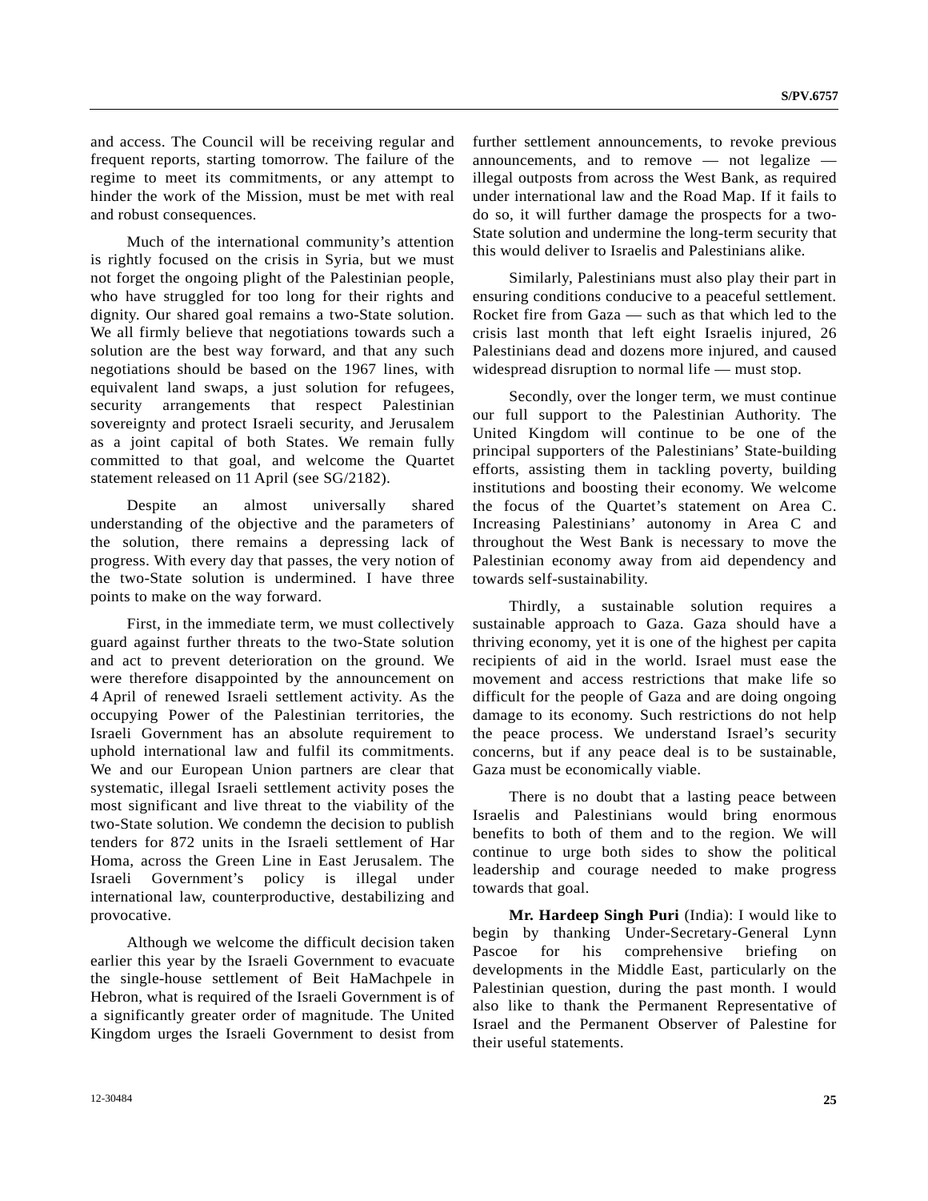and access. The Council will be receiving regular and frequent reports, starting tomorrow. The failure of the regime to meet its commitments, or any attempt to hinder the work of the Mission, must be met with real and robust consequences.

Much of the international community's attention is rightly focused on the crisis in Syria, but we must not forget the ongoing plight of the Palestinian people, who have struggled for too long for their rights and dignity. Our shared goal remains a two-State solution. We all firmly believe that negotiations towards such a solution are the best way forward, and that any such negotiations should be based on the 1967 lines, with equivalent land swaps, a just solution for refugees, security arrangements that respect Palestinian sovereignty and protect Israeli security, and Jerusalem as a joint capital of both States. We remain fully committed to that goal, and welcome the Quartet statement released on 11 April (see SG/2182).

Despite an almost universally shared understanding of the objective and the parameters of the solution, there remains a depressing lack of progress. With every day that passes, the very notion of the two-State solution is undermined. I have three points to make on the way forward.

First, in the immediate term, we must collectively guard against further threats to the two-State solution and act to prevent deterioration on the ground. We were therefore disappointed by the announcement on 4 April of renewed Israeli settlement activity. As the occupying Power of the Palestinian territories, the Israeli Government has an absolute requirement to uphold international law and fulfil its commitments. We and our European Union partners are clear that systematic, illegal Israeli settlement activity poses the most significant and live threat to the viability of the two-State solution. We condemn the decision to publish tenders for 872 units in the Israeli settlement of Har Homa, across the Green Line in East Jerusalem. The Israeli Government's policy is illegal under international law, counterproductive, destabilizing and provocative.

Although we welcome the difficult decision taken earlier this year by the Israeli Government to evacuate the single-house settlement of Beit HaMachpele in Hebron, what is required of the Israeli Government is of a significantly greater order of magnitude. The United Kingdom urges the Israeli Government to desist from further settlement announcements, to revoke previous announcements, and to remove — not legalize — illegal outposts from across the West Bank, as required under international law and the Road Map. If it fails to do so, it will further damage the prospects for a two-State solution and undermine the long-term security that this would deliver to Israelis and Palestinians alike.

Similarly, Palestinians must also play their part in ensuring conditions conducive to a peaceful settlement. Rocket fire from Gaza — such as that which led to the crisis last month that left eight Israelis injured, 26 Palestinians dead and dozens more injured, and caused widespread disruption to normal life — must stop.

Secondly, over the longer term, we must continue our full support to the Palestinian Authority. The United Kingdom will continue to be one of the principal supporters of the Palestinians' State-building efforts, assisting them in tackling poverty, building institutions and boosting their economy. We welcome the focus of the Quartet's statement on Area C. Increasing Palestinians' autonomy in Area C and throughout the West Bank is necessary to move the Palestinian economy away from aid dependency and towards self-sustainability.

Thirdly, a sustainable solution requires a sustainable approach to Gaza. Gaza should have a thriving economy, yet it is one of the highest per capita recipients of aid in the world. Israel must ease the movement and access restrictions that make life so difficult for the people of Gaza and are doing ongoing damage to its economy. Such restrictions do not help the peace process. We understand Israel's security concerns, but if any peace deal is to be sustainable, Gaza must be economically viable.

There is no doubt that a lasting peace between Israelis and Palestinians would bring enormous benefits to both of them and to the region. We will continue to urge both sides to show the political leadership and courage needed to make progress towards that goal.

**Mr. Hardeep Singh Puri** (India): I would like to begin by thanking Under-Secretary-General Lynn Pascoe for his comprehensive briefing on developments in the Middle East, particularly on the Palestinian question, during the past month. I would also like to thank the Permanent Representative of Israel and the Permanent Observer of Palestine for their useful statements.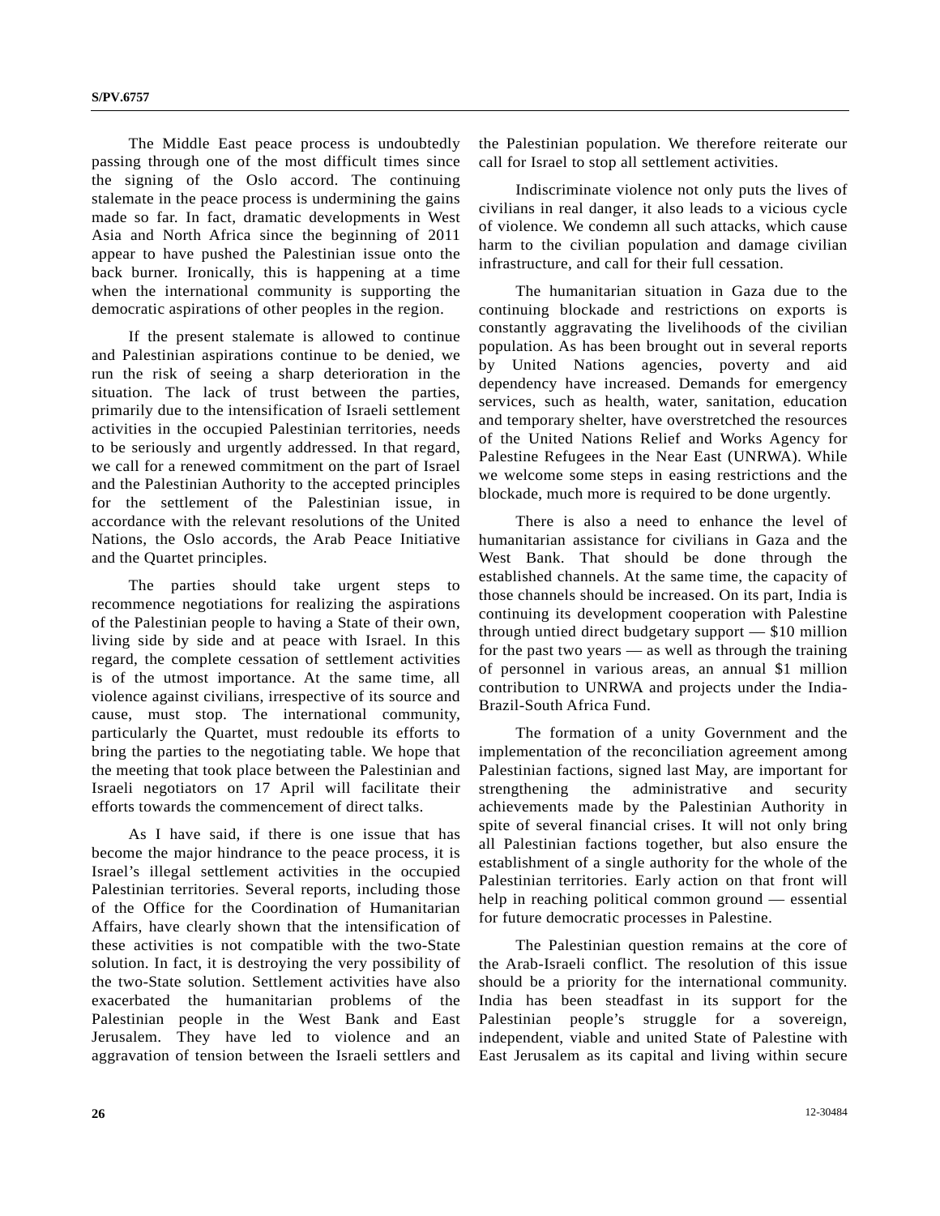The Middle East peace process is undoubtedly passing through one of the most difficult times since the signing of the Oslo accord. The continuing stalemate in the peace process is undermining the gains made so far. In fact, dramatic developments in West Asia and North Africa since the beginning of 2011 appear to have pushed the Palestinian issue onto the back burner. Ironically, this is happening at a time when the international community is supporting the democratic aspirations of other peoples in the region.

If the present stalemate is allowed to continue and Palestinian aspirations continue to be denied, we run the risk of seeing a sharp deterioration in the situation. The lack of trust between the parties, primarily due to the intensification of Israeli settlement activities in the occupied Palestinian territories, needs to be seriously and urgently addressed. In that regard, we call for a renewed commitment on the part of Israel and the Palestinian Authority to the accepted principles for the settlement of the Palestinian issue, in accordance with the relevant resolutions of the United Nations, the Oslo accords, the Arab Peace Initiative and the Quartet principles.

The parties should take urgent steps to recommence negotiations for realizing the aspirations of the Palestinian people to having a State of their own, living side by side and at peace with Israel. In this regard, the complete cessation of settlement activities is of the utmost importance. At the same time, all violence against civilians, irrespective of its source and cause, must stop. The international community, particularly the Quartet, must redouble its efforts to bring the parties to the negotiating table. We hope that the meeting that took place between the Palestinian and Israeli negotiators on 17 April will facilitate their efforts towards the commencement of direct talks.

As I have said, if there is one issue that has become the major hindrance to the peace process, it is Israel's illegal settlement activities in the occupied Palestinian territories. Several reports, including those of the Office for the Coordination of Humanitarian Affairs, have clearly shown that the intensification of these activities is not compatible with the two-State solution. In fact, it is destroying the very possibility of the two-State solution. Settlement activities have also exacerbated the humanitarian problems of the Palestinian people in the West Bank and East Jerusalem. They have led to violence and an aggravation of tension between the Israeli settlers and the Palestinian population. We therefore reiterate our call for Israel to stop all settlement activities.

Indiscriminate violence not only puts the lives of civilians in real danger, it also leads to a vicious cycle of violence. We condemn all such attacks, which cause harm to the civilian population and damage civilian infrastructure, and call for their full cessation.

The humanitarian situation in Gaza due to the continuing blockade and restrictions on exports is constantly aggravating the livelihoods of the civilian population. As has been brought out in several reports by United Nations agencies, poverty and aid dependency have increased. Demands for emergency services, such as health, water, sanitation, education and temporary shelter, have overstretched the resources of the United Nations Relief and Works Agency for Palestine Refugees in the Near East (UNRWA). While we welcome some steps in easing restrictions and the blockade, much more is required to be done urgently.

There is also a need to enhance the level of humanitarian assistance for civilians in Gaza and the West Bank. That should be done through the established channels. At the same time, the capacity of those channels should be increased. On its part, India is continuing its development cooperation with Palestine through untied direct budgetary support — $10 million for the past two years — as well as through the training of personnel in various areas, an annual $1 million contribution to UNRWA and projects under the India-Brazil-South Africa Fund.

The formation of a unity Government and the implementation of the reconciliation agreement among Palestinian factions, signed last May, are important for strengthening the administrative and security achievements made by the Palestinian Authority in spite of several financial crises. It will not only bring all Palestinian factions together, but also ensure the establishment of a single authority for the whole of the Palestinian territories. Early action on that front will help in reaching political common ground — essential for future democratic processes in Palestine.

The Palestinian question remains at the core of the Arab-Israeli conflict. The resolution of this issue should be a priority for the international community. India has been steadfast in its support for the Palestinian people's struggle for a sovereign, independent, viable and united State of Palestine with East Jerusalem as its capital and living within secure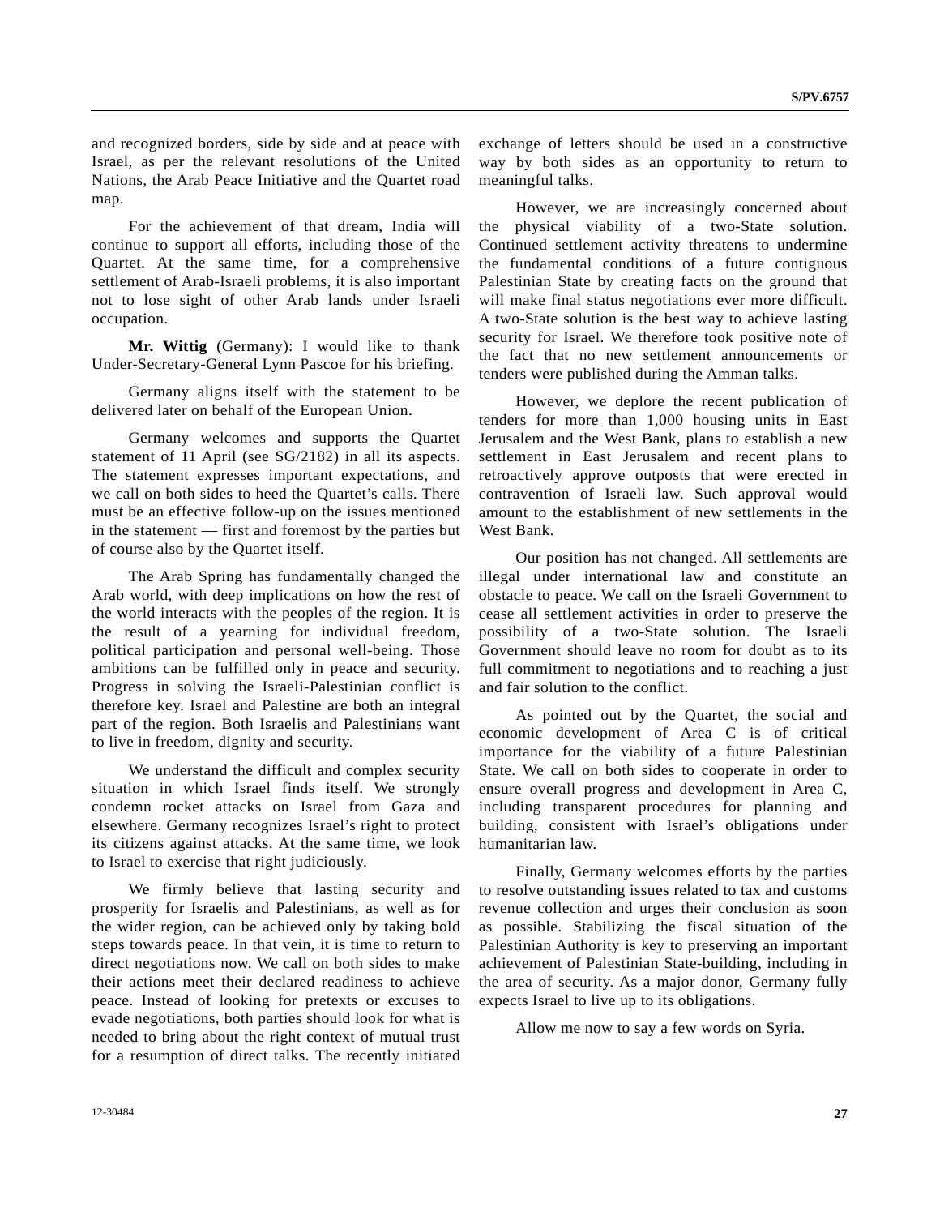and recognized borders, side by side and at peace with Israel, as per the relevant resolutions of the United Nations, the Arab Peace Initiative and the Quartet road map.

For the achievement of that dream, India will continue to support all efforts, including those of the Quartet. At the same time, for a comprehensive settlement of Arab-Israeli problems, it is also important not to lose sight of other Arab lands under Israeli occupation.

**Mr. Wittig** (Germany): I would like to thank Under-Secretary-General Lynn Pascoe for his briefing.

Germany aligns itself with the statement to be delivered later on behalf of the European Union.

Germany welcomes and supports the Quartet statement of 11 April (see SG/2182) in all its aspects. The statement expresses important expectations, and we call on both sides to heed the Quartet's calls. There must be an effective follow-up on the issues mentioned in the statement — first and foremost by the parties but of course also by the Quartet itself.

The Arab Spring has fundamentally changed the Arab world, with deep implications on how the rest of the world interacts with the peoples of the region. It is the result of a yearning for individual freedom, political participation and personal well-being. Those ambitions can be fulfilled only in peace and security. Progress in solving the Israeli-Palestinian conflict is therefore key. Israel and Palestine are both an integral part of the region. Both Israelis and Palestinians want to live in freedom, dignity and security.

We understand the difficult and complex security situation in which Israel finds itself. We strongly condemn rocket attacks on Israel from Gaza and elsewhere. Germany recognizes Israel's right to protect its citizens against attacks. At the same time, we look to Israel to exercise that right judiciously.

We firmly believe that lasting security and prosperity for Israelis and Palestinians, as well as for the wider region, can be achieved only by taking bold steps towards peace. In that vein, it is time to return to direct negotiations now. We call on both sides to make their actions meet their declared readiness to achieve peace. Instead of looking for pretexts or excuses to evade negotiations, both parties should look for what is needed to bring about the right context of mutual trust for a resumption of direct talks. The recently initiated exchange of letters should be used in a constructive way by both sides as an opportunity to return to meaningful talks.

However, we are increasingly concerned about the physical viability of a two-State solution. Continued settlement activity threatens to undermine the fundamental conditions of a future contiguous Palestinian State by creating facts on the ground that will make final status negotiations ever more difficult. A two-State solution is the best way to achieve lasting security for Israel. We therefore took positive note of the fact that no new settlement announcements or tenders were published during the Amman talks.

However, we deplore the recent publication of tenders for more than 1,000 housing units in East Jerusalem and the West Bank, plans to establish a new settlement in East Jerusalem and recent plans to retroactively approve outposts that were erected in contravention of Israeli law. Such approval would amount to the establishment of new settlements in the West Bank.

Our position has not changed. All settlements are illegal under international law and constitute an obstacle to peace. We call on the Israeli Government to cease all settlement activities in order to preserve the possibility of a two-State solution. The Israeli Government should leave no room for doubt as to its full commitment to negotiations and to reaching a just and fair solution to the conflict.

As pointed out by the Quartet, the social and economic development of Area C is of critical importance for the viability of a future Palestinian State. We call on both sides to cooperate in order to ensure overall progress and development in Area C, including transparent procedures for planning and building, consistent with Israel's obligations under humanitarian law.

Finally, Germany welcomes efforts by the parties to resolve outstanding issues related to tax and customs revenue collection and urges their conclusion as soon as possible. Stabilizing the fiscal situation of the Palestinian Authority is key to preserving an important achievement of Palestinian State-building, including in the area of security. As a major donor, Germany fully expects Israel to live up to its obligations.

Allow me now to say a few words on Syria.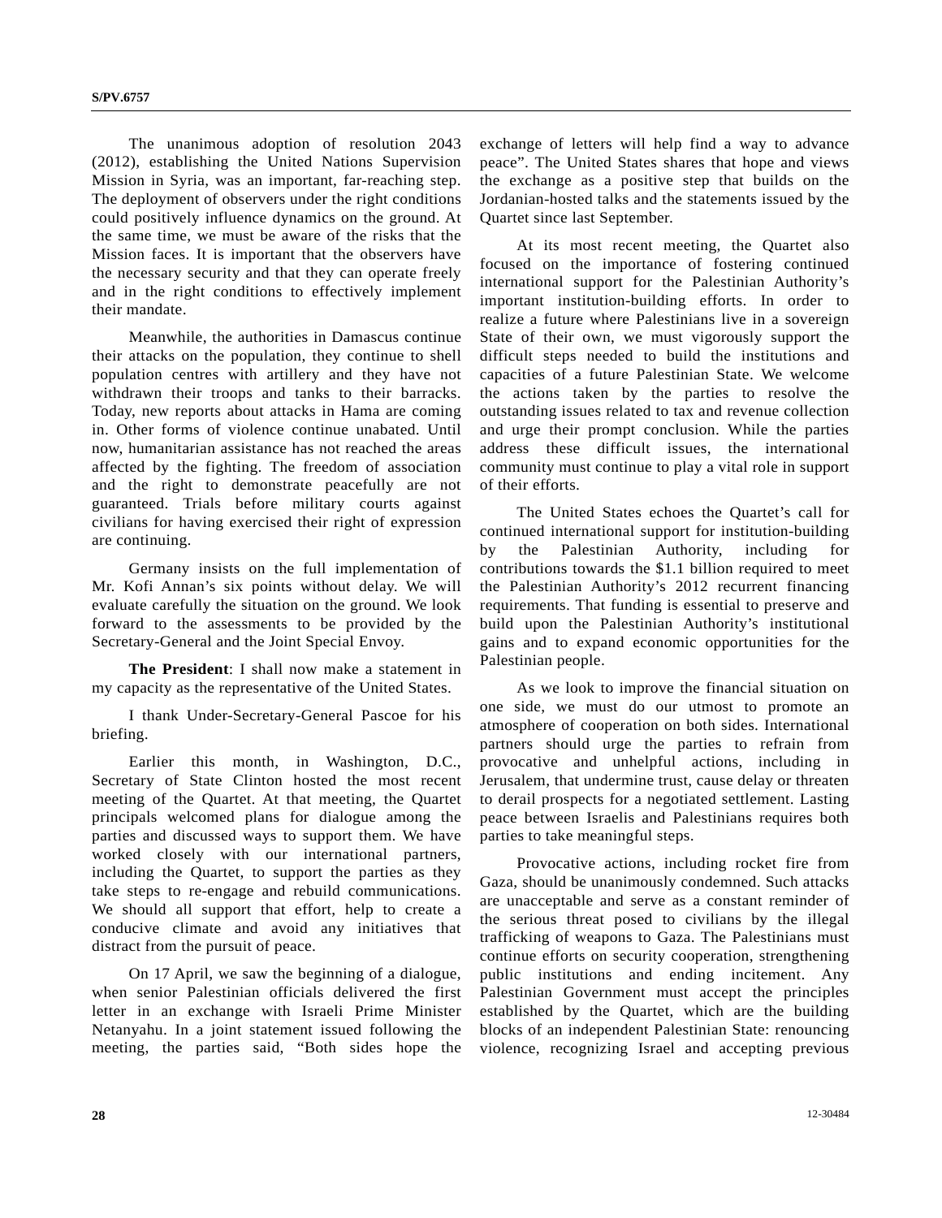The unanimous adoption of resolution 2043 (2012), establishing the United Nations Supervision Mission in Syria, was an important, far-reaching step. The deployment of observers under the right conditions could positively influence dynamics on the ground. At the same time, we must be aware of the risks that the Mission faces. It is important that the observers have the necessary security and that they can operate freely and in the right conditions to effectively implement their mandate.

Meanwhile, the authorities in Damascus continue their attacks on the population, they continue to shell population centres with artillery and they have not withdrawn their troops and tanks to their barracks. Today, new reports about attacks in Hama are coming in. Other forms of violence continue unabated. Until now, humanitarian assistance has not reached the areas affected by the fighting. The freedom of association and the right to demonstrate peacefully are not guaranteed. Trials before military courts against civilians for having exercised their right of expression are continuing.

Germany insists on the full implementation of Mr. Kofi Annan's six points without delay. We will evaluate carefully the situation on the ground. We look forward to the assessments to be provided by the Secretary-General and the Joint Special Envoy.

**The President**: I shall now make a statement in my capacity as the representative of the United States.

I thank Under-Secretary-General Pascoe for his briefing.

Earlier this month, in Washington, D.C., Secretary of State Clinton hosted the most recent meeting of the Quartet. At that meeting, the Quartet principals welcomed plans for dialogue among the parties and discussed ways to support them. We have worked closely with our international partners, including the Quartet, to support the parties as they take steps to re-engage and rebuild communications. We should all support that effort, help to create a conducive climate and avoid any initiatives that distract from the pursuit of peace.

On 17 April, we saw the beginning of a dialogue, when senior Palestinian officials delivered the first letter in an exchange with Israeli Prime Minister Netanyahu. In a joint statement issued following the meeting, the parties said, "Both sides hope the exchange of letters will help find a way to advance peace". The United States shares that hope and views the exchange as a positive step that builds on the Jordanian-hosted talks and the statements issued by the Quartet since last September.

At its most recent meeting, the Quartet also focused on the importance of fostering continued international support for the Palestinian Authority's important institution-building efforts. In order to realize a future where Palestinians live in a sovereign State of their own, we must vigorously support the difficult steps needed to build the institutions and capacities of a future Palestinian State. We welcome the actions taken by the parties to resolve the outstanding issues related to tax and revenue collection and urge their prompt conclusion. While the parties address these difficult issues, the international community must continue to play a vital role in support of their efforts.

The United States echoes the Quartet's call for continued international support for institution-building by the Palestinian Authority, including for contributions towards the $1.1 billion required to meet the Palestinian Authority's 2012 recurrent financing requirements. That funding is essential to preserve and build upon the Palestinian Authority's institutional gains and to expand economic opportunities for the Palestinian people.

As we look to improve the financial situation on one side, we must do our utmost to promote an atmosphere of cooperation on both sides. International partners should urge the parties to refrain from provocative and unhelpful actions, including in Jerusalem, that undermine trust, cause delay or threaten to derail prospects for a negotiated settlement. Lasting peace between Israelis and Palestinians requires both parties to take meaningful steps.

Provocative actions, including rocket fire from Gaza, should be unanimously condemned. Such attacks are unacceptable and serve as a constant reminder of the serious threat posed to civilians by the illegal trafficking of weapons to Gaza. The Palestinians must continue efforts on security cooperation, strengthening public institutions and ending incitement. Any Palestinian Government must accept the principles established by the Quartet, which are the building blocks of an independent Palestinian State: renouncing violence, recognizing Israel and accepting previous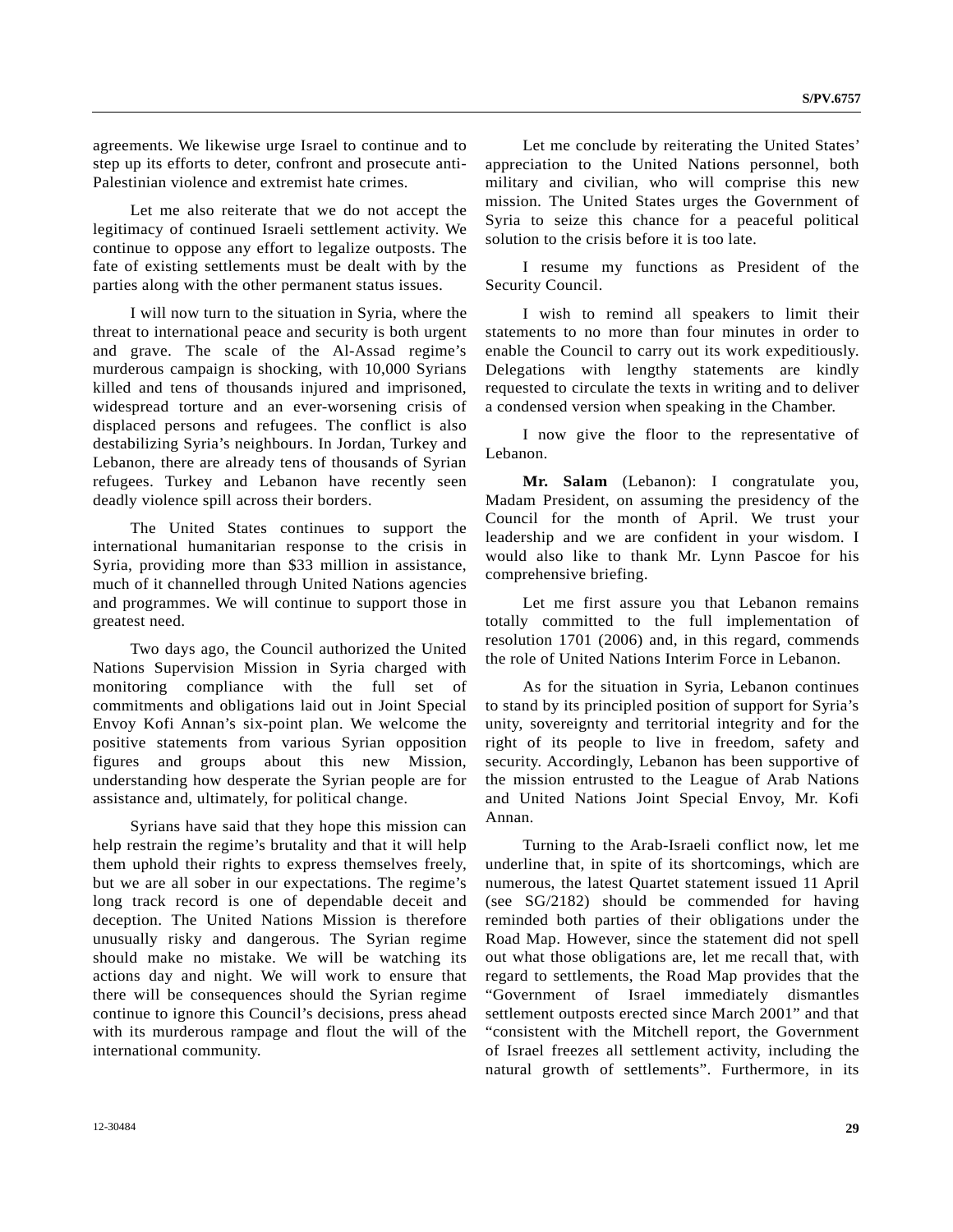agreements. We likewise urge Israel to continue and to step up its efforts to deter, confront and prosecute anti-Palestinian violence and extremist hate crimes.

Let me also reiterate that we do not accept the legitimacy of continued Israeli settlement activity. We continue to oppose any effort to legalize outposts. The fate of existing settlements must be dealt with by the parties along with the other permanent status issues.

I will now turn to the situation in Syria, where the threat to international peace and security is both urgent and grave. The scale of the Al-Assad regime's murderous campaign is shocking, with 10,000 Syrians killed and tens of thousands injured and imprisoned, widespread torture and an ever-worsening crisis of displaced persons and refugees. The conflict is also destabilizing Syria's neighbours. In Jordan, Turkey and Lebanon, there are already tens of thousands of Syrian refugees. Turkey and Lebanon have recently seen deadly violence spill across their borders.

The United States continues to support the international humanitarian response to the crisis in Syria, providing more than $33 million in assistance, much of it channelled through United Nations agencies and programmes. We will continue to support those in greatest need.

Two days ago, the Council authorized the United Nations Supervision Mission in Syria charged with monitoring compliance with the full set of commitments and obligations laid out in Joint Special Envoy Kofi Annan's six-point plan. We welcome the positive statements from various Syrian opposition figures and groups about this new Mission, understanding how desperate the Syrian people are for assistance and, ultimately, for political change.

Syrians have said that they hope this mission can help restrain the regime's brutality and that it will help them uphold their rights to express themselves freely, but we are all sober in our expectations. The regime's long track record is one of dependable deceit and deception. The United Nations Mission is therefore unusually risky and dangerous. The Syrian regime should make no mistake. We will be watching its actions day and night. We will work to ensure that there will be consequences should the Syrian regime continue to ignore this Council's decisions, press ahead with its murderous rampage and flout the will of the international community.

Let me conclude by reiterating the United States' appreciation to the United Nations personnel, both military and civilian, who will comprise this new mission. The United States urges the Government of Syria to seize this chance for a peaceful political solution to the crisis before it is too late.

I resume my functions as President of the Security Council.

I wish to remind all speakers to limit their statements to no more than four minutes in order to enable the Council to carry out its work expeditiously. Delegations with lengthy statements are kindly requested to circulate the texts in writing and to deliver a condensed version when speaking in the Chamber.

I now give the floor to the representative of Lebanon.

**Mr. Salam** (Lebanon): I congratulate you, Madam President, on assuming the presidency of the Council for the month of April. We trust your leadership and we are confident in your wisdom. I would also like to thank Mr. Lynn Pascoe for his comprehensive briefing.

Let me first assure you that Lebanon remains totally committed to the full implementation of resolution 1701 (2006) and, in this regard, commends the role of United Nations Interim Force in Lebanon.

As for the situation in Syria, Lebanon continues to stand by its principled position of support for Syria's unity, sovereignty and territorial integrity and for the right of its people to live in freedom, safety and security. Accordingly, Lebanon has been supportive of the mission entrusted to the League of Arab Nations and United Nations Joint Special Envoy, Mr. Kofi Annan.

Turning to the Arab-Israeli conflict now, let me underline that, in spite of its shortcomings, which are numerous, the latest Quartet statement issued 11 April (see SG/2182) should be commended for having reminded both parties of their obligations under the Road Map. However, since the statement did not spell out what those obligations are, let me recall that, with regard to settlements, the Road Map provides that the "Government of Israel immediately dismantles settlement outposts erected since March 2001" and that "consistent with the Mitchell report, the Government of Israel freezes all settlement activity, including the natural growth of settlements". Furthermore, in its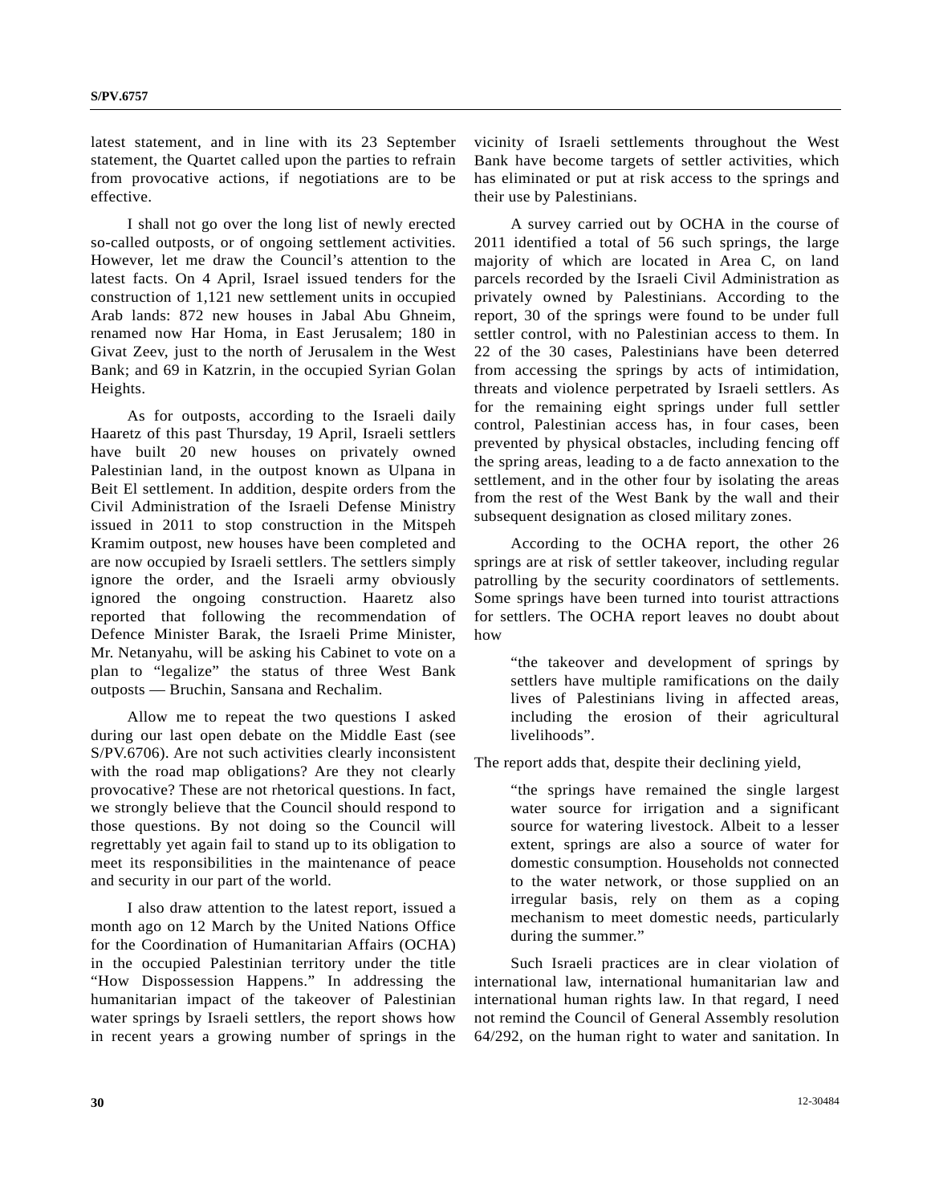latest statement, and in line with its 23 September statement, the Quartet called upon the parties to refrain from provocative actions, if negotiations are to be effective.

I shall not go over the long list of newly erected so-called outposts, or of ongoing settlement activities. However, let me draw the Council's attention to the latest facts. On 4 April, Israel issued tenders for the construction of 1,121 new settlement units in occupied Arab lands: 872 new houses in Jabal Abu Ghneim, renamed now Har Homa, in East Jerusalem; 180 in Givat Zeev, just to the north of Jerusalem in the West Bank; and 69 in Katzrin, in the occupied Syrian Golan Heights.

As for outposts, according to the Israeli daily Haaretz of this past Thursday, 19 April, Israeli settlers have built 20 new houses on privately owned Palestinian land, in the outpost known as Ulpana in Beit El settlement. In addition, despite orders from the Civil Administration of the Israeli Defense Ministry issued in 2011 to stop construction in the Mitspeh Kramim outpost, new houses have been completed and are now occupied by Israeli settlers. The settlers simply ignore the order, and the Israeli army obviously ignored the ongoing construction. Haaretz also reported that following the recommendation of Defence Minister Barak, the Israeli Prime Minister, Mr. Netanyahu, will be asking his Cabinet to vote on a plan to "legalize" the status of three West Bank outposts — Bruchin, Sansana and Rechalim.

Allow me to repeat the two questions I asked during our last open debate on the Middle East (see S/PV.6706). Are not such activities clearly inconsistent with the road map obligations? Are they not clearly provocative? These are not rhetorical questions. In fact, we strongly believe that the Council should respond to those questions. By not doing so the Council will regrettably yet again fail to stand up to its obligation to meet its responsibilities in the maintenance of peace and security in our part of the world.

I also draw attention to the latest report, issued a month ago on 12 March by the United Nations Office for the Coordination of Humanitarian Affairs (OCHA) in the occupied Palestinian territory under the title "How Dispossession Happens." In addressing the humanitarian impact of the takeover of Palestinian water springs by Israeli settlers, the report shows how in recent years a growing number of springs in the vicinity of Israeli settlements throughout the West Bank have become targets of settler activities, which has eliminated or put at risk access to the springs and their use by Palestinians.

A survey carried out by OCHA in the course of 2011 identified a total of 56 such springs, the large majority of which are located in Area C, on land parcels recorded by the Israeli Civil Administration as privately owned by Palestinians. According to the report, 30 of the springs were found to be under full settler control, with no Palestinian access to them. In 22 of the 30 cases, Palestinians have been deterred from accessing the springs by acts of intimidation, threats and violence perpetrated by Israeli settlers. As for the remaining eight springs under full settler control, Palestinian access has, in four cases, been prevented by physical obstacles, including fencing off the spring areas, leading to a de facto annexation to the settlement, and in the other four by isolating the areas from the rest of the West Bank by the wall and their subsequent designation as closed military zones.

According to the OCHA report, the other 26 springs are at risk of settler takeover, including regular patrolling by the security coordinators of settlements. Some springs have been turned into tourist attractions for settlers. The OCHA report leaves no doubt about how

> "the takeover and development of springs by settlers have multiple ramifications on the daily lives of Palestinians living in affected areas, including the erosion of their agricultural livelihoods".

The report adds that, despite their declining yield,

> "the springs have remained the single largest water source for irrigation and a significant source for watering livestock. Albeit to a lesser extent, springs are also a source of water for domestic consumption. Households not connected to the water network, or those supplied on an irregular basis, rely on them as a coping mechanism to meet domestic needs, particularly during the summer."

Such Israeli practices are in clear violation of international law, international humanitarian law and international human rights law. In that regard, I need not remind the Council of General Assembly resolution 64/292, on the human right to water and sanitation. In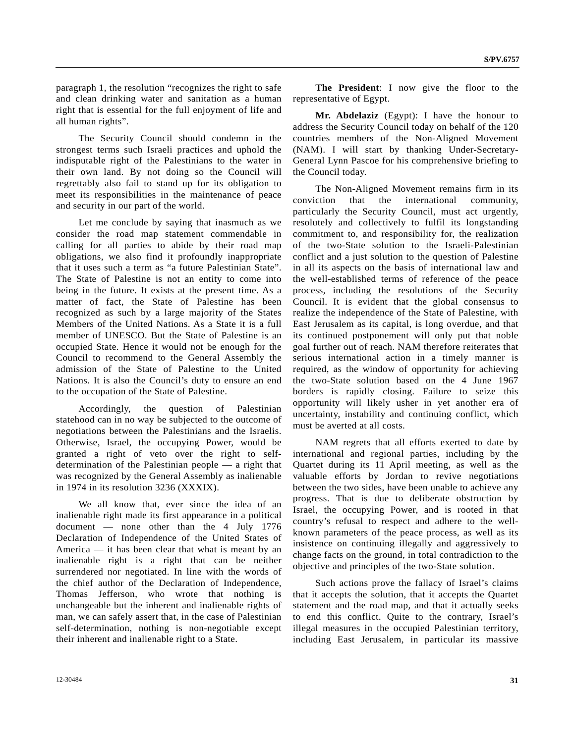paragraph 1, the resolution "recognizes the right to safe and clean drinking water and sanitation as a human right that is essential for the full enjoyment of life and all human rights".

The Security Council should condemn in the strongest terms such Israeli practices and uphold the indisputable right of the Palestinians to the water in their own land. By not doing so the Council will regrettably also fail to stand up for its obligation to meet its responsibilities in the maintenance of peace and security in our part of the world.

Let me conclude by saying that inasmuch as we consider the road map statement commendable in calling for all parties to abide by their road map obligations, we also find it profoundly inappropriate that it uses such a term as "a future Palestinian State". The State of Palestine is not an entity to come into being in the future. It exists at the present time. As a matter of fact, the State of Palestine has been recognized as such by a large majority of the States Members of the United Nations. As a State it is a full member of UNESCO. But the State of Palestine is an occupied State. Hence it would not be enough for the Council to recommend to the General Assembly the admission of the State of Palestine to the United Nations. It is also the Council's duty to ensure an end to the occupation of the State of Palestine.

Accordingly, the question of Palestinian statehood can in no way be subjected to the outcome of negotiations between the Palestinians and the Israelis. Otherwise, Israel, the occupying Power, would be granted a right of veto over the right to self-determination of the Palestinian people — a right that was recognized by the General Assembly as inalienable in 1974 in its resolution 3236 (XXXIX).

We all know that, ever since the idea of an inalienable right made its first appearance in a political document — none other than the 4 July 1776 Declaration of Independence of the United States of America — it has been clear that what is meant by an inalienable right is a right that can be neither surrendered nor negotiated. In line with the words of the chief author of the Declaration of Independence, Thomas Jefferson, who wrote that nothing is unchangeable but the inherent and inalienable rights of man, we can safely assert that, in the case of Palestinian self-determination, nothing is non-negotiable except their inherent and inalienable right to a State.

**The President**: I now give the floor to the representative of Egypt.

**Mr. Abdelaziz** (Egypt): I have the honour to address the Security Council today on behalf of the 120 countries members of the Non-Aligned Movement (NAM). I will start by thanking Under-Secretary-General Lynn Pascoe for his comprehensive briefing to the Council today.

The Non-Aligned Movement remains firm in its conviction that the international community, particularly the Security Council, must act urgently, resolutely and collectively to fulfil its longstanding commitment to, and responsibility for, the realization of the two-State solution to the Israeli-Palestinian conflict and a just solution to the question of Palestine in all its aspects on the basis of international law and the well-established terms of reference of the peace process, including the resolutions of the Security Council. It is evident that the global consensus to realize the independence of the State of Palestine, with East Jerusalem as its capital, is long overdue, and that its continued postponement will only put that noble goal further out of reach. NAM therefore reiterates that serious international action in a timely manner is required, as the window of opportunity for achieving the two-State solution based on the 4 June 1967 borders is rapidly closing. Failure to seize this opportunity will likely usher in yet another era of uncertainty, instability and continuing conflict, which must be averted at all costs.

NAM regrets that all efforts exerted to date by international and regional parties, including by the Quartet during its 11 April meeting, as well as the valuable efforts by Jordan to revive negotiations between the two sides, have been unable to achieve any progress. That is due to deliberate obstruction by Israel, the occupying Power, and is rooted in that country's refusal to respect and adhere to the well-known parameters of the peace process, as well as its insistence on continuing illegally and aggressively to change facts on the ground, in total contradiction to the objective and principles of the two-State solution.

Such actions prove the fallacy of Israel's claims that it accepts the solution, that it accepts the Quartet statement and the road map, and that it actually seeks to end this conflict. Quite to the contrary, Israel's illegal measures in the occupied Palestinian territory, including East Jerusalem, in particular its massive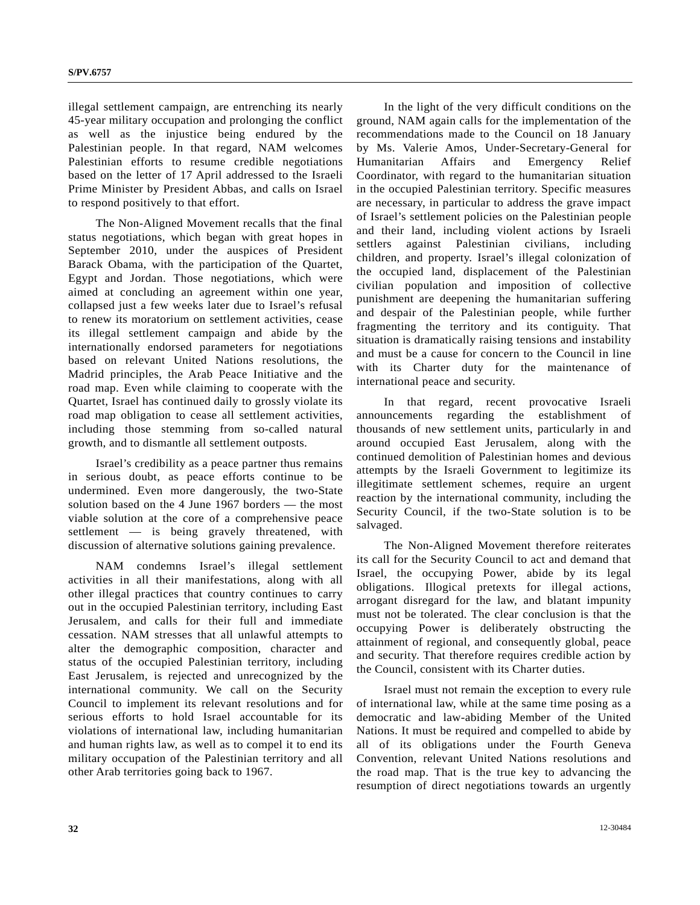illegal settlement campaign, are entrenching its nearly 45-year military occupation and prolonging the conflict as well as the injustice being endured by the Palestinian people. In that regard, NAM welcomes Palestinian efforts to resume credible negotiations based on the letter of 17 April addressed to the Israeli Prime Minister by President Abbas, and calls on Israel to respond positively to that effort.

The Non-Aligned Movement recalls that the final status negotiations, which began with great hopes in September 2010, under the auspices of President Barack Obama, with the participation of the Quartet, Egypt and Jordan. Those negotiations, which were aimed at concluding an agreement within one year, collapsed just a few weeks later due to Israel's refusal to renew its moratorium on settlement activities, cease its illegal settlement campaign and abide by the internationally endorsed parameters for negotiations based on relevant United Nations resolutions, the Madrid principles, the Arab Peace Initiative and the road map. Even while claiming to cooperate with the Quartet, Israel has continued daily to grossly violate its road map obligation to cease all settlement activities, including those stemming from so-called natural growth, and to dismantle all settlement outposts.

Israel's credibility as a peace partner thus remains in serious doubt, as peace efforts continue to be undermined. Even more dangerously, the two-State solution based on the 4 June 1967 borders — the most viable solution at the core of a comprehensive peace settlement — is being gravely threatened, with discussion of alternative solutions gaining prevalence.

NAM condemns Israel's illegal settlement activities in all their manifestations, along with all other illegal practices that country continues to carry out in the occupied Palestinian territory, including East Jerusalem, and calls for their full and immediate cessation. NAM stresses that all unlawful attempts to alter the demographic composition, character and status of the occupied Palestinian territory, including East Jerusalem, is rejected and unrecognized by the international community. We call on the Security Council to implement its relevant resolutions and for serious efforts to hold Israel accountable for its violations of international law, including humanitarian and human rights law, as well as to compel it to end its military occupation of the Palestinian territory and all other Arab territories going back to 1967.

In the light of the very difficult conditions on the ground, NAM again calls for the implementation of the recommendations made to the Council on 18 January by Ms. Valerie Amos, Under-Secretary-General for Humanitarian Affairs and Emergency Relief Coordinator, with regard to the humanitarian situation in the occupied Palestinian territory. Specific measures are necessary, in particular to address the grave impact of Israel's settlement policies on the Palestinian people and their land, including violent actions by Israeli settlers against Palestinian civilians, including children, and property. Israel's illegal colonization of the occupied land, displacement of the Palestinian civilian population and imposition of collective punishment are deepening the humanitarian suffering and despair of the Palestinian people, while further fragmenting the territory and its contiguity. That situation is dramatically raising tensions and instability and must be a cause for concern to the Council in line with its Charter duty for the maintenance of international peace and security.

In that regard, recent provocative Israeli announcements regarding the establishment of thousands of new settlement units, particularly in and around occupied East Jerusalem, along with the continued demolition of Palestinian homes and devious attempts by the Israeli Government to legitimize its illegitimate settlement schemes, require an urgent reaction by the international community, including the Security Council, if the two-State solution is to be salvaged.

The Non-Aligned Movement therefore reiterates its call for the Security Council to act and demand that Israel, the occupying Power, abide by its legal obligations. Illogical pretexts for illegal actions, arrogant disregard for the law, and blatant impunity must not be tolerated. The clear conclusion is that the occupying Power is deliberately obstructing the attainment of regional, and consequently global, peace and security. That therefore requires credible action by the Council, consistent with its Charter duties.

Israel must not remain the exception to every rule of international law, while at the same time posing as a democratic and law-abiding Member of the United Nations. It must be required and compelled to abide by all of its obligations under the Fourth Geneva Convention, relevant United Nations resolutions and the road map. That is the true key to advancing the resumption of direct negotiations towards an urgently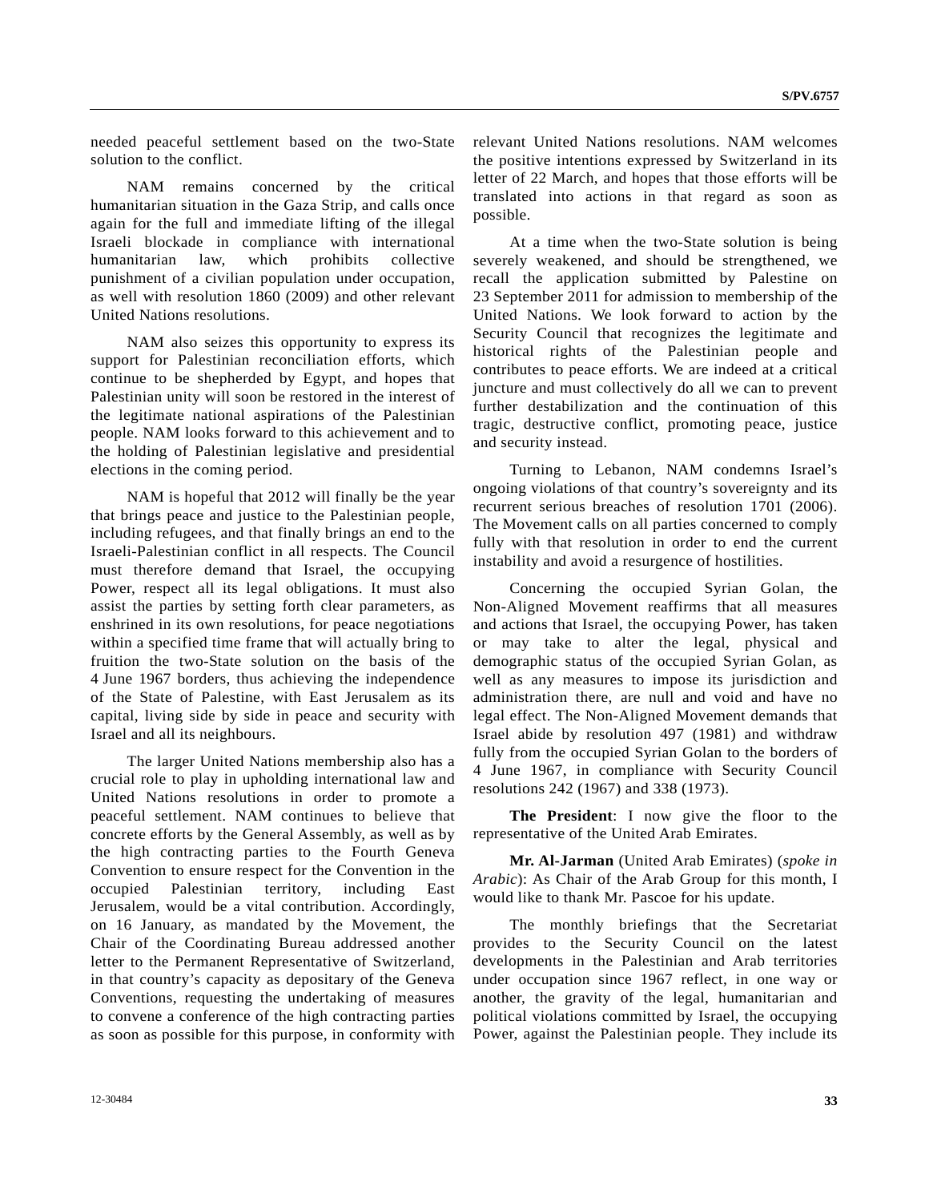needed peaceful settlement based on the two-State solution to the conflict.

NAM remains concerned by the critical humanitarian situation in the Gaza Strip, and calls once again for the full and immediate lifting of the illegal Israeli blockade in compliance with international humanitarian law, which prohibits collective punishment of a civilian population under occupation, as well with resolution 1860 (2009) and other relevant United Nations resolutions.

NAM also seizes this opportunity to express its support for Palestinian reconciliation efforts, which continue to be shepherded by Egypt, and hopes that Palestinian unity will soon be restored in the interest of the legitimate national aspirations of the Palestinian people. NAM looks forward to this achievement and to the holding of Palestinian legislative and presidential elections in the coming period.

NAM is hopeful that 2012 will finally be the year that brings peace and justice to the Palestinian people, including refugees, and that finally brings an end to the Israeli-Palestinian conflict in all respects. The Council must therefore demand that Israel, the occupying Power, respect all its legal obligations. It must also assist the parties by setting forth clear parameters, as enshrined in its own resolutions, for peace negotiations within a specified time frame that will actually bring to fruition the two-State solution on the basis of the 4 June 1967 borders, thus achieving the independence of the State of Palestine, with East Jerusalem as its capital, living side by side in peace and security with Israel and all its neighbours.

The larger United Nations membership also has a crucial role to play in upholding international law and United Nations resolutions in order to promote a peaceful settlement. NAM continues to believe that concrete efforts by the General Assembly, as well as by the high contracting parties to the Fourth Geneva Convention to ensure respect for the Convention in the occupied Palestinian territory, including East Jerusalem, would be a vital contribution. Accordingly, on 16 January, as mandated by the Movement, the Chair of the Coordinating Bureau addressed another letter to the Permanent Representative of Switzerland, in that country's capacity as depositary of the Geneva Conventions, requesting the undertaking of measures to convene a conference of the high contracting parties as soon as possible for this purpose, in conformity with relevant United Nations resolutions. NAM welcomes the positive intentions expressed by Switzerland in its letter of 22 March, and hopes that those efforts will be translated into actions in that regard as soon as possible.

At a time when the two-State solution is being severely weakened, and should be strengthened, we recall the application submitted by Palestine on 23 September 2011 for admission to membership of the United Nations. We look forward to action by the Security Council that recognizes the legitimate and historical rights of the Palestinian people and contributes to peace efforts. We are indeed at a critical juncture and must collectively do all we can to prevent further destabilization and the continuation of this tragic, destructive conflict, promoting peace, justice and security instead.

Turning to Lebanon, NAM condemns Israel's ongoing violations of that country's sovereignty and its recurrent serious breaches of resolution 1701 (2006). The Movement calls on all parties concerned to comply fully with that resolution in order to end the current instability and avoid a resurgence of hostilities.

Concerning the occupied Syrian Golan, the Non-Aligned Movement reaffirms that all measures and actions that Israel, the occupying Power, has taken or may take to alter the legal, physical and demographic status of the occupied Syrian Golan, as well as any measures to impose its jurisdiction and administration there, are null and void and have no legal effect. The Non-Aligned Movement demands that Israel abide by resolution 497 (1981) and withdraw fully from the occupied Syrian Golan to the borders of 4 June 1967, in compliance with Security Council resolutions 242 (1967) and 338 (1973).

**The President**: I now give the floor to the representative of the United Arab Emirates.

**Mr. Al-Jarman** (United Arab Emirates) (*spoke in Arabic*): As Chair of the Arab Group for this month, I would like to thank Mr. Pascoe for his update.

The monthly briefings that the Secretariat provides to the Security Council on the latest developments in the Palestinian and Arab territories under occupation since 1967 reflect, in one way or another, the gravity of the legal, humanitarian and political violations committed by Israel, the occupying Power, against the Palestinian people. They include its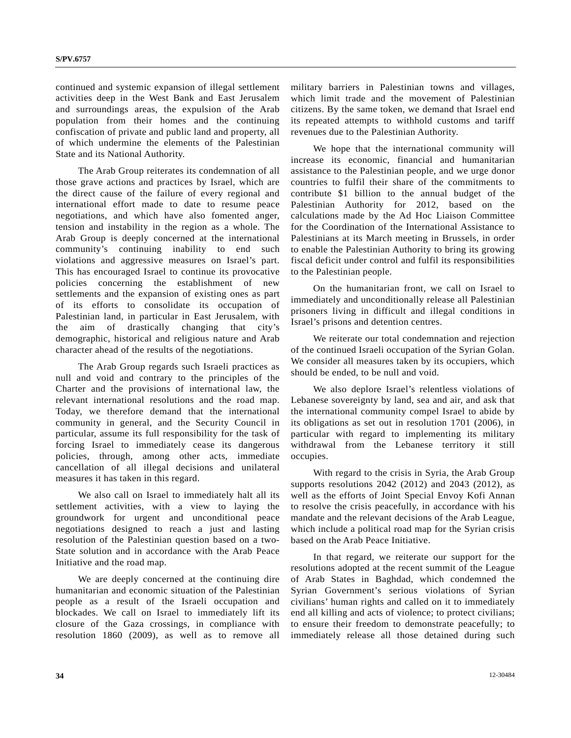continued and systemic expansion of illegal settlement activities deep in the West Bank and East Jerusalem and surroundings areas, the expulsion of the Arab population from their homes and the continuing confiscation of private and public land and property, all of which undermine the elements of the Palestinian State and its National Authority.

The Arab Group reiterates its condemnation of all those grave actions and practices by Israel, which are the direct cause of the failure of every regional and international effort made to date to resume peace negotiations, and which have also fomented anger, tension and instability in the region as a whole. The Arab Group is deeply concerned at the international community's continuing inability to end such violations and aggressive measures on Israel's part. This has encouraged Israel to continue its provocative policies concerning the establishment of new settlements and the expansion of existing ones as part of its efforts to consolidate its occupation of Palestinian land, in particular in East Jerusalem, with the aim of drastically changing that city's demographic, historical and religious nature and Arab character ahead of the results of the negotiations.

The Arab Group regards such Israeli practices as null and void and contrary to the principles of the Charter and the provisions of international law, the relevant international resolutions and the road map. Today, we therefore demand that the international community in general, and the Security Council in particular, assume its full responsibility for the task of forcing Israel to immediately cease its dangerous policies, through, among other acts, immediate cancellation of all illegal decisions and unilateral measures it has taken in this regard.

We also call on Israel to immediately halt all its settlement activities, with a view to laying the groundwork for urgent and unconditional peace negotiations designed to reach a just and lasting resolution of the Palestinian question based on a two-State solution and in accordance with the Arab Peace Initiative and the road map.

We are deeply concerned at the continuing dire humanitarian and economic situation of the Palestinian people as a result of the Israeli occupation and blockades. We call on Israel to immediately lift its closure of the Gaza crossings, in compliance with resolution 1860 (2009), as well as to remove all military barriers in Palestinian towns and villages, which limit trade and the movement of Palestinian citizens. By the same token, we demand that Israel end its repeated attempts to withhold customs and tariff revenues due to the Palestinian Authority.

We hope that the international community will increase its economic, financial and humanitarian assistance to the Palestinian people, and we urge donor countries to fulfil their share of the commitments to contribute $1 billion to the annual budget of the Palestinian Authority for 2012, based on the calculations made by the Ad Hoc Liaison Committee for the Coordination of the International Assistance to Palestinians at its March meeting in Brussels, in order to enable the Palestinian Authority to bring its growing fiscal deficit under control and fulfil its responsibilities to the Palestinian people.

On the humanitarian front, we call on Israel to immediately and unconditionally release all Palestinian prisoners living in difficult and illegal conditions in Israel's prisons and detention centres.

We reiterate our total condemnation and rejection of the continued Israeli occupation of the Syrian Golan. We consider all measures taken by its occupiers, which should be ended, to be null and void.

We also deplore Israel's relentless violations of Lebanese sovereignty by land, sea and air, and ask that the international community compel Israel to abide by its obligations as set out in resolution 1701 (2006), in particular with regard to implementing its military withdrawal from the Lebanese territory it still occupies.

With regard to the crisis in Syria, the Arab Group supports resolutions 2042 (2012) and 2043 (2012), as well as the efforts of Joint Special Envoy Kofi Annan to resolve the crisis peacefully, in accordance with his mandate and the relevant decisions of the Arab League, which include a political road map for the Syrian crisis based on the Arab Peace Initiative.

In that regard, we reiterate our support for the resolutions adopted at the recent summit of the League of Arab States in Baghdad, which condemned the Syrian Government's serious violations of Syrian civilians' human rights and called on it to immediately end all killing and acts of violence; to protect civilians; to ensure their freedom to demonstrate peacefully; to immediately release all those detained during such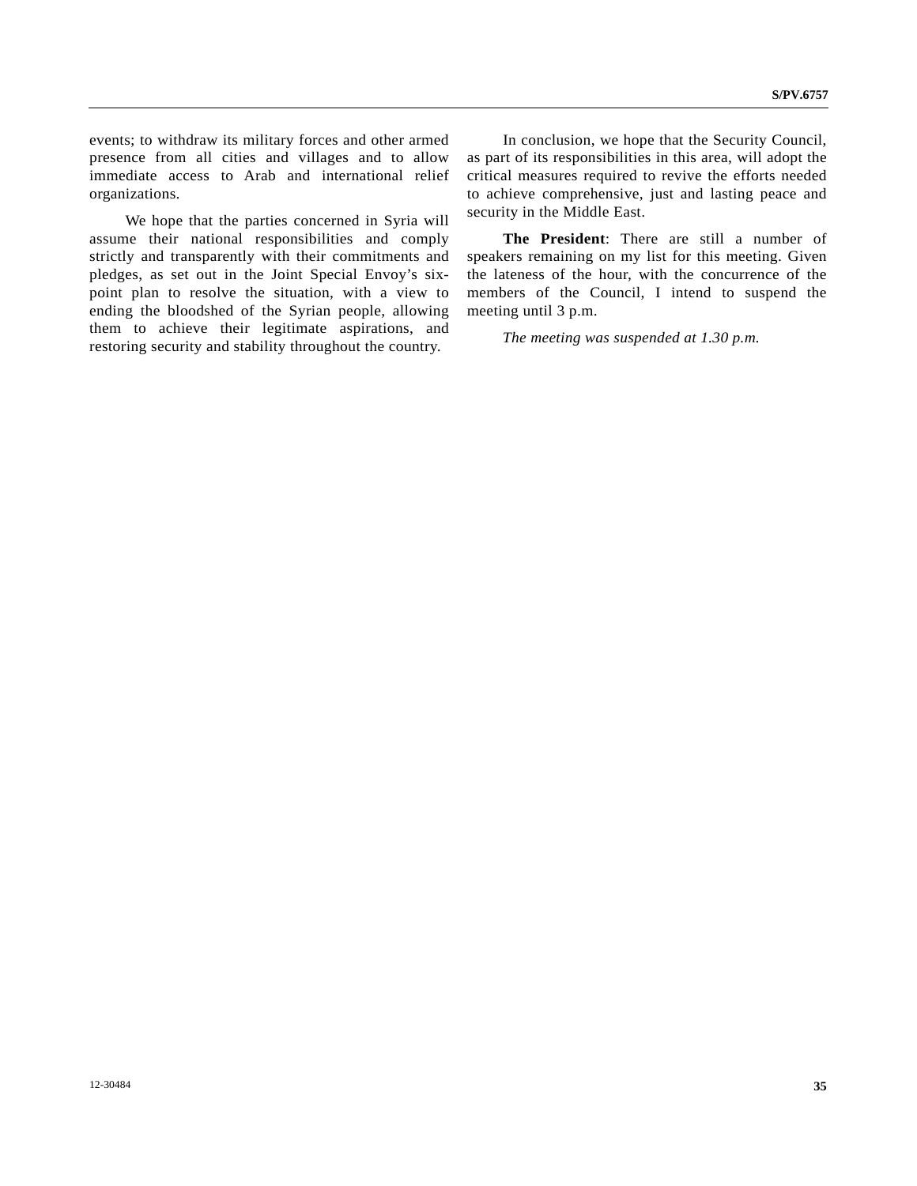events; to withdraw its military forces and other armed presence from all cities and villages and to allow immediate access to Arab and international relief organizations.

We hope that the parties concerned in Syria will assume their national responsibilities and comply strictly and transparently with their commitments and pledges, as set out in the Joint Special Envoy's six-point plan to resolve the situation, with a view to ending the bloodshed of the Syrian people, allowing them to achieve their legitimate aspirations, and restoring security and stability throughout the country.

In conclusion, we hope that the Security Council, as part of its responsibilities in this area, will adopt the critical measures required to revive the efforts needed to achieve comprehensive, just and lasting peace and security in the Middle East.

**The President**: There are still a number of speakers remaining on my list for this meeting. Given the lateness of the hour, with the concurrence of the members of the Council, I intend to suspend the meeting until 3 p.m.

*The meeting was suspended at 1.30 p.m.*